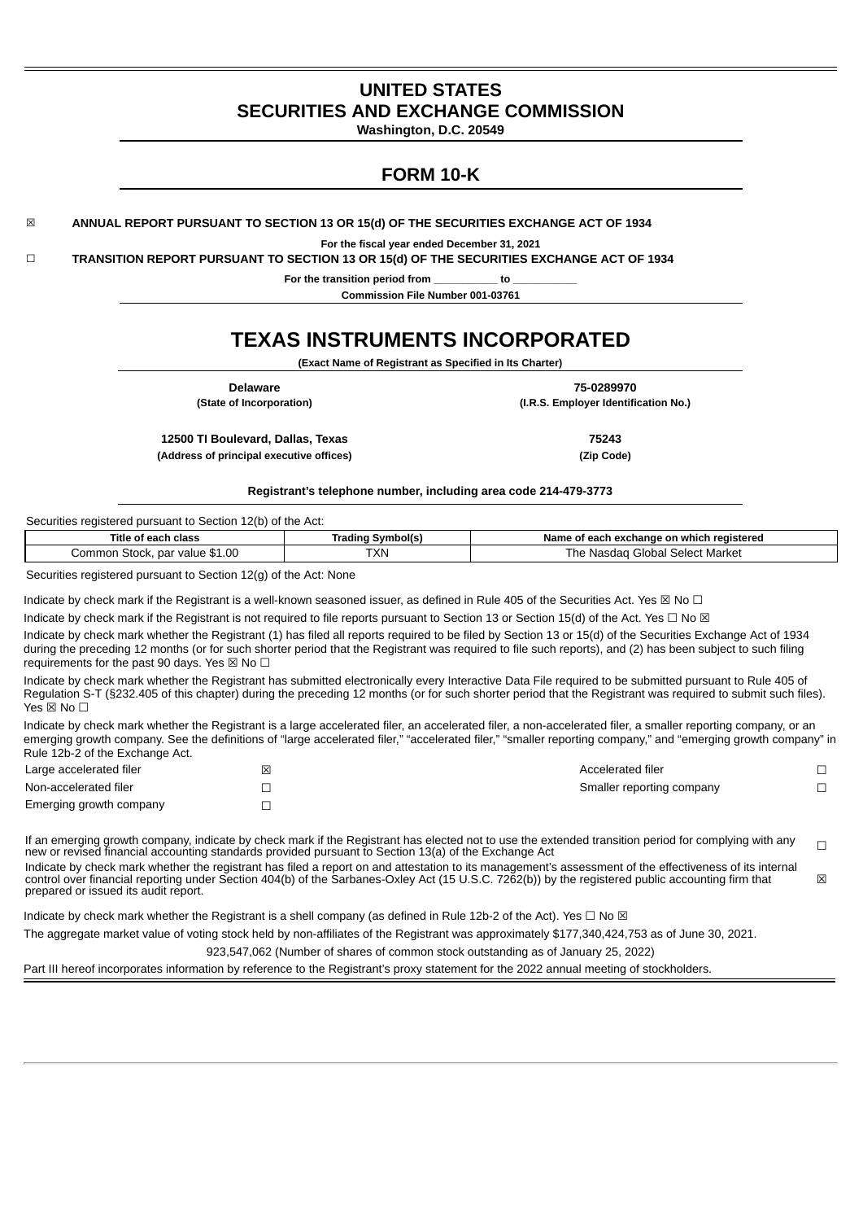# UNITED STATES
# SECURITIES AND EXCHANGE COMMISSION

**Washington, D.C. 20549**

## FORM 10-K

☒ **ANNUAL REPORT PURSUANT TO SECTION 13 OR 15(d) OF THE SECURITIES EXCHANGE ACT OF 1934**

**For the fiscal year ended December 31, 2021**

☐ **TRANSITION REPORT PURSUANT TO SECTION 13 OR 15(d) OF THE SECURITIES EXCHANGE ACT OF 1934**

**For the transition period from \_\_\_\_\_\_\_\_\_\_\_ to \_\_\_\_\_\_\_\_\_\_\_**

**Commission File Number 001-03761**

# TEXAS INSTRUMENTS INCORPORATED

**(Exact Name of Registrant as Specified in Its Charter)**

| **Delaware** | **75-0289970** |
|---|---|
| **(State of Incorporation)** | **(I.R.S. Employer Identification No.)** |
| **12500 TI Boulevard, Dallas, Texas** | **75243** |
| **(Address of principal executive offices)** | **(Zip Code)** |

**Registrant's telephone number, including area code 214-479-3773**

Securities registered pursuant to Section 12(b) of the Act:

| Title of each class | Trading Symbol(s) | Name of each exchange on which registered |
|---|---|---|
| Common Stock, par value $1.00 | TXN | The Nasdaq Global Select Market |

Securities registered pursuant to Section 12(g) of the Act: None

Indicate by check mark if the Registrant is a well-known seasoned issuer, as defined in Rule 405 of the Securities Act. Yes ☒ No ☐

Indicate by check mark if the Registrant is not required to file reports pursuant to Section 13 or Section 15(d) of the Act. Yes ☐ No ☒

Indicate by check mark whether the Registrant (1) has filed all reports required to be filed by Section 13 or 15(d) of the Securities Exchange Act of 1934 during the preceding 12 months (or for such shorter period that the Registrant was required to file such reports), and (2) has been subject to such filing requirements for the past 90 days. Yes ☒ No ☐

Indicate by check mark whether the Registrant has submitted electronically every Interactive Data File required to be submitted pursuant to Rule 405 of Regulation S-T (§232.405 of this chapter) during the preceding 12 months (or for such shorter period that the Registrant was required to submit such files). Yes ☒ No ☐

Indicate by check mark whether the Registrant is a large accelerated filer, an accelerated filer, a non-accelerated filer, a smaller reporting company, or an emerging growth company. See the definitions of "large accelerated filer," "accelerated filer," "smaller reporting company," and "emerging growth company" in Rule 12b-2 of the Exchange Act.

| | | | |
|---|---|---|---|
| Large accelerated filer | ☒ | Accelerated filer | ☐ |
| Non-accelerated filer | ☐ | Smaller reporting company | ☐ |
| Emerging growth company | ☐ | | |

If an emerging growth company, indicate by check mark if the Registrant has elected not to use the extended transition period for complying with any new or revised financial accounting standards provided pursuant to Section 13(a) of the Exchange Act ☐

Indicate by check mark whether the registrant has filed a report on and attestation to its management's assessment of the effectiveness of its internal control over financial reporting under Section 404(b) of the Sarbanes-Oxley Act (15 U.S.C. 7262(b)) by the registered public accounting firm that prepared or issued its audit report. ☒

Indicate by check mark whether the Registrant is a shell company (as defined in Rule 12b-2 of the Act). Yes ☐ No ☒

The aggregate market value of voting stock held by non-affiliates of the Registrant was approximately $177,340,424,753 as of June 30, 2021.

923,547,062 (Number of shares of common stock outstanding as of January 25, 2022)

Part III hereof incorporates information by reference to the Registrant's proxy statement for the 2022 annual meeting of stockholders.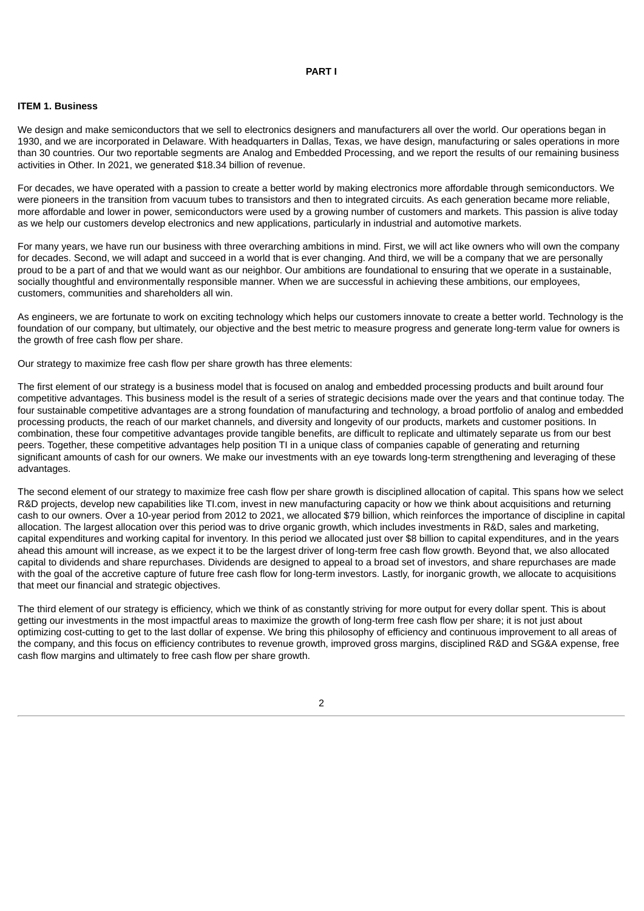# PART I

## ITEM 1. Business

We design and make semiconductors that we sell to electronics designers and manufacturers all over the world. Our operations began in 1930, and we are incorporated in Delaware. With headquarters in Dallas, Texas, we have design, manufacturing or sales operations in more than 30 countries. Our two reportable segments are Analog and Embedded Processing, and we report the results of our remaining business activities in Other. In 2021, we generated $18.34 billion of revenue.

For decades, we have operated with a passion to create a better world by making electronics more affordable through semiconductors. We were pioneers in the transition from vacuum tubes to transistors and then to integrated circuits. As each generation became more reliable, more affordable and lower in power, semiconductors were used by a growing number of customers and markets. This passion is alive today as we help our customers develop electronics and new applications, particularly in industrial and automotive markets.

For many years, we have run our business with three overarching ambitions in mind. First, we will act like owners who will own the company for decades. Second, we will adapt and succeed in a world that is ever changing. And third, we will be a company that we are personally proud to be a part of and that we would want as our neighbor. Our ambitions are foundational to ensuring that we operate in a sustainable, socially thoughtful and environmentally responsible manner. When we are successful in achieving these ambitions, our employees, customers, communities and shareholders all win.

As engineers, we are fortunate to work on exciting technology which helps our customers innovate to create a better world. Technology is the foundation of our company, but ultimately, our objective and the best metric to measure progress and generate long-term value for owners is the growth of free cash flow per share.

Our strategy to maximize free cash flow per share growth has three elements:

The first element of our strategy is a business model that is focused on analog and embedded processing products and built around four competitive advantages. This business model is the result of a series of strategic decisions made over the years and that continue today. The four sustainable competitive advantages are a strong foundation of manufacturing and technology, a broad portfolio of analog and embedded processing products, the reach of our market channels, and diversity and longevity of our products, markets and customer positions. In combination, these four competitive advantages provide tangible benefits, are difficult to replicate and ultimately separate us from our best peers. Together, these competitive advantages help position TI in a unique class of companies capable of generating and returning significant amounts of cash for our owners. We make our investments with an eye towards long-term strengthening and leveraging of these advantages.

The second element of our strategy to maximize free cash flow per share growth is disciplined allocation of capital. This spans how we select R&D projects, develop new capabilities like TI.com, invest in new manufacturing capacity or how we think about acquisitions and returning cash to our owners. Over a 10-year period from 2012 to 2021, we allocated $79 billion, which reinforces the importance of discipline in capital allocation. The largest allocation over this period was to drive organic growth, which includes investments in R&D, sales and marketing, capital expenditures and working capital for inventory. In this period we allocated just over $8 billion to capital expenditures, and in the years ahead this amount will increase, as we expect it to be the largest driver of long-term free cash flow growth. Beyond that, we also allocated capital to dividends and share repurchases. Dividends are designed to appeal to a broad set of investors, and share repurchases are made with the goal of the accretive capture of future free cash flow for long-term investors. Lastly, for inorganic growth, we allocate to acquisitions that meet our financial and strategic objectives.

The third element of our strategy is efficiency, which we think of as constantly striving for more output for every dollar spent. This is about getting our investments in the most impactful areas to maximize the growth of long-term free cash flow per share; it is not just about optimizing cost-cutting to get to the last dollar of expense. We bring this philosophy of efficiency and continuous improvement to all areas of the company, and this focus on efficiency contributes to revenue growth, improved gross margins, disciplined R&D and SG&A expense, free cash flow margins and ultimately to free cash flow per share growth.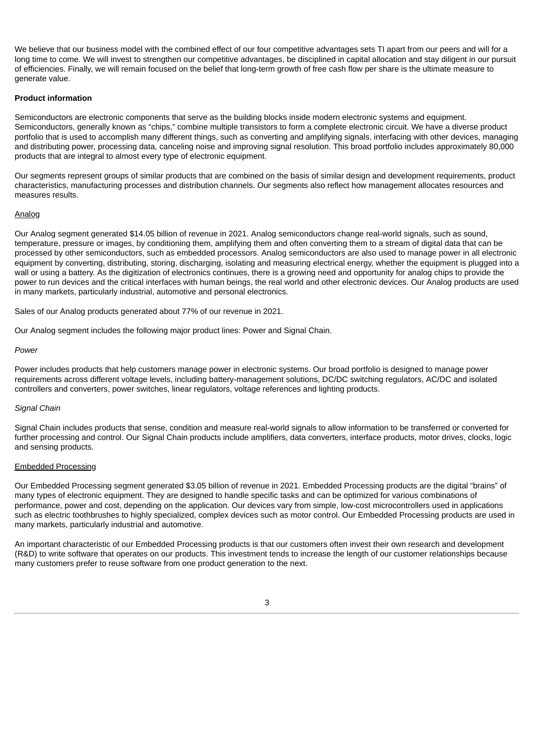We believe that our business model with the combined effect of our four competitive advantages sets TI apart from our peers and will for a long time to come. We will invest to strengthen our competitive advantages, be disciplined in capital allocation and stay diligent in our pursuit of efficiencies. Finally, we will remain focused on the belief that long-term growth of free cash flow per share is the ultimate measure to generate value.

**Product information**

Semiconductors are electronic components that serve as the building blocks inside modern electronic systems and equipment. Semiconductors, generally known as "chips," combine multiple transistors to form a complete electronic circuit. We have a diverse product portfolio that is used to accomplish many different things, such as converting and amplifying signals, interfacing with other devices, managing and distributing power, processing data, canceling noise and improving signal resolution. This broad portfolio includes approximately 80,000 products that are integral to almost every type of electronic equipment.

Our segments represent groups of similar products that are combined on the basis of similar design and development requirements, product characteristics, manufacturing processes and distribution channels. Our segments also reflect how management allocates resources and measures results.

Analog

Our Analog segment generated $14.05 billion of revenue in 2021. Analog semiconductors change real-world signals, such as sound, temperature, pressure or images, by conditioning them, amplifying them and often converting them to a stream of digital data that can be processed by other semiconductors, such as embedded processors. Analog semiconductors are also used to manage power in all electronic equipment by converting, distributing, storing, discharging, isolating and measuring electrical energy, whether the equipment is plugged into a wall or using a battery. As the digitization of electronics continues, there is a growing need and opportunity for analog chips to provide the power to run devices and the critical interfaces with human beings, the real world and other electronic devices. Our Analog products are used in many markets, particularly industrial, automotive and personal electronics.

Sales of our Analog products generated about 77% of our revenue in 2021.

Our Analog segment includes the following major product lines: Power and Signal Chain.

*Power*

Power includes products that help customers manage power in electronic systems. Our broad portfolio is designed to manage power requirements across different voltage levels, including battery-management solutions, DC/DC switching regulators, AC/DC and isolated controllers and converters, power switches, linear regulators, voltage references and lighting products.

*Signal Chain*

Signal Chain includes products that sense, condition and measure real-world signals to allow information to be transferred or converted for further processing and control. Our Signal Chain products include amplifiers, data converters, interface products, motor drives, clocks, logic and sensing products.

Embedded Processing

Our Embedded Processing segment generated $3.05 billion of revenue in 2021. Embedded Processing products are the digital "brains" of many types of electronic equipment. They are designed to handle specific tasks and can be optimized for various combinations of performance, power and cost, depending on the application. Our devices vary from simple, low-cost microcontrollers used in applications such as electric toothbrushes to highly specialized, complex devices such as motor control. Our Embedded Processing products are used in many markets, particularly industrial and automotive.

An important characteristic of our Embedded Processing products is that our customers often invest their own research and development (R&D) to write software that operates on our products. This investment tends to increase the length of our customer relationships because many customers prefer to reuse software from one product generation to the next.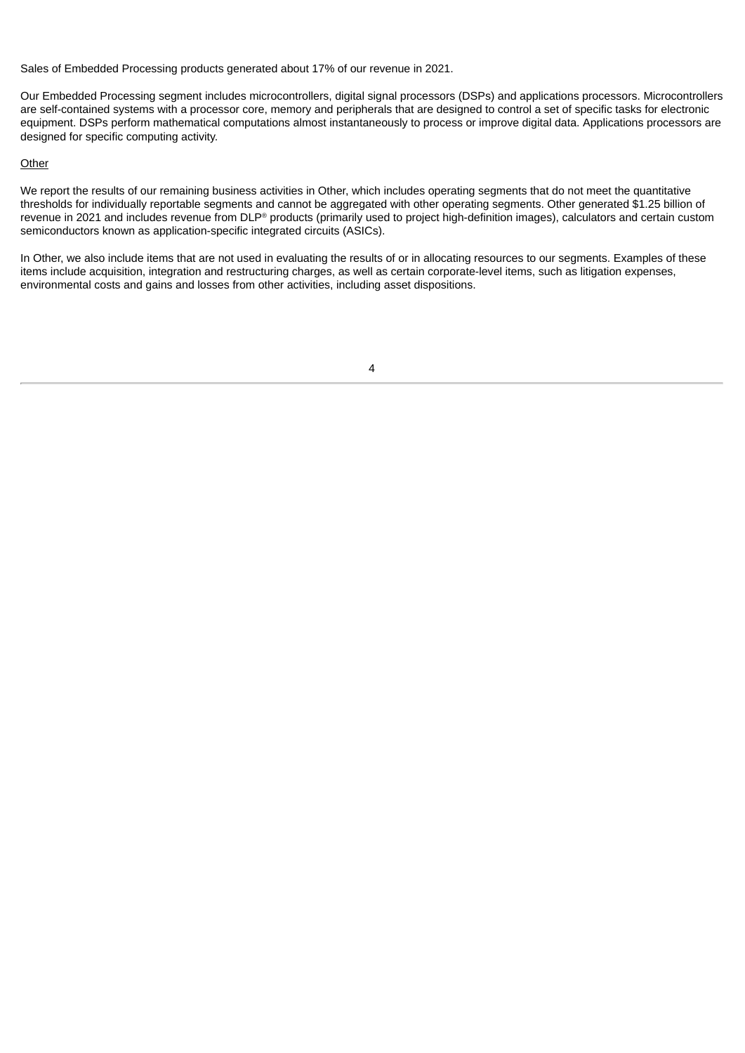Sales of Embedded Processing products generated about 17% of our revenue in 2021.

Our Embedded Processing segment includes microcontrollers, digital signal processors (DSPs) and applications processors. Microcontrollers are self-contained systems with a processor core, memory and peripherals that are designed to control a set of specific tasks for electronic equipment. DSPs perform mathematical computations almost instantaneously to process or improve digital data. Applications processors are designed for specific computing activity.

<u>Other</u>

We report the results of our remaining business activities in Other, which includes operating segments that do not meet the quantitative thresholds for individually reportable segments and cannot be aggregated with other operating segments. Other generated $1.25 billion of revenue in 2021 and includes revenue from DLP® products (primarily used to project high-definition images), calculators and certain custom semiconductors known as application-specific integrated circuits (ASICs).

In Other, we also include items that are not used in evaluating the results of or in allocating resources to our segments. Examples of these items include acquisition, integration and restructuring charges, as well as certain corporate-level items, such as litigation expenses, environmental costs and gains and losses from other activities, including asset dispositions.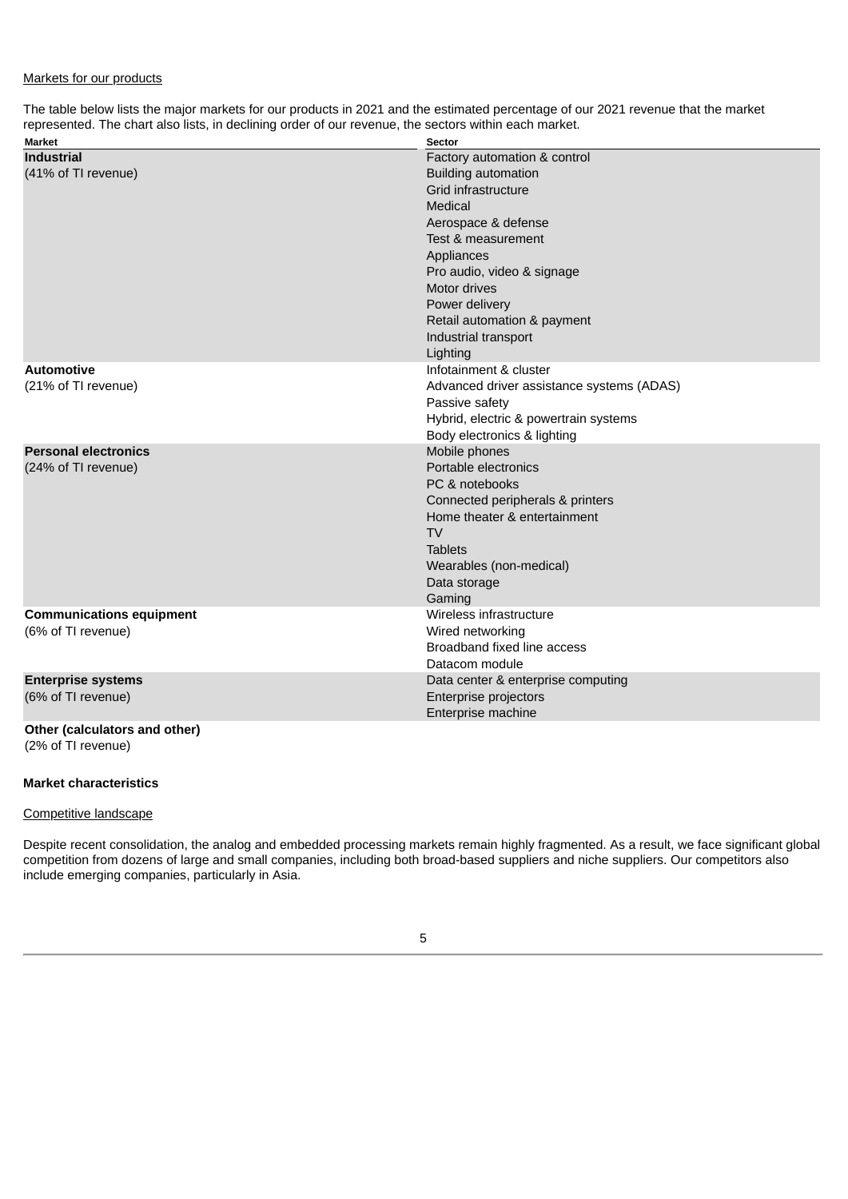Markets for our products

The table below lists the major markets for our products in 2021 and the estimated percentage of our 2021 revenue that the market represented. The chart also lists, in declining order of our revenue, the sectors within each market.

| Market | Sector |
|---|---|
| **Industrial** | Factory automation & control |
| (41% of TI revenue) | Building automation |
| | Grid infrastructure |
| | Medical |
| | Aerospace & defense |
| | Test & measurement |
| | Appliances |
| | Pro audio, video & signage |
| | Motor drives |
| | Power delivery |
| | Retail automation & payment |
| | Industrial transport |
| | Lighting |
| **Automotive** | Infotainment & cluster |
| (21% of TI revenue) | Advanced driver assistance systems (ADAS) |
| | Passive safety |
| | Hybrid, electric & powertrain systems |
| | Body electronics & lighting |
| **Personal electronics** | Mobile phones |
| (24% of TI revenue) | Portable electronics |
| | PC & notebooks |
| | Connected peripherals & printers |
| | Home theater & entertainment |
| | TV |
| | Tablets |
| | Wearables (non-medical) |
| | Data storage |
| | Gaming |
| **Communications equipment** | Wireless infrastructure |
| (6% of TI revenue) | Wired networking |
| | Broadband fixed line access |
| | Datacom module |
| **Enterprise systems** | Data center & enterprise computing |
| (6% of TI revenue) | Enterprise projectors |
| | Enterprise machine |
| **Other (calculators and other)** | |
| (2% of TI revenue) | |

**Market characteristics**

Competitive landscape

Despite recent consolidation, the analog and embedded processing markets remain highly fragmented. As a result, we face significant global competition from dozens of large and small companies, including both broad-based suppliers and niche suppliers. Our competitors also include emerging companies, particularly in Asia.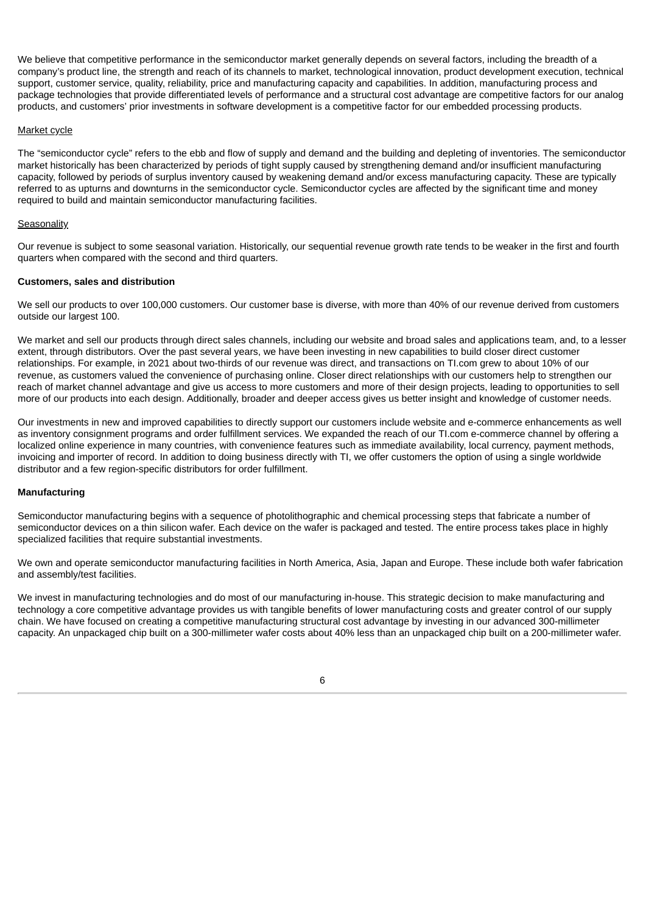We believe that competitive performance in the semiconductor market generally depends on several factors, including the breadth of a company's product line, the strength and reach of its channels to market, technological innovation, product development execution, technical support, customer service, quality, reliability, price and manufacturing capacity and capabilities. In addition, manufacturing process and package technologies that provide differentiated levels of performance and a structural cost advantage are competitive factors for our analog products, and customers' prior investments in software development is a competitive factor for our embedded processing products.

Market cycle

The "semiconductor cycle" refers to the ebb and flow of supply and demand and the building and depleting of inventories. The semiconductor market historically has been characterized by periods of tight supply caused by strengthening demand and/or insufficient manufacturing capacity, followed by periods of surplus inventory caused by weakening demand and/or excess manufacturing capacity. These are typically referred to as upturns and downturns in the semiconductor cycle. Semiconductor cycles are affected by the significant time and money required to build and maintain semiconductor manufacturing facilities.

Seasonality

Our revenue is subject to some seasonal variation. Historically, our sequential revenue growth rate tends to be weaker in the first and fourth quarters when compared with the second and third quarters.

**Customers, sales and distribution**

We sell our products to over 100,000 customers. Our customer base is diverse, with more than 40% of our revenue derived from customers outside our largest 100.

We market and sell our products through direct sales channels, including our website and broad sales and applications team, and, to a lesser extent, through distributors. Over the past several years, we have been investing in new capabilities to build closer direct customer relationships. For example, in 2021 about two-thirds of our revenue was direct, and transactions on TI.com grew to about 10% of our revenue, as customers valued the convenience of purchasing online. Closer direct relationships with our customers help to strengthen our reach of market channel advantage and give us access to more customers and more of their design projects, leading to opportunities to sell more of our products into each design. Additionally, broader and deeper access gives us better insight and knowledge of customer needs.

Our investments in new and improved capabilities to directly support our customers include website and e-commerce enhancements as well as inventory consignment programs and order fulfillment services. We expanded the reach of our TI.com e-commerce channel by offering a localized online experience in many countries, with convenience features such as immediate availability, local currency, payment methods, invoicing and importer of record. In addition to doing business directly with TI, we offer customers the option of using a single worldwide distributor and a few region-specific distributors for order fulfillment.

**Manufacturing**

Semiconductor manufacturing begins with a sequence of photolithographic and chemical processing steps that fabricate a number of semiconductor devices on a thin silicon wafer. Each device on the wafer is packaged and tested. The entire process takes place in highly specialized facilities that require substantial investments.

We own and operate semiconductor manufacturing facilities in North America, Asia, Japan and Europe. These include both wafer fabrication and assembly/test facilities.

We invest in manufacturing technologies and do most of our manufacturing in-house. This strategic decision to make manufacturing and technology a core competitive advantage provides us with tangible benefits of lower manufacturing costs and greater control of our supply chain. We have focused on creating a competitive manufacturing structural cost advantage by investing in our advanced 300-millimeter capacity. An unpackaged chip built on a 300-millimeter wafer costs about 40% less than an unpackaged chip built on a 200-millimeter wafer.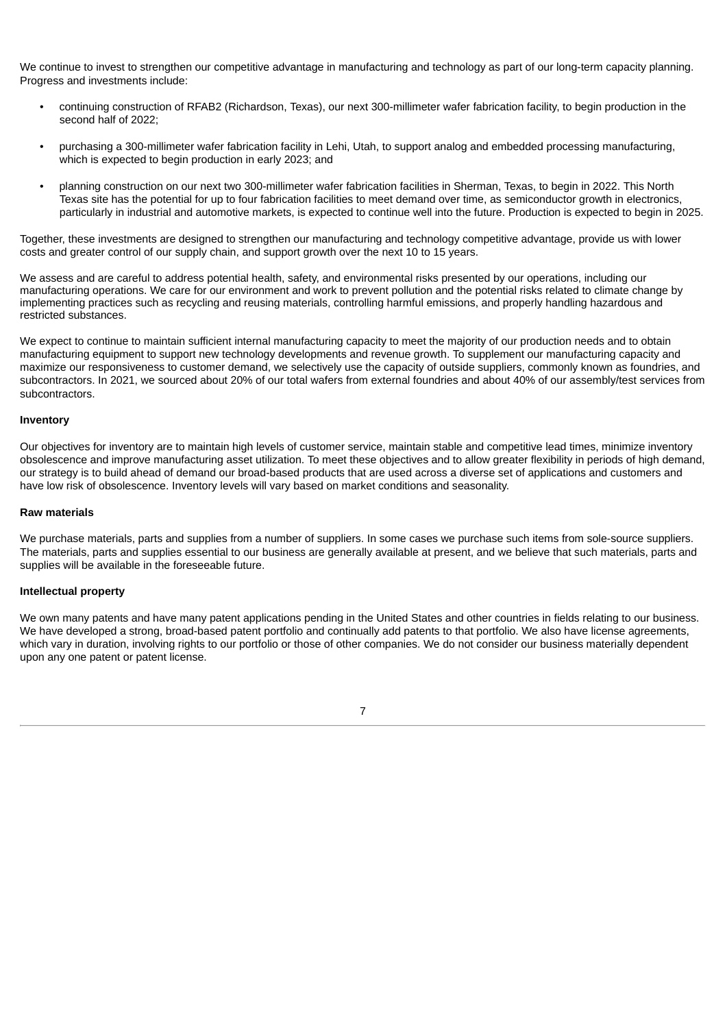We continue to invest to strengthen our competitive advantage in manufacturing and technology as part of our long-term capacity planning. Progress and investments include:

- continuing construction of RFAB2 (Richardson, Texas), our next 300-millimeter wafer fabrication facility, to begin production in the second half of 2022;
- purchasing a 300-millimeter wafer fabrication facility in Lehi, Utah, to support analog and embedded processing manufacturing, which is expected to begin production in early 2023; and
- planning construction on our next two 300-millimeter wafer fabrication facilities in Sherman, Texas, to begin in 2022. This North Texas site has the potential for up to four fabrication facilities to meet demand over time, as semiconductor growth in electronics, particularly in industrial and automotive markets, is expected to continue well into the future. Production is expected to begin in 2025.

Together, these investments are designed to strengthen our manufacturing and technology competitive advantage, provide us with lower costs and greater control of our supply chain, and support growth over the next 10 to 15 years.

We assess and are careful to address potential health, safety, and environmental risks presented by our operations, including our manufacturing operations. We care for our environment and work to prevent pollution and the potential risks related to climate change by implementing practices such as recycling and reusing materials, controlling harmful emissions, and properly handling hazardous and restricted substances.

We expect to continue to maintain sufficient internal manufacturing capacity to meet the majority of our production needs and to obtain manufacturing equipment to support new technology developments and revenue growth. To supplement our manufacturing capacity and maximize our responsiveness to customer demand, we selectively use the capacity of outside suppliers, commonly known as foundries, and subcontractors. In 2021, we sourced about 20% of our total wafers from external foundries and about 40% of our assembly/test services from subcontractors.

**Inventory**

Our objectives for inventory are to maintain high levels of customer service, maintain stable and competitive lead times, minimize inventory obsolescence and improve manufacturing asset utilization. To meet these objectives and to allow greater flexibility in periods of high demand, our strategy is to build ahead of demand our broad-based products that are used across a diverse set of applications and customers and have low risk of obsolescence. Inventory levels will vary based on market conditions and seasonality.

**Raw materials**

We purchase materials, parts and supplies from a number of suppliers. In some cases we purchase such items from sole-source suppliers. The materials, parts and supplies essential to our business are generally available at present, and we believe that such materials, parts and supplies will be available in the foreseeable future.

**Intellectual property**

We own many patents and have many patent applications pending in the United States and other countries in fields relating to our business. We have developed a strong, broad-based patent portfolio and continually add patents to that portfolio. We also have license agreements, which vary in duration, involving rights to our portfolio or those of other companies. We do not consider our business materially dependent upon any one patent or patent license.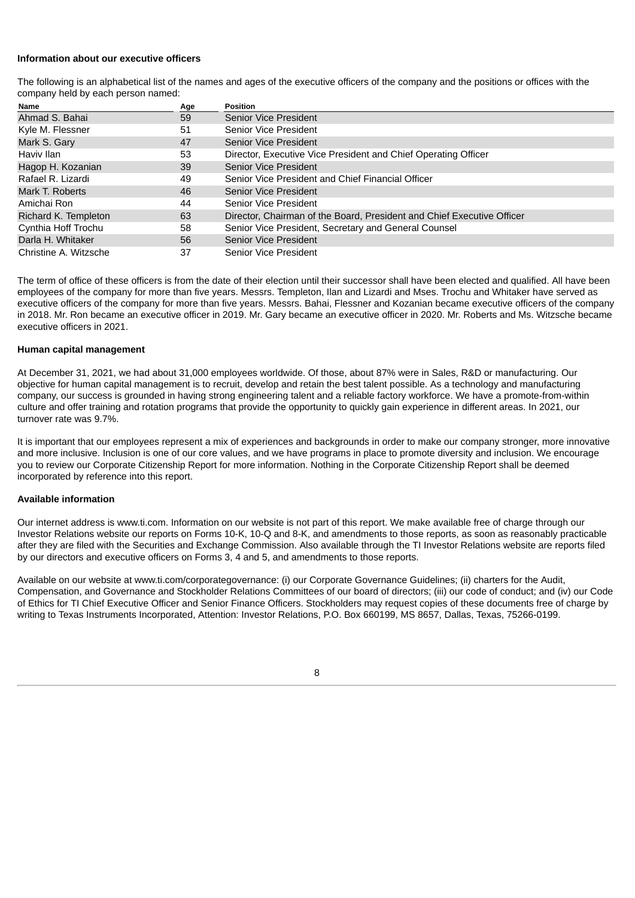**Information about our executive officers**

The following is an alphabetical list of the names and ages of the executive officers of the company and the positions or offices with the company held by each person named:

| Name | Age | Position |
|---|---|---|
| Ahmad S. Bahai | 59 | Senior Vice President |
| Kyle M. Flessner | 51 | Senior Vice President |
| Mark S. Gary | 47 | Senior Vice President |
| Haviv Ilan | 53 | Director, Executive Vice President and Chief Operating Officer |
| Hagop H. Kozanian | 39 | Senior Vice President |
| Rafael R. Lizardi | 49 | Senior Vice President and Chief Financial Officer |
| Mark T. Roberts | 46 | Senior Vice President |
| Amichai Ron | 44 | Senior Vice President |
| Richard K. Templeton | 63 | Director, Chairman of the Board, President and Chief Executive Officer |
| Cynthia Hoff Trochu | 58 | Senior Vice President, Secretary and General Counsel |
| Darla H. Whitaker | 56 | Senior Vice President |
| Christine A. Witzsche | 37 | Senior Vice President |

The term of office of these officers is from the date of their election until their successor shall have been elected and qualified. All have been employees of the company for more than five years. Messrs. Templeton, Ilan and Lizardi and Mses. Trochu and Whitaker have served as executive officers of the company for more than five years. Messrs. Bahai, Flessner and Kozanian became executive officers of the company in 2018. Mr. Ron became an executive officer in 2019. Mr. Gary became an executive officer in 2020. Mr. Roberts and Ms. Witzsche became executive officers in 2021.

**Human capital management**

At December 31, 2021, we had about 31,000 employees worldwide. Of those, about 87% were in Sales, R&D or manufacturing. Our objective for human capital management is to recruit, develop and retain the best talent possible. As a technology and manufacturing company, our success is grounded in having strong engineering talent and a reliable factory workforce. We have a promote-from-within culture and offer training and rotation programs that provide the opportunity to quickly gain experience in different areas. In 2021, our turnover rate was 9.7%.

It is important that our employees represent a mix of experiences and backgrounds in order to make our company stronger, more innovative and more inclusive. Inclusion is one of our core values, and we have programs in place to promote diversity and inclusion. We encourage you to review our Corporate Citizenship Report for more information. Nothing in the Corporate Citizenship Report shall be deemed incorporated by reference into this report.

**Available information**

Our internet address is www.ti.com. Information on our website is not part of this report. We make available free of charge through our Investor Relations website our reports on Forms 10-K, 10-Q and 8-K, and amendments to those reports, as soon as reasonably practicable after they are filed with the Securities and Exchange Commission. Also available through the TI Investor Relations website are reports filed by our directors and executive officers on Forms 3, 4 and 5, and amendments to those reports.

Available on our website at www.ti.com/corporategovernance: (i) our Corporate Governance Guidelines; (ii) charters for the Audit, Compensation, and Governance and Stockholder Relations Committees of our board of directors; (iii) our code of conduct; and (iv) our Code of Ethics for TI Chief Executive Officer and Senior Finance Officers. Stockholders may request copies of these documents free of charge by writing to Texas Instruments Incorporated, Attention: Investor Relations, P.O. Box 660199, MS 8657, Dallas, Texas, 75266-0199.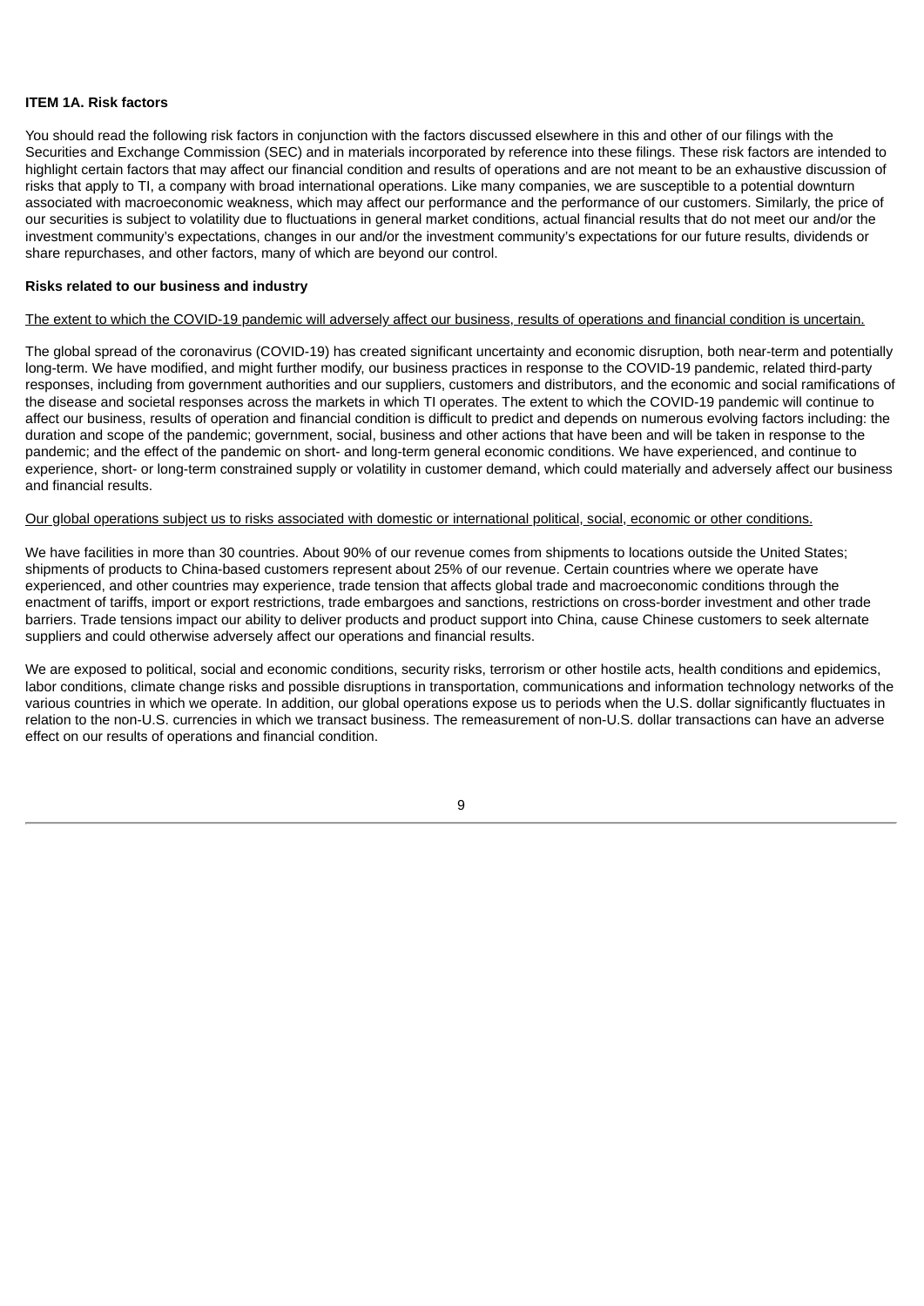## ITEM 1A. Risk factors

You should read the following risk factors in conjunction with the factors discussed elsewhere in this and other of our filings with the Securities and Exchange Commission (SEC) and in materials incorporated by reference into these filings. These risk factors are intended to highlight certain factors that may affect our financial condition and results of operations and are not meant to be an exhaustive discussion of risks that apply to TI, a company with broad international operations. Like many companies, we are susceptible to a potential downturn associated with macroeconomic weakness, which may affect our performance and the performance of our customers. Similarly, the price of our securities is subject to volatility due to fluctuations in general market conditions, actual financial results that do not meet our and/or the investment community's expectations, changes in our and/or the investment community's expectations for our future results, dividends or share repurchases, and other factors, many of which are beyond our control.

### Risks related to our business and industry

The extent to which the COVID-19 pandemic will adversely affect our business, results of operations and financial condition is uncertain.

The global spread of the coronavirus (COVID-19) has created significant uncertainty and economic disruption, both near-term and potentially long-term. We have modified, and might further modify, our business practices in response to the COVID-19 pandemic, related third-party responses, including from government authorities and our suppliers, customers and distributors, and the economic and social ramifications of the disease and societal responses across the markets in which TI operates. The extent to which the COVID-19 pandemic will continue to affect our business, results of operation and financial condition is difficult to predict and depends on numerous evolving factors including: the duration and scope of the pandemic; government, social, business and other actions that have been and will be taken in response to the pandemic; and the effect of the pandemic on short- and long-term general economic conditions. We have experienced, and continue to experience, short- or long-term constrained supply or volatility in customer demand, which could materially and adversely affect our business and financial results.

Our global operations subject us to risks associated with domestic or international political, social, economic or other conditions.

We have facilities in more than 30 countries. About 90% of our revenue comes from shipments to locations outside the United States; shipments of products to China-based customers represent about 25% of our revenue. Certain countries where we operate have experienced, and other countries may experience, trade tension that affects global trade and macroeconomic conditions through the enactment of tariffs, import or export restrictions, trade embargoes and sanctions, restrictions on cross-border investment and other trade barriers. Trade tensions impact our ability to deliver products and product support into China, cause Chinese customers to seek alternate suppliers and could otherwise adversely affect our operations and financial results.

We are exposed to political, social and economic conditions, security risks, terrorism or other hostile acts, health conditions and epidemics, labor conditions, climate change risks and possible disruptions in transportation, communications and information technology networks of the various countries in which we operate. In addition, our global operations expose us to periods when the U.S. dollar significantly fluctuates in relation to the non-U.S. currencies in which we transact business. The remeasurement of non-U.S. dollar transactions can have an adverse effect on our results of operations and financial condition.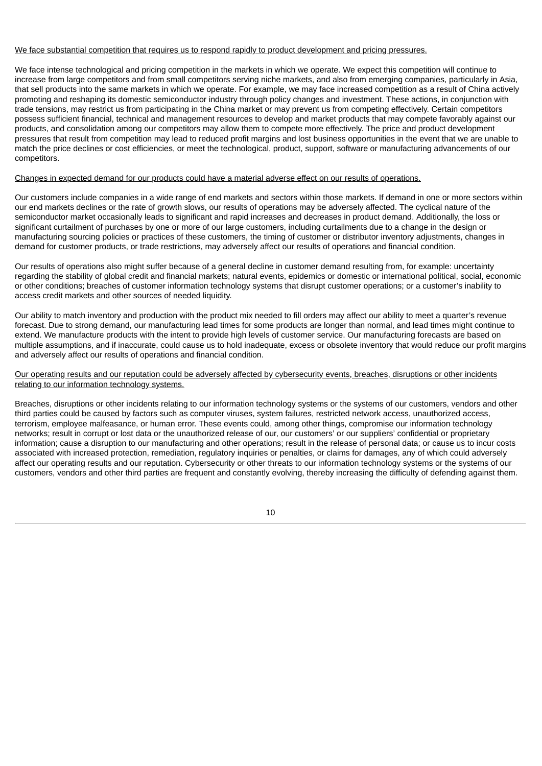<u>We face substantial competition that requires us to respond rapidly to product development and pricing pressures.</u>

We face intense technological and pricing competition in the markets in which we operate. We expect this competition will continue to increase from large competitors and from small competitors serving niche markets, and also from emerging companies, particularly in Asia, that sell products into the same markets in which we operate. For example, we may face increased competition as a result of China actively promoting and reshaping its domestic semiconductor industry through policy changes and investment. These actions, in conjunction with trade tensions, may restrict us from participating in the China market or may prevent us from competing effectively. Certain competitors possess sufficient financial, technical and management resources to develop and market products that may compete favorably against our products, and consolidation among our competitors may allow them to compete more effectively. The price and product development pressures that result from competition may lead to reduced profit margins and lost business opportunities in the event that we are unable to match the price declines or cost efficiencies, or meet the technological, product, support, software or manufacturing advancements of our competitors.

<u>Changes in expected demand for our products could have a material adverse effect on our results of operations.</u>

Our customers include companies in a wide range of end markets and sectors within those markets. If demand in one or more sectors within our end markets declines or the rate of growth slows, our results of operations may be adversely affected. The cyclical nature of the semiconductor market occasionally leads to significant and rapid increases and decreases in product demand. Additionally, the loss or significant curtailment of purchases by one or more of our large customers, including curtailments due to a change in the design or manufacturing sourcing policies or practices of these customers, the timing of customer or distributor inventory adjustments, changes in demand for customer products, or trade restrictions, may adversely affect our results of operations and financial condition.

Our results of operations also might suffer because of a general decline in customer demand resulting from, for example: uncertainty regarding the stability of global credit and financial markets; natural events, epidemics or domestic or international political, social, economic or other conditions; breaches of customer information technology systems that disrupt customer operations; or a customer's inability to access credit markets and other sources of needed liquidity.

Our ability to match inventory and production with the product mix needed to fill orders may affect our ability to meet a quarter's revenue forecast. Due to strong demand, our manufacturing lead times for some products are longer than normal, and lead times might continue to extend. We manufacture products with the intent to provide high levels of customer service. Our manufacturing forecasts are based on multiple assumptions, and if inaccurate, could cause us to hold inadequate, excess or obsolete inventory that would reduce our profit margins and adversely affect our results of operations and financial condition.

<u>Our operating results and our reputation could be adversely affected by cybersecurity events, breaches, disruptions or other incidents relating to our information technology systems.</u>

Breaches, disruptions or other incidents relating to our information technology systems or the systems of our customers, vendors and other third parties could be caused by factors such as computer viruses, system failures, restricted network access, unauthorized access, terrorism, employee malfeasance, or human error. These events could, among other things, compromise our information technology networks; result in corrupt or lost data or the unauthorized release of our, our customers' or our suppliers' confidential or proprietary information; cause a disruption to our manufacturing and other operations; result in the release of personal data; or cause us to incur costs associated with increased protection, remediation, regulatory inquiries or penalties, or claims for damages, any of which could adversely affect our operating results and our reputation. Cybersecurity or other threats to our information technology systems or the systems of our customers, vendors and other third parties are frequent and constantly evolving, thereby increasing the difficulty of defending against them.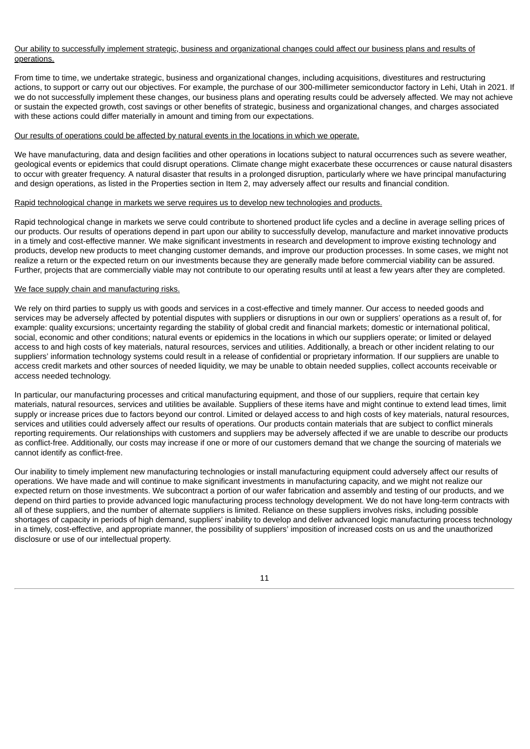Our ability to successfully implement strategic, business and organizational changes could affect our business plans and results of operations.

From time to time, we undertake strategic, business and organizational changes, including acquisitions, divestitures and restructuring actions, to support or carry out our objectives. For example, the purchase of our 300-millimeter semiconductor factory in Lehi, Utah in 2021. If we do not successfully implement these changes, our business plans and operating results could be adversely affected. We may not achieve or sustain the expected growth, cost savings or other benefits of strategic, business and organizational changes, and charges associated with these actions could differ materially in amount and timing from our expectations.

Our results of operations could be affected by natural events in the locations in which we operate.

We have manufacturing, data and design facilities and other operations in locations subject to natural occurrences such as severe weather, geological events or epidemics that could disrupt operations. Climate change might exacerbate these occurrences or cause natural disasters to occur with greater frequency. A natural disaster that results in a prolonged disruption, particularly where we have principal manufacturing and design operations, as listed in the Properties section in Item 2, may adversely affect our results and financial condition.

Rapid technological change in markets we serve requires us to develop new technologies and products.

Rapid technological change in markets we serve could contribute to shortened product life cycles and a decline in average selling prices of our products. Our results of operations depend in part upon our ability to successfully develop, manufacture and market innovative products in a timely and cost-effective manner. We make significant investments in research and development to improve existing technology and products, develop new products to meet changing customer demands, and improve our production processes. In some cases, we might not realize a return or the expected return on our investments because they are generally made before commercial viability can be assured. Further, projects that are commercially viable may not contribute to our operating results until at least a few years after they are completed.

We face supply chain and manufacturing risks.

We rely on third parties to supply us with goods and services in a cost-effective and timely manner. Our access to needed goods and services may be adversely affected by potential disputes with suppliers or disruptions in our own or suppliers' operations as a result of, for example: quality excursions; uncertainty regarding the stability of global credit and financial markets; domestic or international political, social, economic and other conditions; natural events or epidemics in the locations in which our suppliers operate; or limited or delayed access to and high costs of key materials, natural resources, services and utilities. Additionally, a breach or other incident relating to our suppliers' information technology systems could result in a release of confidential or proprietary information. If our suppliers are unable to access credit markets and other sources of needed liquidity, we may be unable to obtain needed supplies, collect accounts receivable or access needed technology.

In particular, our manufacturing processes and critical manufacturing equipment, and those of our suppliers, require that certain key materials, natural resources, services and utilities be available. Suppliers of these items have and might continue to extend lead times, limit supply or increase prices due to factors beyond our control. Limited or delayed access to and high costs of key materials, natural resources, services and utilities could adversely affect our results of operations. Our products contain materials that are subject to conflict minerals reporting requirements. Our relationships with customers and suppliers may be adversely affected if we are unable to describe our products as conflict-free. Additionally, our costs may increase if one or more of our customers demand that we change the sourcing of materials we cannot identify as conflict-free.

Our inability to timely implement new manufacturing technologies or install manufacturing equipment could adversely affect our results of operations. We have made and will continue to make significant investments in manufacturing capacity, and we might not realize our expected return on those investments. We subcontract a portion of our wafer fabrication and assembly and testing of our products, and we depend on third parties to provide advanced logic manufacturing process technology development. We do not have long-term contracts with all of these suppliers, and the number of alternate suppliers is limited. Reliance on these suppliers involves risks, including possible shortages of capacity in periods of high demand, suppliers' inability to develop and deliver advanced logic manufacturing process technology in a timely, cost-effective, and appropriate manner, the possibility of suppliers' imposition of increased costs on us and the unauthorized disclosure or use of our intellectual property.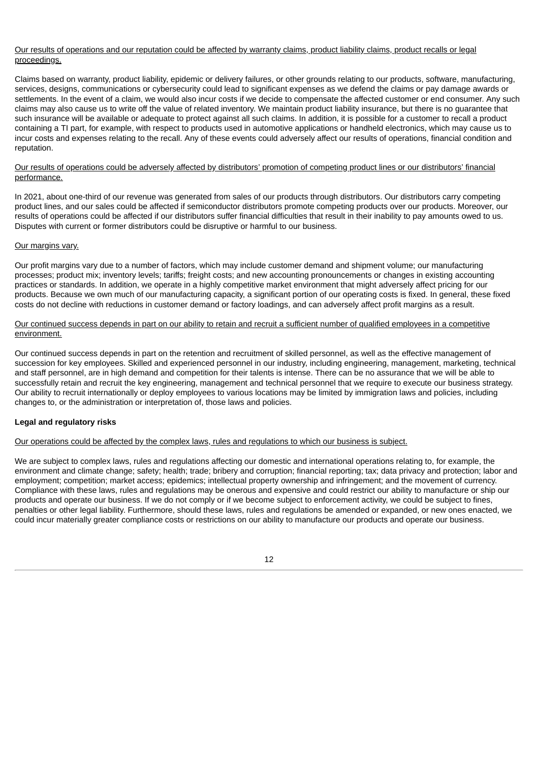Our results of operations and our reputation could be affected by warranty claims, product liability claims, product recalls or legal proceedings.

Claims based on warranty, product liability, epidemic or delivery failures, or other grounds relating to our products, software, manufacturing, services, designs, communications or cybersecurity could lead to significant expenses as we defend the claims or pay damage awards or settlements. In the event of a claim, we would also incur costs if we decide to compensate the affected customer or end consumer. Any such claims may also cause us to write off the value of related inventory. We maintain product liability insurance, but there is no guarantee that such insurance will be available or adequate to protect against all such claims. In addition, it is possible for a customer to recall a product containing a TI part, for example, with respect to products used in automotive applications or handheld electronics, which may cause us to incur costs and expenses relating to the recall. Any of these events could adversely affect our results of operations, financial condition and reputation.

Our results of operations could be adversely affected by distributors' promotion of competing product lines or our distributors' financial performance.

In 2021, about one-third of our revenue was generated from sales of our products through distributors. Our distributors carry competing product lines, and our sales could be affected if semiconductor distributors promote competing products over our products. Moreover, our results of operations could be affected if our distributors suffer financial difficulties that result in their inability to pay amounts owed to us. Disputes with current or former distributors could be disruptive or harmful to our business.

Our margins vary.

Our profit margins vary due to a number of factors, which may include customer demand and shipment volume; our manufacturing processes; product mix; inventory levels; tariffs; freight costs; and new accounting pronouncements or changes in existing accounting practices or standards. In addition, we operate in a highly competitive market environment that might adversely affect pricing for our products. Because we own much of our manufacturing capacity, a significant portion of our operating costs is fixed. In general, these fixed costs do not decline with reductions in customer demand or factory loadings, and can adversely affect profit margins as a result.

Our continued success depends in part on our ability to retain and recruit a sufficient number of qualified employees in a competitive environment.

Our continued success depends in part on the retention and recruitment of skilled personnel, as well as the effective management of succession for key employees. Skilled and experienced personnel in our industry, including engineering, management, marketing, technical and staff personnel, are in high demand and competition for their talents is intense. There can be no assurance that we will be able to successfully retain and recruit the key engineering, management and technical personnel that we require to execute our business strategy. Our ability to recruit internationally or deploy employees to various locations may be limited by immigration laws and policies, including changes to, or the administration or interpretation of, those laws and policies.

**Legal and regulatory risks**

Our operations could be affected by the complex laws, rules and regulations to which our business is subject.

We are subject to complex laws, rules and regulations affecting our domestic and international operations relating to, for example, the environment and climate change; safety; health; trade; bribery and corruption; financial reporting; tax; data privacy and protection; labor and employment; competition; market access; epidemics; intellectual property ownership and infringement; and the movement of currency. Compliance with these laws, rules and regulations may be onerous and expensive and could restrict our ability to manufacture or ship our products and operate our business. If we do not comply or if we become subject to enforcement activity, we could be subject to fines, penalties or other legal liability. Furthermore, should these laws, rules and regulations be amended or expanded, or new ones enacted, we could incur materially greater compliance costs or restrictions on our ability to manufacture our products and operate our business.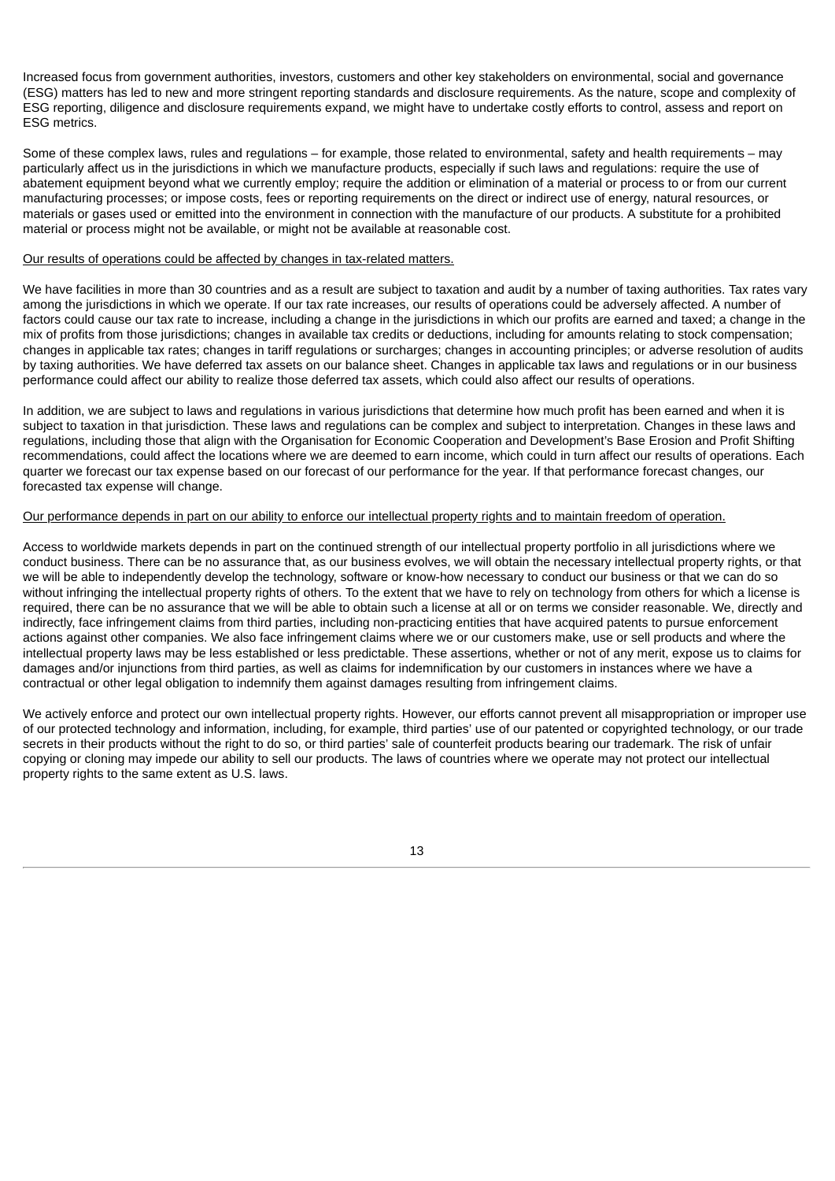Increased focus from government authorities, investors, customers and other key stakeholders on environmental, social and governance (ESG) matters has led to new and more stringent reporting standards and disclosure requirements. As the nature, scope and complexity of ESG reporting, diligence and disclosure requirements expand, we might have to undertake costly efforts to control, assess and report on ESG metrics.

Some of these complex laws, rules and regulations – for example, those related to environmental, safety and health requirements – may particularly affect us in the jurisdictions in which we manufacture products, especially if such laws and regulations: require the use of abatement equipment beyond what we currently employ; require the addition or elimination of a material or process to or from our current manufacturing processes; or impose costs, fees or reporting requirements on the direct or indirect use of energy, natural resources, or materials or gases used or emitted into the environment in connection with the manufacture of our products. A substitute for a prohibited material or process might not be available, or might not be available at reasonable cost.

Our results of operations could be affected by changes in tax-related matters.

We have facilities in more than 30 countries and as a result are subject to taxation and audit by a number of taxing authorities. Tax rates vary among the jurisdictions in which we operate. If our tax rate increases, our results of operations could be adversely affected. A number of factors could cause our tax rate to increase, including a change in the jurisdictions in which our profits are earned and taxed; a change in the mix of profits from those jurisdictions; changes in available tax credits or deductions, including for amounts relating to stock compensation; changes in applicable tax rates; changes in tariff regulations or surcharges; changes in accounting principles; or adverse resolution of audits by taxing authorities. We have deferred tax assets on our balance sheet. Changes in applicable tax laws and regulations or in our business performance could affect our ability to realize those deferred tax assets, which could also affect our results of operations.

In addition, we are subject to laws and regulations in various jurisdictions that determine how much profit has been earned and when it is subject to taxation in that jurisdiction. These laws and regulations can be complex and subject to interpretation. Changes in these laws and regulations, including those that align with the Organisation for Economic Cooperation and Development's Base Erosion and Profit Shifting recommendations, could affect the locations where we are deemed to earn income, which could in turn affect our results of operations. Each quarter we forecast our tax expense based on our forecast of our performance for the year. If that performance forecast changes, our forecasted tax expense will change.

Our performance depends in part on our ability to enforce our intellectual property rights and to maintain freedom of operation.

Access to worldwide markets depends in part on the continued strength of our intellectual property portfolio in all jurisdictions where we conduct business. There can be no assurance that, as our business evolves, we will obtain the necessary intellectual property rights, or that we will be able to independently develop the technology, software or know-how necessary to conduct our business or that we can do so without infringing the intellectual property rights of others. To the extent that we have to rely on technology from others for which a license is required, there can be no assurance that we will be able to obtain such a license at all or on terms we consider reasonable. We, directly and indirectly, face infringement claims from third parties, including non-practicing entities that have acquired patents to pursue enforcement actions against other companies. We also face infringement claims where we or our customers make, use or sell products and where the intellectual property laws may be less established or less predictable. These assertions, whether or not of any merit, expose us to claims for damages and/or injunctions from third parties, as well as claims for indemnification by our customers in instances where we have a contractual or other legal obligation to indemnify them against damages resulting from infringement claims.

We actively enforce and protect our own intellectual property rights. However, our efforts cannot prevent all misappropriation or improper use of our protected technology and information, including, for example, third parties' use of our patented or copyrighted technology, or our trade secrets in their products without the right to do so, or third parties' sale of counterfeit products bearing our trademark. The risk of unfair copying or cloning may impede our ability to sell our products. The laws of countries where we operate may not protect our intellectual property rights to the same extent as U.S. laws.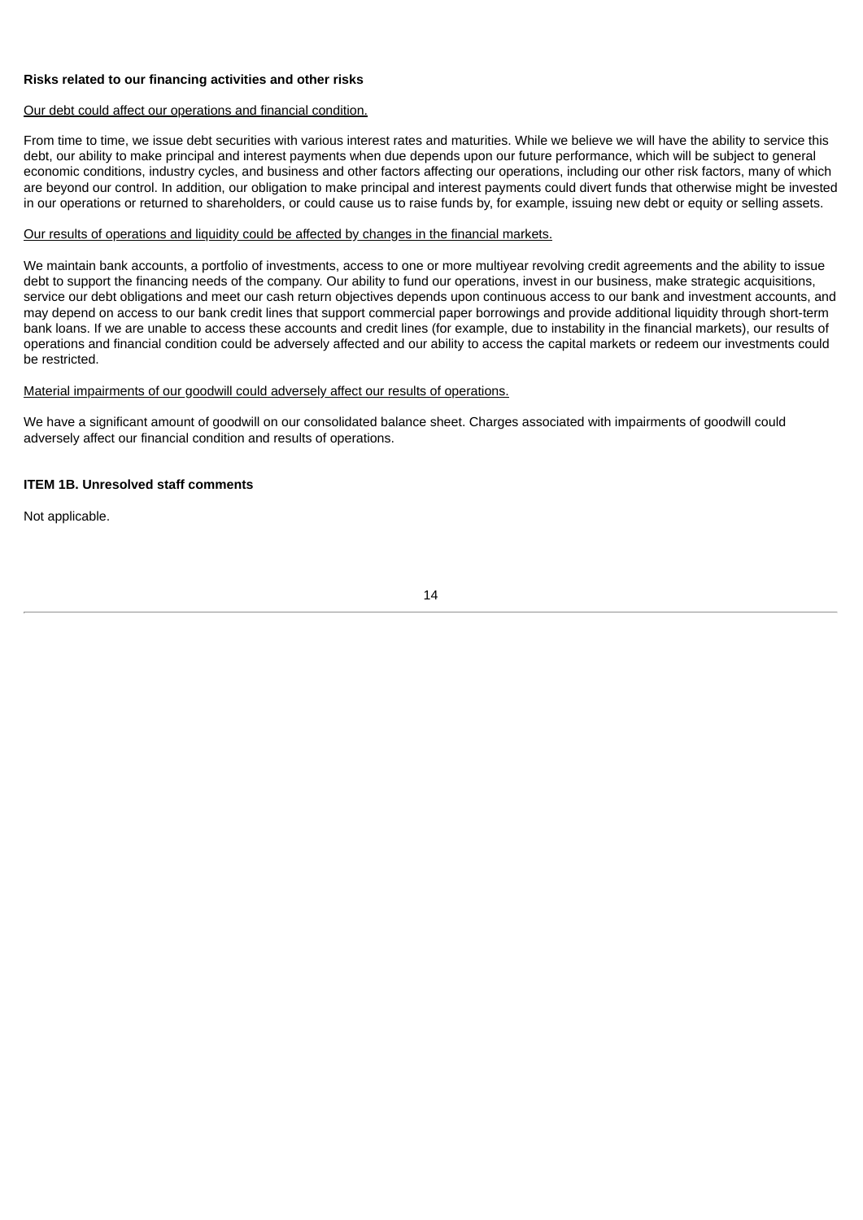**Risks related to our financing activities and other risks**

Our debt could affect our operations and financial condition.

From time to time, we issue debt securities with various interest rates and maturities. While we believe we will have the ability to service this debt, our ability to make principal and interest payments when due depends upon our future performance, which will be subject to general economic conditions, industry cycles, and business and other factors affecting our operations, including our other risk factors, many of which are beyond our control. In addition, our obligation to make principal and interest payments could divert funds that otherwise might be invested in our operations or returned to shareholders, or could cause us to raise funds by, for example, issuing new debt or equity or selling assets.

Our results of operations and liquidity could be affected by changes in the financial markets.

We maintain bank accounts, a portfolio of investments, access to one or more multiyear revolving credit agreements and the ability to issue debt to support the financing needs of the company. Our ability to fund our operations, invest in our business, make strategic acquisitions, service our debt obligations and meet our cash return objectives depends upon continuous access to our bank and investment accounts, and may depend on access to our bank credit lines that support commercial paper borrowings and provide additional liquidity through short-term bank loans. If we are unable to access these accounts and credit lines (for example, due to instability in the financial markets), our results of operations and financial condition could be adversely affected and our ability to access the capital markets or redeem our investments could be restricted.

Material impairments of our goodwill could adversely affect our results of operations.

We have a significant amount of goodwill on our consolidated balance sheet. Charges associated with impairments of goodwill could adversely affect our financial condition and results of operations.

**ITEM 1B. Unresolved staff comments**

Not applicable.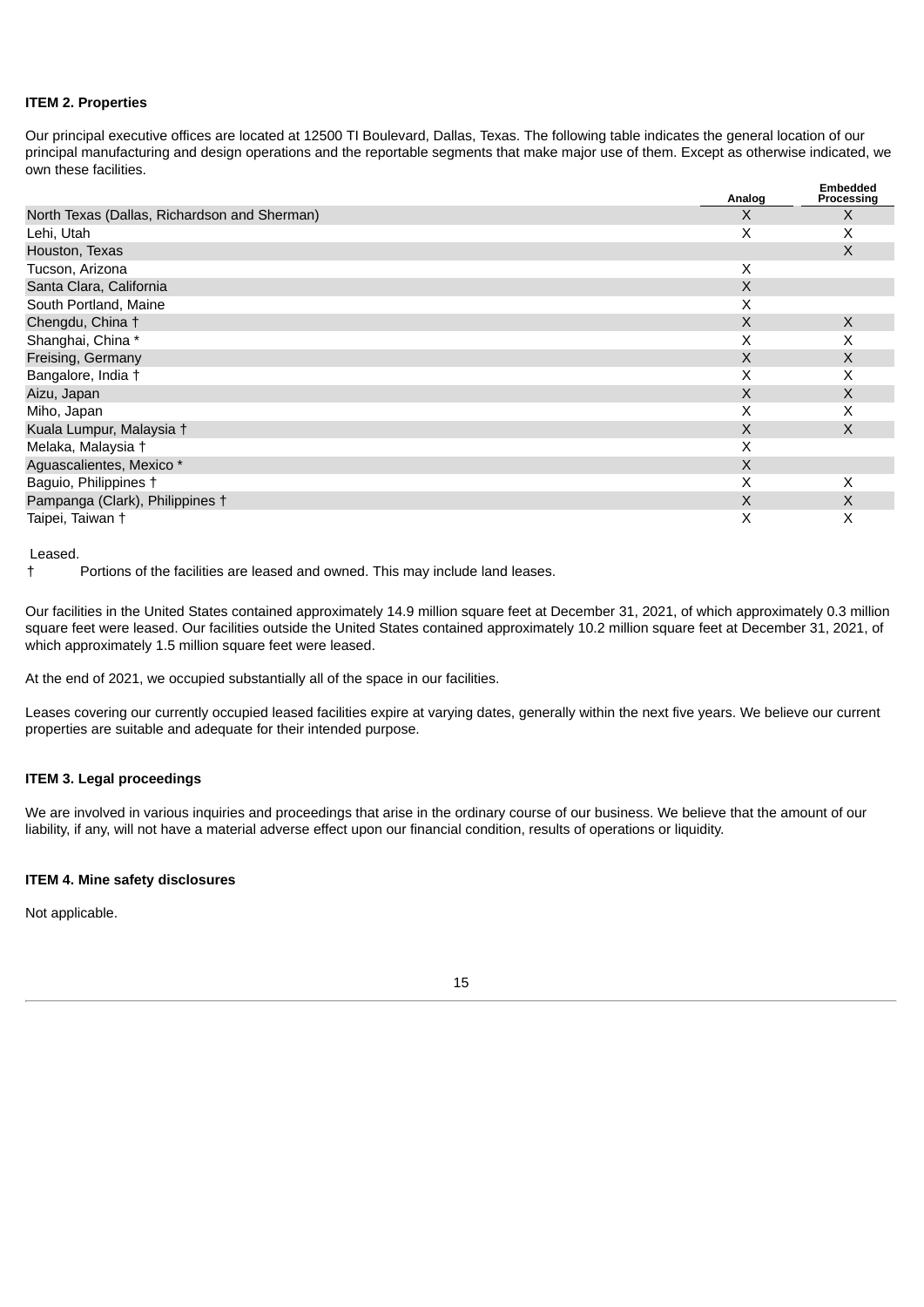**ITEM 2. Properties**

Our principal executive offices are located at 12500 TI Boulevard, Dallas, Texas. The following table indicates the general location of our principal manufacturing and design operations and the reportable segments that make major use of them. Except as otherwise indicated, we own these facilities.

| | Analog | Embedded Processing |
|---|---|---|
| North Texas (Dallas, Richardson and Sherman) | X | X |
| Lehi, Utah | X | X |
| Houston, Texas | | X |
| Tucson, Arizona | X | |
| Santa Clara, California | X | |
| South Portland, Maine | X | |
| Chengdu, China † | X | X |
| Shanghai, China * | X | X |
| Freising, Germany | X | X |
| Bangalore, India † | X | X |
| Aizu, Japan | X | X |
| Miho, Japan | X | X |
| Kuala Lumpur, Malaysia † | X | X |
| Melaka, Malaysia † | X | |
| Aguascalientes, Mexico * | X | |
| Baguio, Philippines † | X | X |
| Pampanga (Clark), Philippines † | X | X |
| Taipei, Taiwan † | X | X |

Leased.

† Portions of the facilities are leased and owned. This may include land leases.

Our facilities in the United States contained approximately 14.9 million square feet at December 31, 2021, of which approximately 0.3 million square feet were leased. Our facilities outside the United States contained approximately 10.2 million square feet at December 31, 2021, of which approximately 1.5 million square feet were leased.

At the end of 2021, we occupied substantially all of the space in our facilities.

Leases covering our currently occupied leased facilities expire at varying dates, generally within the next five years. We believe our current properties are suitable and adequate for their intended purpose.

**ITEM 3. Legal proceedings**

We are involved in various inquiries and proceedings that arise in the ordinary course of our business. We believe that the amount of our liability, if any, will not have a material adverse effect upon our financial condition, results of operations or liquidity.

**ITEM 4. Mine safety disclosures**

Not applicable.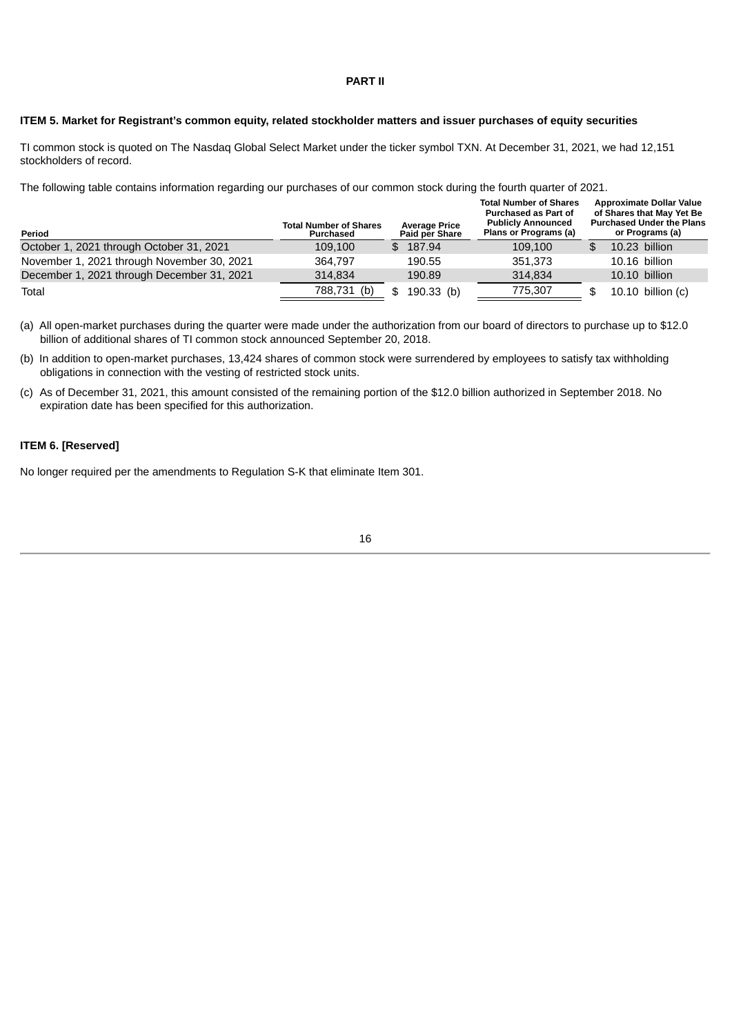## PART II

### ITEM 5. Market for Registrant's common equity, related stockholder matters and issuer purchases of equity securities

TI common stock is quoted on The Nasdaq Global Select Market under the ticker symbol TXN. At December 31, 2021, we had 12,151 stockholders of record.

The following table contains information regarding our purchases of our common stock during the fourth quarter of 2021.

| Period | Total Number of Shares Purchased | Average Price Paid per Share | Total Number of Shares Purchased as Part of Publicly Announced Plans or Programs (a) | Approximate Dollar Value of Shares that May Yet Be Purchased Under the Plans or Programs (a) |
|---|---|---|---|---|
| October 1, 2021 through October 31, 2021 | 109,100 | $ 187.94 | 109,100 | $ 10.23 billion |
| November 1, 2021 through November 30, 2021 | 364,797 | 190.55 | 351,373 | 10.16 billion |
| December 1, 2021 through December 31, 2021 | 314,834 | 190.89 | 314,834 | 10.10 billion |
| Total | 788,731 (b) | $ 190.33 (b) | 775,307 | $ 10.10 billion (c) |

(a) All open-market purchases during the quarter were made under the authorization from our board of directors to purchase up to $12.0 billion of additional shares of TI common stock announced September 20, 2018.

(b) In addition to open-market purchases, 13,424 shares of common stock were surrendered by employees to satisfy tax withholding obligations in connection with the vesting of restricted stock units.

(c) As of December 31, 2021, this amount consisted of the remaining portion of the $12.0 billion authorized in September 2018. No expiration date has been specified for this authorization.

### ITEM 6. [Reserved]

No longer required per the amendments to Regulation S-K that eliminate Item 301.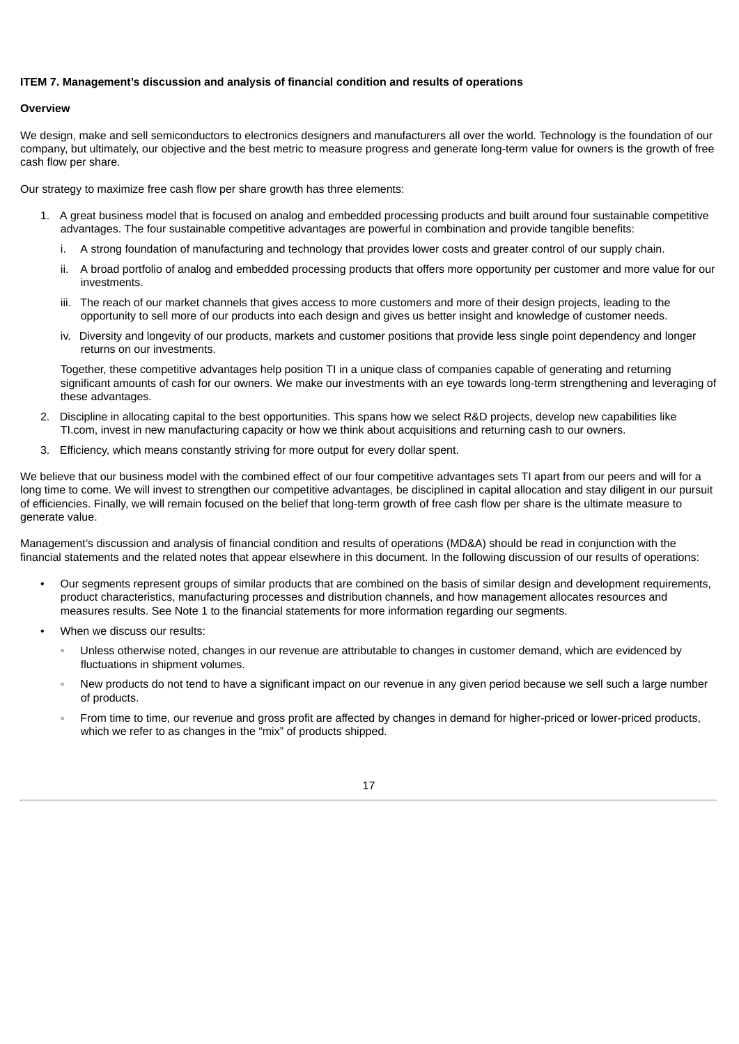**ITEM 7. Management's discussion and analysis of financial condition and results of operations**

**Overview**

We design, make and sell semiconductors to electronics designers and manufacturers all over the world. Technology is the foundation of our company, but ultimately, our objective and the best metric to measure progress and generate long-term value for owners is the growth of free cash flow per share.

Our strategy to maximize free cash flow per share growth has three elements:

1. A great business model that is focused on analog and embedded processing products and built around four sustainable competitive advantages. The four sustainable competitive advantages are powerful in combination and provide tangible benefits:
   i. A strong foundation of manufacturing and technology that provides lower costs and greater control of our supply chain.
   ii. A broad portfolio of analog and embedded processing products that offers more opportunity per customer and more value for our investments.
   iii. The reach of our market channels that gives access to more customers and more of their design projects, leading to the opportunity to sell more of our products into each design and gives us better insight and knowledge of customer needs.
   iv. Diversity and longevity of our products, markets and customer positions that provide less single point dependency and longer returns on our investments.

   Together, these competitive advantages help position TI in a unique class of companies capable of generating and returning significant amounts of cash for our owners. We make our investments with an eye towards long-term strengthening and leveraging of these advantages.
2. Discipline in allocating capital to the best opportunities. This spans how we select R&D projects, develop new capabilities like TI.com, invest in new manufacturing capacity or how we think about acquisitions and returning cash to our owners.
3. Efficiency, which means constantly striving for more output for every dollar spent.

We believe that our business model with the combined effect of our four competitive advantages sets TI apart from our peers and will for a long time to come. We will invest to strengthen our competitive advantages, be disciplined in capital allocation and stay diligent in our pursuit of efficiencies. Finally, we will remain focused on the belief that long-term growth of free cash flow per share is the ultimate measure to generate value.

Management's discussion and analysis of financial condition and results of operations (MD&A) should be read in conjunction with the financial statements and the related notes that appear elsewhere in this document. In the following discussion of our results of operations:

- Our segments represent groups of similar products that are combined on the basis of similar design and development requirements, product characteristics, manufacturing processes and distribution channels, and how management allocates resources and measures results. See Note 1 to the financial statements for more information regarding our segments.
- When we discuss our results:
  - Unless otherwise noted, changes in our revenue are attributable to changes in customer demand, which are evidenced by fluctuations in shipment volumes.
  - New products do not tend to have a significant impact on our revenue in any given period because we sell such a large number of products.
  - From time to time, our revenue and gross profit are affected by changes in demand for higher-priced or lower-priced products, which we refer to as changes in the "mix" of products shipped.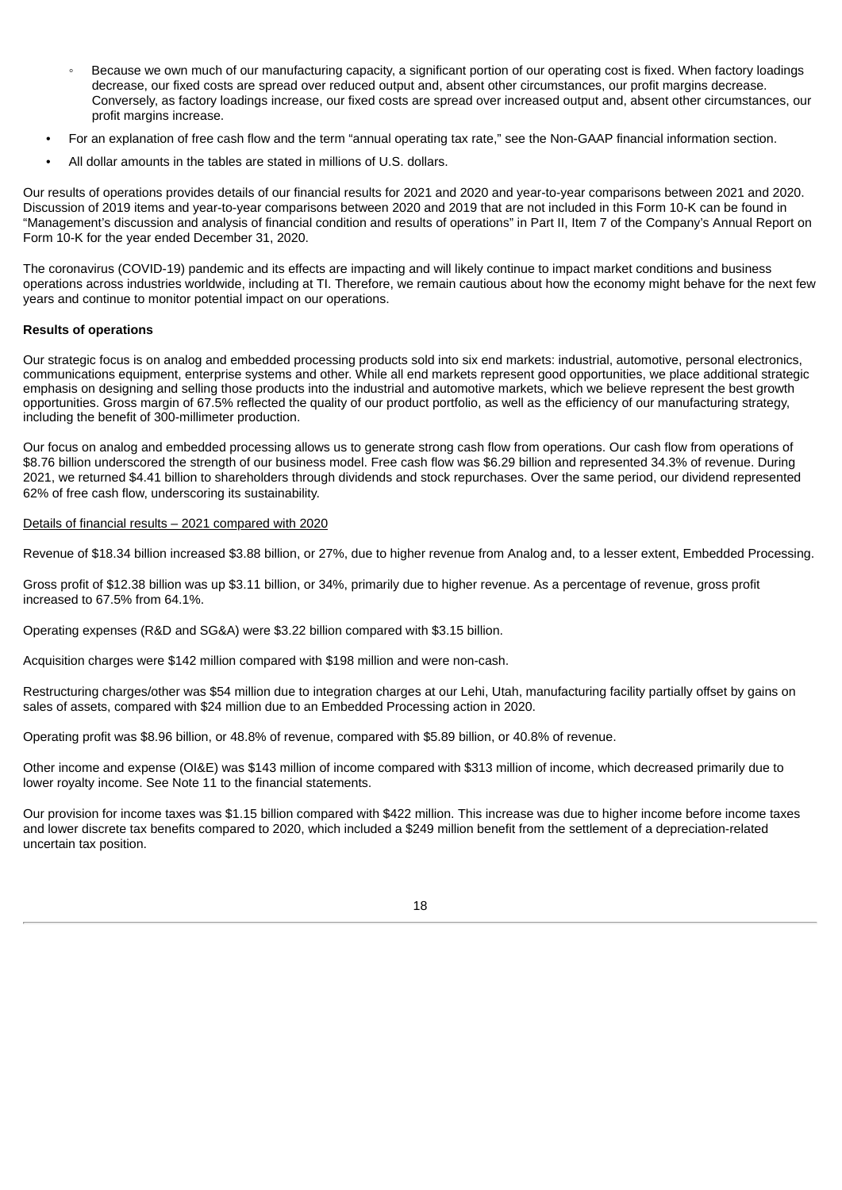- Because we own much of our manufacturing capacity, a significant portion of our operating cost is fixed. When factory loadings decrease, our fixed costs are spread over reduced output and, absent other circumstances, our profit margins decrease. Conversely, as factory loadings increase, our fixed costs are spread over increased output and, absent other circumstances, our profit margins increase.

- For an explanation of free cash flow and the term "annual operating tax rate," see the Non-GAAP financial information section.
- All dollar amounts in the tables are stated in millions of U.S. dollars.

Our results of operations provides details of our financial results for 2021 and 2020 and year-to-year comparisons between 2021 and 2020. Discussion of 2019 items and year-to-year comparisons between 2020 and 2019 that are not included in this Form 10-K can be found in "Management's discussion and analysis of financial condition and results of operations" in Part II, Item 7 of the Company's Annual Report on Form 10-K for the year ended December 31, 2020.

The coronavirus (COVID-19) pandemic and its effects are impacting and will likely continue to impact market conditions and business operations across industries worldwide, including at TI. Therefore, we remain cautious about how the economy might behave for the next few years and continue to monitor potential impact on our operations.

**Results of operations**

Our strategic focus is on analog and embedded processing products sold into six end markets: industrial, automotive, personal electronics, communications equipment, enterprise systems and other. While all end markets represent good opportunities, we place additional strategic emphasis on designing and selling those products into the industrial and automotive markets, which we believe represent the best growth opportunities. Gross margin of 67.5% reflected the quality of our product portfolio, as well as the efficiency of our manufacturing strategy, including the benefit of 300-millimeter production.

Our focus on analog and embedded processing allows us to generate strong cash flow from operations. Our cash flow from operations of $8.76 billion underscored the strength of our business model. Free cash flow was $6.29 billion and represented 34.3% of revenue. During 2021, we returned $4.41 billion to shareholders through dividends and stock repurchases. Over the same period, our dividend represented 62% of free cash flow, underscoring its sustainability.

Details of financial results – 2021 compared with 2020

Revenue of $18.34 billion increased $3.88 billion, or 27%, due to higher revenue from Analog and, to a lesser extent, Embedded Processing.

Gross profit of $12.38 billion was up $3.11 billion, or 34%, primarily due to higher revenue. As a percentage of revenue, gross profit increased to 67.5% from 64.1%.

Operating expenses (R&D and SG&A) were $3.22 billion compared with $3.15 billion.

Acquisition charges were $142 million compared with $198 million and were non-cash.

Restructuring charges/other was $54 million due to integration charges at our Lehi, Utah, manufacturing facility partially offset by gains on sales of assets, compared with $24 million due to an Embedded Processing action in 2020.

Operating profit was $8.96 billion, or 48.8% of revenue, compared with $5.89 billion, or 40.8% of revenue.

Other income and expense (OI&E) was $143 million of income compared with $313 million of income, which decreased primarily due to lower royalty income. See Note 11 to the financial statements.

Our provision for income taxes was $1.15 billion compared with $422 million. This increase was due to higher income before income taxes and lower discrete tax benefits compared to 2020, which included a $249 million benefit from the settlement of a depreciation-related uncertain tax position.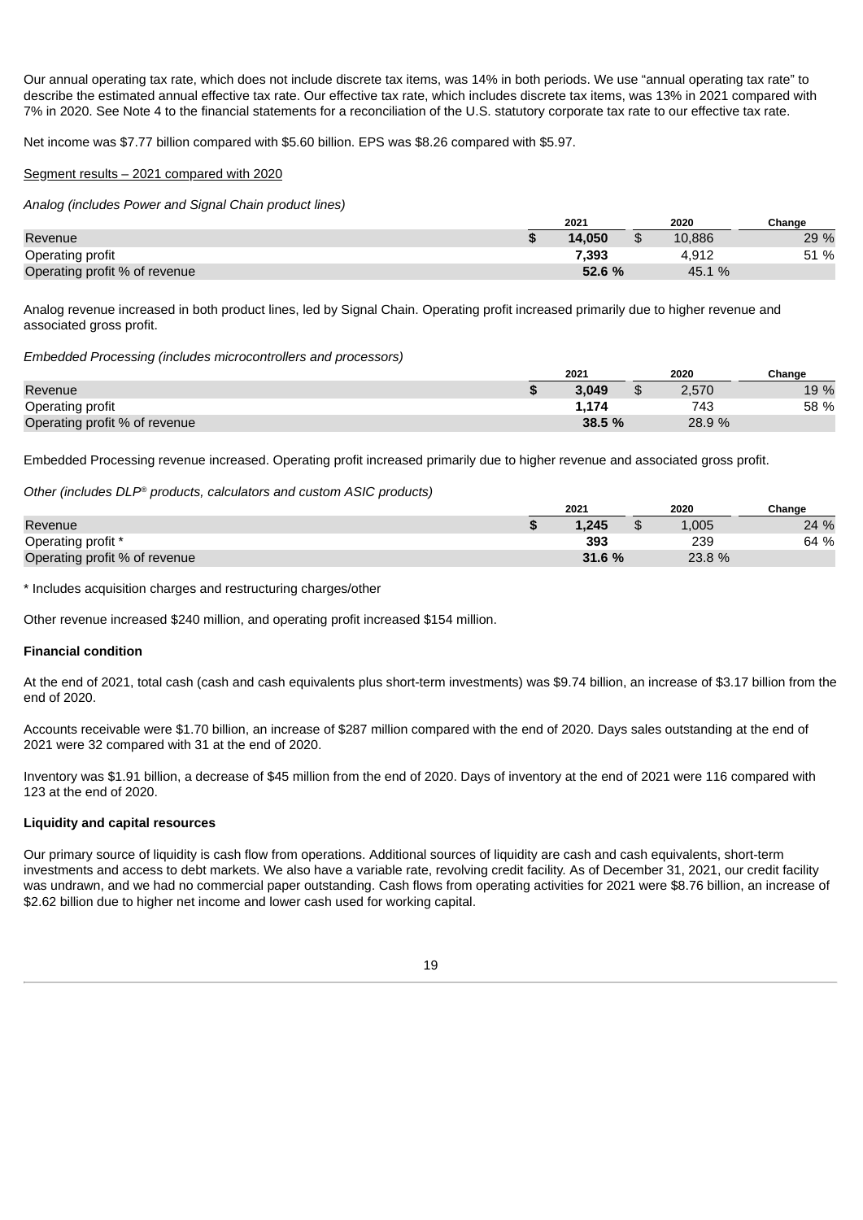Our annual operating tax rate, which does not include discrete tax items, was 14% in both periods. We use "annual operating tax rate" to describe the estimated annual effective tax rate. Our effective tax rate, which includes discrete tax items, was 13% in 2021 compared with 7% in 2020. See Note 4 to the financial statements for a reconciliation of the U.S. statutory corporate tax rate to our effective tax rate.

Net income was $7.77 billion compared with $5.60 billion. EPS was $8.26 compared with $5.97.

Segment results – 2021 compared with 2020

*Analog (includes Power and Signal Chain product lines)*

| | 2021 | 2020 | Change |
|---|---|---|---|
| Revenue | **$ 14,050** | $ 10,886 | 29 % |
| Operating profit | **7,393** | 4,912 | 51 % |
| Operating profit % of revenue | **52.6 %** | 45.1 % | |

Analog revenue increased in both product lines, led by Signal Chain. Operating profit increased primarily due to higher revenue and associated gross profit.

*Embedded Processing (includes microcontrollers and processors)*

| | 2021 | 2020 | Change |
|---|---|---|---|
| Revenue | **$ 3,049** | $ 2,570 | 19 % |
| Operating profit | **1,174** | 743 | 58 % |
| Operating profit % of revenue | **38.5 %** | 28.9 % | |

Embedded Processing revenue increased. Operating profit increased primarily due to higher revenue and associated gross profit.

*Other (includes DLP® products, calculators and custom ASIC products)*

| | 2021 | 2020 | Change |
|---|---|---|---|
| Revenue | **$ 1,245** | $ 1,005 | 24 % |
| Operating profit * | **393** | 239 | 64 % |
| Operating profit % of revenue | **31.6 %** | 23.8 % | |

\* Includes acquisition charges and restructuring charges/other

Other revenue increased $240 million, and operating profit increased $154 million.

**Financial condition**

At the end of 2021, total cash (cash and cash equivalents plus short-term investments) was $9.74 billion, an increase of $3.17 billion from the end of 2020.

Accounts receivable were $1.70 billion, an increase of $287 million compared with the end of 2020. Days sales outstanding at the end of 2021 were 32 compared with 31 at the end of 2020.

Inventory was $1.91 billion, a decrease of $45 million from the end of 2020. Days of inventory at the end of 2021 were 116 compared with 123 at the end of 2020.

**Liquidity and capital resources**

Our primary source of liquidity is cash flow from operations. Additional sources of liquidity are cash and cash equivalents, short-term investments and access to debt markets. We also have a variable rate, revolving credit facility. As of December 31, 2021, our credit facility was undrawn, and we had no commercial paper outstanding. Cash flows from operating activities for 2021 were $8.76 billion, an increase of $2.62 billion due to higher net income and lower cash used for working capital.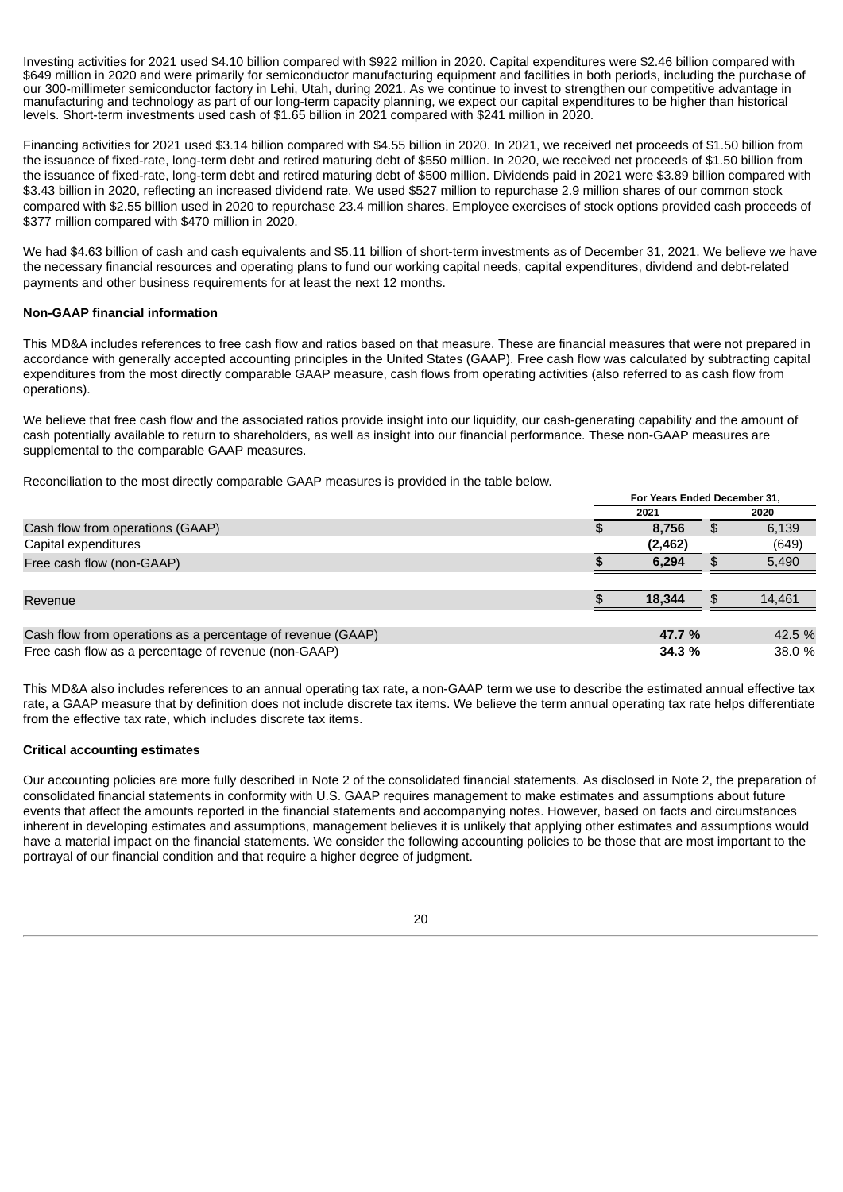Investing activities for 2021 used $4.10 billion compared with $922 million in 2020. Capital expenditures were $2.46 billion compared with $649 million in 2020 and were primarily for semiconductor manufacturing equipment and facilities in both periods, including the purchase of our 300-millimeter semiconductor factory in Lehi, Utah, during 2021. As we continue to invest to strengthen our competitive advantage in manufacturing and technology as part of our long-term capacity planning, we expect our capital expenditures to be higher than historical levels. Short-term investments used cash of $1.65 billion in 2021 compared with $241 million in 2020.

Financing activities for 2021 used $3.14 billion compared with $4.55 billion in 2020. In 2021, we received net proceeds of $1.50 billion from the issuance of fixed-rate, long-term debt and retired maturing debt of $550 million. In 2020, we received net proceeds of $1.50 billion from the issuance of fixed-rate, long-term debt and retired maturing debt of $500 million. Dividends paid in 2021 were $3.89 billion compared with $3.43 billion in 2020, reflecting an increased dividend rate. We used $527 million to repurchase 2.9 million shares of our common stock compared with $2.55 billion used in 2020 to repurchase 23.4 million shares. Employee exercises of stock options provided cash proceeds of $377 million compared with $470 million in 2020.

We had $4.63 billion of cash and cash equivalents and $5.11 billion of short-term investments as of December 31, 2021. We believe we have the necessary financial resources and operating plans to fund our working capital needs, capital expenditures, dividend and debt-related payments and other business requirements for at least the next 12 months.

**Non-GAAP financial information**

This MD&A includes references to free cash flow and ratios based on that measure. These are financial measures that were not prepared in accordance with generally accepted accounting principles in the United States (GAAP). Free cash flow was calculated by subtracting capital expenditures from the most directly comparable GAAP measure, cash flows from operating activities (also referred to as cash flow from operations).

We believe that free cash flow and the associated ratios provide insight into our liquidity, our cash-generating capability and the amount of cash potentially available to return to shareholders, as well as insight into our financial performance. These non-GAAP measures are supplemental to the comparable GAAP measures.

Reconciliation to the most directly comparable GAAP measures is provided in the table below.

| | For Years Ended December 31, | |
|---|---|---|
| | 2021 | 2020 |
| Cash flow from operations (GAAP) | **$ 8,756** | $ 6,139 |
| Capital expenditures | **(2,462)** | (649) |
| Free cash flow (non-GAAP) | **$ 6,294** | $ 5,490 |
| | | |
| Revenue | **$ 18,344** | $ 14,461 |
| | | |
| Cash flow from operations as a percentage of revenue (GAAP) | **47.7 %** | 42.5 % |
| Free cash flow as a percentage of revenue (non-GAAP) | **34.3 %** | 38.0 % |

This MD&A also includes references to an annual operating tax rate, a non-GAAP term we use to describe the estimated annual effective tax rate, a GAAP measure that by definition does not include discrete tax items. We believe the term annual operating tax rate helps differentiate from the effective tax rate, which includes discrete tax items.

**Critical accounting estimates**

Our accounting policies are more fully described in Note 2 of the consolidated financial statements. As disclosed in Note 2, the preparation of consolidated financial statements in conformity with U.S. GAAP requires management to make estimates and assumptions about future events that affect the amounts reported in the financial statements and accompanying notes. However, based on facts and circumstances inherent in developing estimates and assumptions, management believes it is unlikely that applying other estimates and assumptions would have a material impact on the financial statements. We consider the following accounting policies to be those that are most important to the portrayal of our financial condition and that require a higher degree of judgment.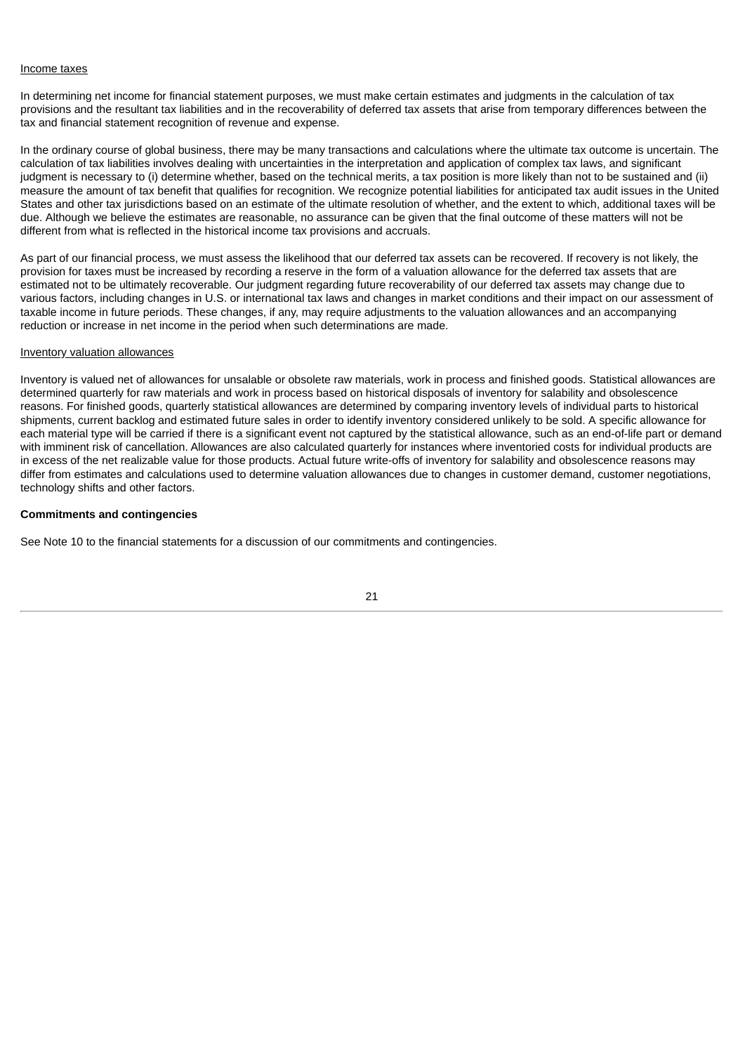Income taxes

In determining net income for financial statement purposes, we must make certain estimates and judgments in the calculation of tax provisions and the resultant tax liabilities and in the recoverability of deferred tax assets that arise from temporary differences between the tax and financial statement recognition of revenue and expense.

In the ordinary course of global business, there may be many transactions and calculations where the ultimate tax outcome is uncertain. The calculation of tax liabilities involves dealing with uncertainties in the interpretation and application of complex tax laws, and significant judgment is necessary to (i) determine whether, based on the technical merits, a tax position is more likely than not to be sustained and (ii) measure the amount of tax benefit that qualifies for recognition. We recognize potential liabilities for anticipated tax audit issues in the United States and other tax jurisdictions based on an estimate of the ultimate resolution of whether, and the extent to which, additional taxes will be due. Although we believe the estimates are reasonable, no assurance can be given that the final outcome of these matters will not be different from what is reflected in the historical income tax provisions and accruals.

As part of our financial process, we must assess the likelihood that our deferred tax assets can be recovered. If recovery is not likely, the provision for taxes must be increased by recording a reserve in the form of a valuation allowance for the deferred tax assets that are estimated not to be ultimately recoverable. Our judgment regarding future recoverability of our deferred tax assets may change due to various factors, including changes in U.S. or international tax laws and changes in market conditions and their impact on our assessment of taxable income in future periods. These changes, if any, may require adjustments to the valuation allowances and an accompanying reduction or increase in net income in the period when such determinations are made.

Inventory valuation allowances

Inventory is valued net of allowances for unsalable or obsolete raw materials, work in process and finished goods. Statistical allowances are determined quarterly for raw materials and work in process based on historical disposals of inventory for salability and obsolescence reasons. For finished goods, quarterly statistical allowances are determined by comparing inventory levels of individual parts to historical shipments, current backlog and estimated future sales in order to identify inventory considered unlikely to be sold. A specific allowance for each material type will be carried if there is a significant event not captured by the statistical allowance, such as an end-of-life part or demand with imminent risk of cancellation. Allowances are also calculated quarterly for instances where inventoried costs for individual products are in excess of the net realizable value for those products. Actual future write-offs of inventory for salability and obsolescence reasons may differ from estimates and calculations used to determine valuation allowances due to changes in customer demand, customer negotiations, technology shifts and other factors.

**Commitments and contingencies**

See Note 10 to the financial statements for a discussion of our commitments and contingencies.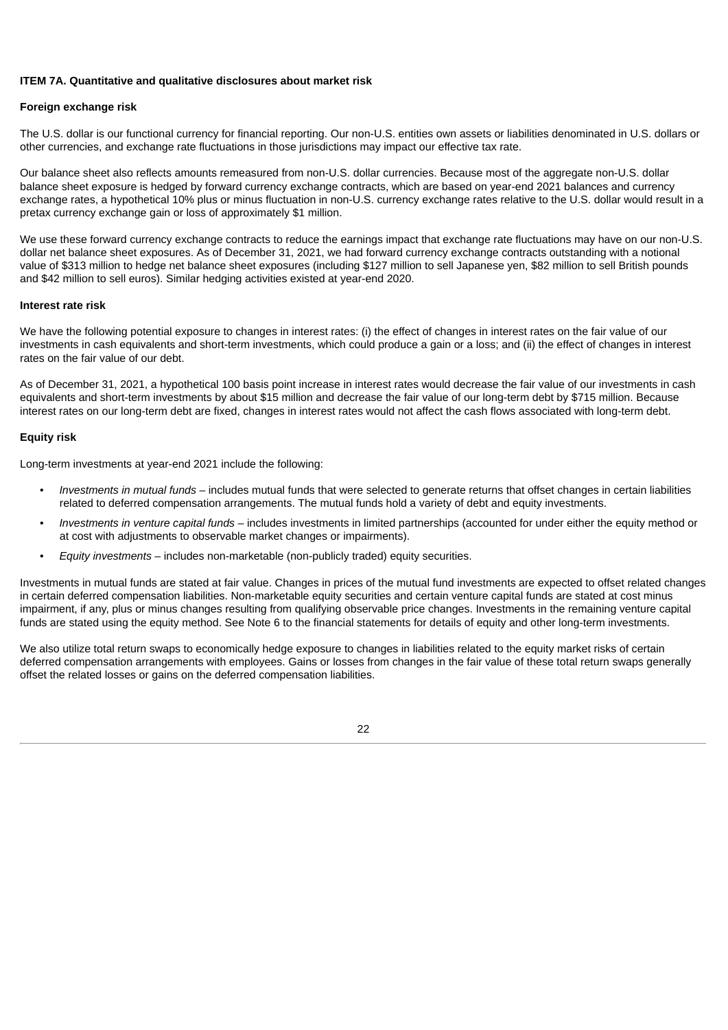## ITEM 7A. Quantitative and qualitative disclosures about market risk

### Foreign exchange risk

The U.S. dollar is our functional currency for financial reporting. Our non-U.S. entities own assets or liabilities denominated in U.S. dollars or other currencies, and exchange rate fluctuations in those jurisdictions may impact our effective tax rate.

Our balance sheet also reflects amounts remeasured from non-U.S. dollar currencies. Because most of the aggregate non-U.S. dollar balance sheet exposure is hedged by forward currency exchange contracts, which are based on year-end 2021 balances and currency exchange rates, a hypothetical 10% plus or minus fluctuation in non-U.S. currency exchange rates relative to the U.S. dollar would result in a pretax currency exchange gain or loss of approximately $1 million.

We use these forward currency exchange contracts to reduce the earnings impact that exchange rate fluctuations may have on our non-U.S. dollar net balance sheet exposures. As of December 31, 2021, we had forward currency exchange contracts outstanding with a notional value of $313 million to hedge net balance sheet exposures (including $127 million to sell Japanese yen, $82 million to sell British pounds and $42 million to sell euros). Similar hedging activities existed at year-end 2020.

### Interest rate risk

We have the following potential exposure to changes in interest rates: (i) the effect of changes in interest rates on the fair value of our investments in cash equivalents and short-term investments, which could produce a gain or a loss; and (ii) the effect of changes in interest rates on the fair value of our debt.

As of December 31, 2021, a hypothetical 100 basis point increase in interest rates would decrease the fair value of our investments in cash equivalents and short-term investments by about $15 million and decrease the fair value of our long-term debt by $715 million. Because interest rates on our long-term debt are fixed, changes in interest rates would not affect the cash flows associated with long-term debt.

### Equity risk

Long-term investments at year-end 2021 include the following:

- *Investments in mutual funds* – includes mutual funds that were selected to generate returns that offset changes in certain liabilities related to deferred compensation arrangements. The mutual funds hold a variety of debt and equity investments.
- *Investments in venture capital funds* – includes investments in limited partnerships (accounted for under either the equity method or at cost with adjustments to observable market changes or impairments).
- *Equity investments* – includes non-marketable (non-publicly traded) equity securities.

Investments in mutual funds are stated at fair value. Changes in prices of the mutual fund investments are expected to offset related changes in certain deferred compensation liabilities. Non-marketable equity securities and certain venture capital funds are stated at cost minus impairment, if any, plus or minus changes resulting from qualifying observable price changes. Investments in the remaining venture capital funds are stated using the equity method. See Note 6 to the financial statements for details of equity and other long-term investments.

We also utilize total return swaps to economically hedge exposure to changes in liabilities related to the equity market risks of certain deferred compensation arrangements with employees. Gains or losses from changes in the fair value of these total return swaps generally offset the related losses or gains on the deferred compensation liabilities.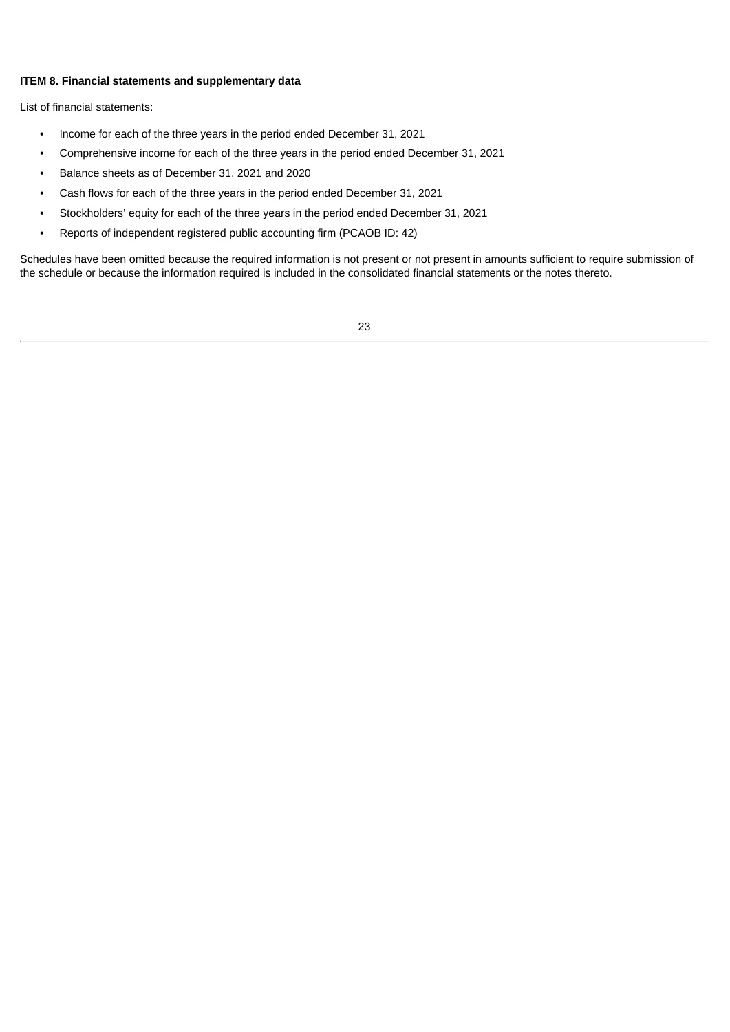**ITEM 8. Financial statements and supplementary data**

List of financial statements:

- Income for each of the three years in the period ended December 31, 2021
- Comprehensive income for each of the three years in the period ended December 31, 2021
- Balance sheets as of December 31, 2021 and 2020
- Cash flows for each of the three years in the period ended December 31, 2021
- Stockholders' equity for each of the three years in the period ended December 31, 2021
- Reports of independent registered public accounting firm (PCAOB ID: 42)

Schedules have been omitted because the required information is not present or not present in amounts sufficient to require submission of the schedule or because the information required is included in the consolidated financial statements or the notes thereto.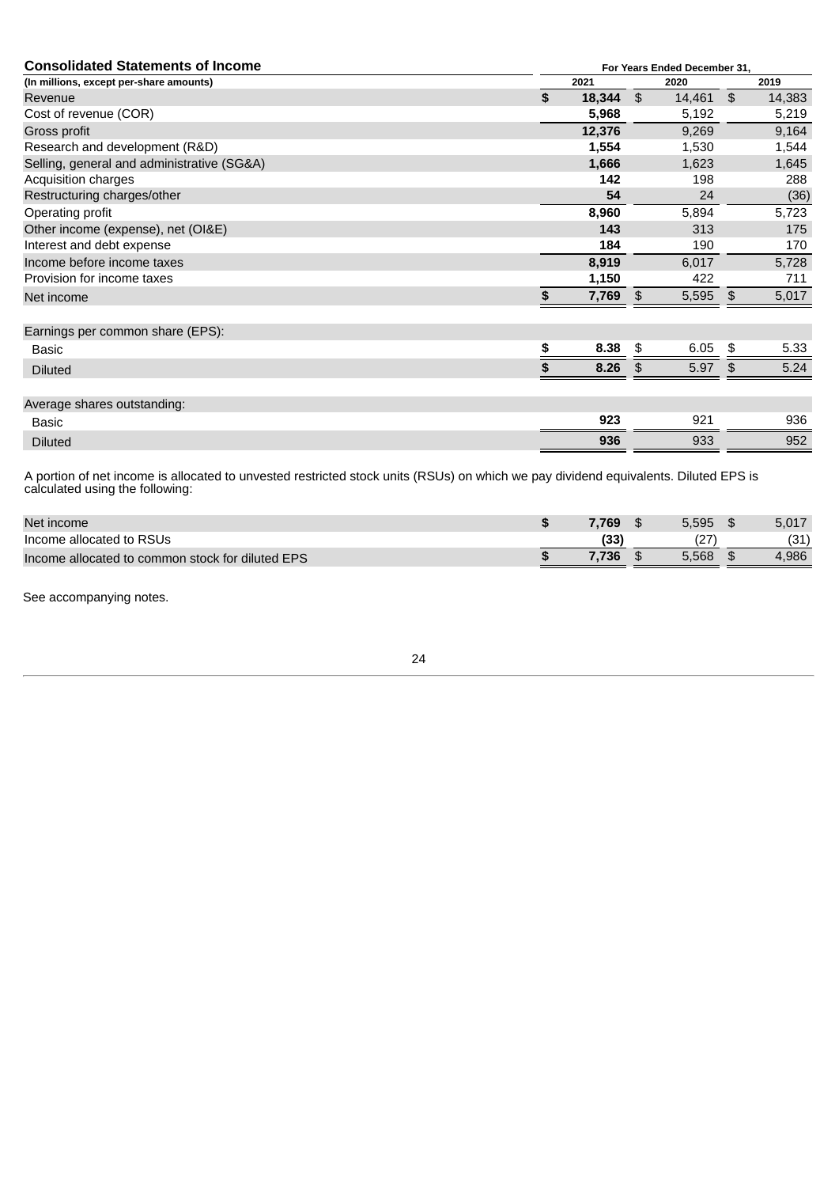## Consolidated Statements of Income

| (In millions, except per-share amounts) | For Years Ended December 31, 2021 | 2020 | 2019 |
|---|---|---|---|
| Revenue | **$ 18,344** | $ 14,461 | $ 14,383 |
| Cost of revenue (COR) | **5,968** | 5,192 | 5,219 |
| Gross profit | **12,376** | 9,269 | 9,164 |
| Research and development (R&D) | **1,554** | 1,530 | 1,544 |
| Selling, general and administrative (SG&A) | **1,666** | 1,623 | 1,645 |
| Acquisition charges | **142** | 198 | 288 |
| Restructuring charges/other | **54** | 24 | (36) |
| Operating profit | **8,960** | 5,894 | 5,723 |
| Other income (expense), net (OI&E) | **143** | 313 | 175 |
| Interest and debt expense | **184** | 190 | 170 |
| Income before income taxes | **8,919** | 6,017 | 5,728 |
| Provision for income taxes | **1,150** | 422 | 711 |
| Net income | **$ 7,769** | $ 5,595 | $ 5,017 |
| | | | |
| Earnings per common share (EPS): | | | |
| Basic | **$ 8.38** | $ 6.05 | $ 5.33 |
| Diluted | **$ 8.26** | $ 5.97 | $ 5.24 |
| | | | |
| Average shares outstanding: | | | |
| Basic | **923** | 921 | 936 |
| Diluted | **936** | 933 | 952 |

A portion of net income is allocated to unvested restricted stock units (RSUs) on which we pay dividend equivalents. Diluted EPS is calculated using the following:

| | 2021 | 2020 | 2019 |
|---|---|---|---|
| Net income | **$ 7,769** | $ 5,595 | $ 5,017 |
| Income allocated to RSUs | **(33)** | (27) | (31) |
| Income allocated to common stock for diluted EPS | **$ 7,736** | $ 5,568 | $ 4,986 |

See accompanying notes.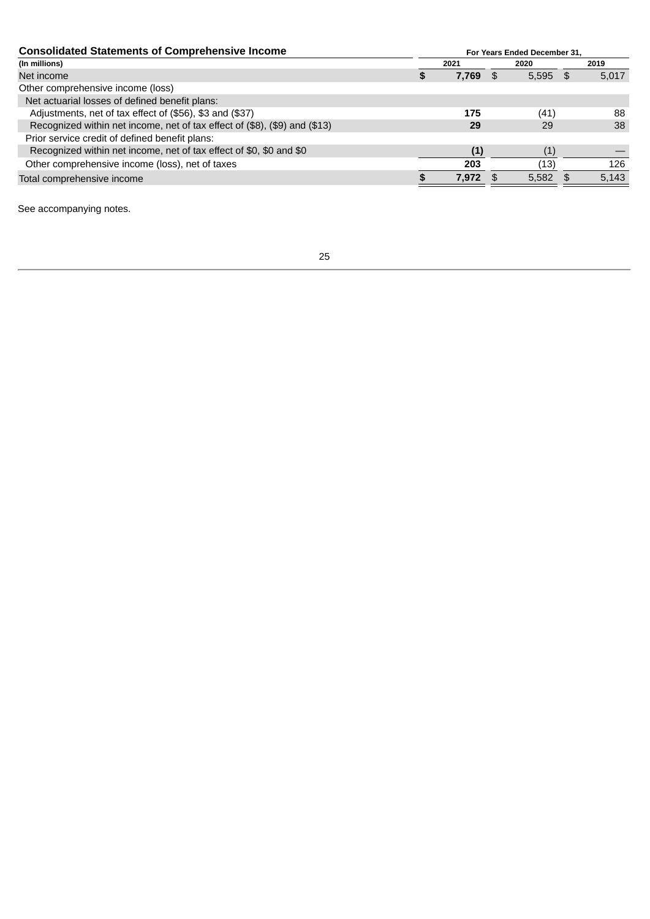**Consolidated Statements of Comprehensive Income**

| (In millions) | For Years Ended December 31, 2021 | 2020 | 2019 |
|---|---|---|---|
| Net income | **$ 7,769** | $ 5,595 | $ 5,017 |
| Other comprehensive income (loss) | | | |
| Net actuarial losses of defined benefit plans: | | | |
| Adjustments, net of tax effect of ($56), $3 and ($37) | **175** | (41) | 88 |
| Recognized within net income, net of tax effect of ($8), ($9) and ($13) | **29** | 29 | 38 |
| Prior service credit of defined benefit plans: | | | |
| Recognized within net income, net of tax effect of $0, $0 and $0 | **(1)** | (1) | — |
| Other comprehensive income (loss), net of taxes | **203** | (13) | 126 |
| Total comprehensive income | **$ 7,972** | $ 5,582 | $ 5,143 |

See accompanying notes.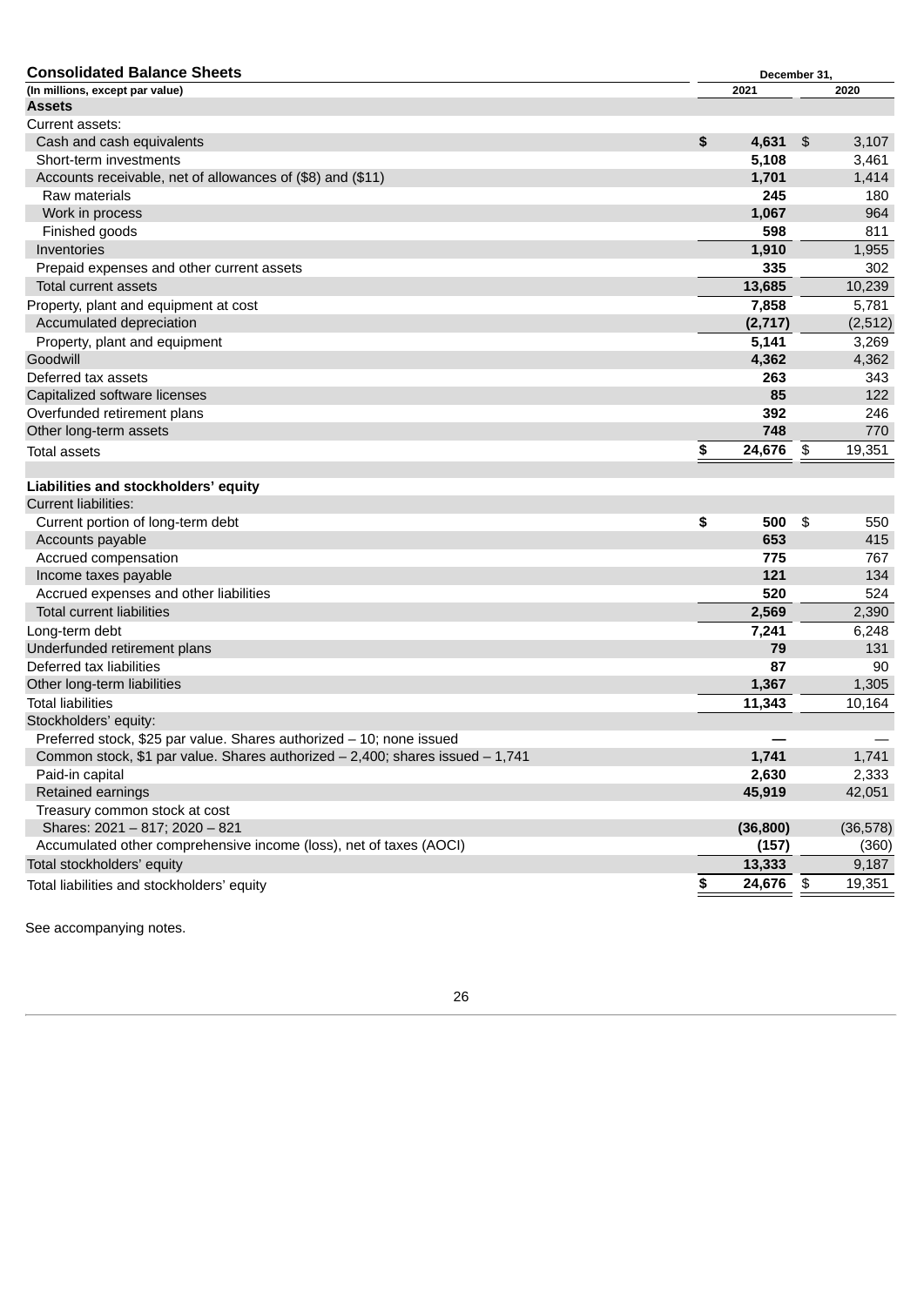**Consolidated Balance Sheets**

| (In millions, except par value) | December 31, 2021 | December 31, 2020 |
|---|---|---|
| **Assets** | | |
| Current assets: | | |
| Cash and cash equivalents | **$ 4,631** | $ 3,107 |
| Short-term investments | **5,108** | 3,461 |
| Accounts receivable, net of allowances of ($8) and ($11) | **1,701** | 1,414 |
| Raw materials | **245** | 180 |
| Work in process | **1,067** | 964 |
| Finished goods | **598** | 811 |
| Inventories | **1,910** | 1,955 |
| Prepaid expenses and other current assets | **335** | 302 |
| Total current assets | **13,685** | 10,239 |
| Property, plant and equipment at cost | **7,858** | 5,781 |
| Accumulated depreciation | **(2,717)** | (2,512) |
| Property, plant and equipment | **5,141** | 3,269 |
| Goodwill | **4,362** | 4,362 |
| Deferred tax assets | **263** | 343 |
| Capitalized software licenses | **85** | 122 |
| Overfunded retirement plans | **392** | 246 |
| Other long-term assets | **748** | 770 |
| Total assets | **$ 24,676** | $ 19,351 |
| | | |
| **Liabilities and stockholders' equity** | | |
| Current liabilities: | | |
| Current portion of long-term debt | **$ 500** | $ 550 |
| Accounts payable | **653** | 415 |
| Accrued compensation | **775** | 767 |
| Income taxes payable | **121** | 134 |
| Accrued expenses and other liabilities | **520** | 524 |
| Total current liabilities | **2,569** | 2,390 |
| Long-term debt | **7,241** | 6,248 |
| Underfunded retirement plans | **79** | 131 |
| Deferred tax liabilities | **87** | 90 |
| Other long-term liabilities | **1,367** | 1,305 |
| Total liabilities | **11,343** | 10,164 |
| Stockholders' equity: | | |
| Preferred stock, $25 par value. Shares authorized – 10; none issued | **—** | — |
| Common stock, $1 par value. Shares authorized – 2,400; shares issued – 1,741 | **1,741** | 1,741 |
| Paid-in capital | **2,630** | 2,333 |
| Retained earnings | **45,919** | 42,051 |
| Treasury common stock at cost | | |
| Shares: 2021 – 817; 2020 – 821 | **(36,800)** | (36,578) |
| Accumulated other comprehensive income (loss), net of taxes (AOCI) | **(157)** | (360) |
| Total stockholders' equity | **13,333** | 9,187 |
| Total liabilities and stockholders' equity | **$ 24,676** | $ 19,351 |

See accompanying notes.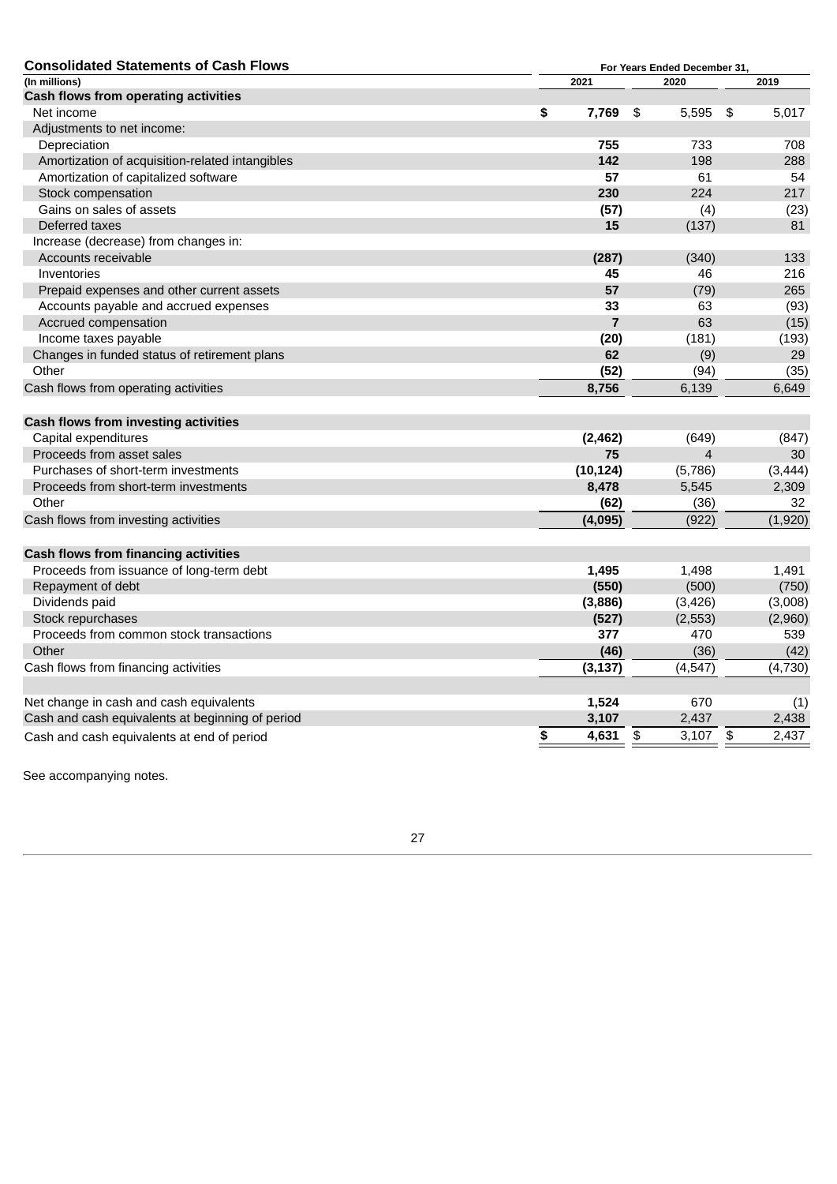## Consolidated Statements of Cash Flows

| (In millions) | For Years Ended December 31, 2021 | 2020 | 2019 |
|---|---|---|---|
| **Cash flows from operating activities** | | | |
| Net income | **$ 7,769** | $ 5,595 | $ 5,017 |
| Adjustments to net income: | | | |
| Depreciation | **755** | 733 | 708 |
| Amortization of acquisition-related intangibles | **142** | 198 | 288 |
| Amortization of capitalized software | **57** | 61 | 54 |
| Stock compensation | **230** | 224 | 217 |
| Gains on sales of assets | **(57)** | (4) | (23) |
| Deferred taxes | **15** | (137) | 81 |
| Increase (decrease) from changes in: | | | |
| Accounts receivable | **(287)** | (340) | 133 |
| Inventories | **45** | 46 | 216 |
| Prepaid expenses and other current assets | **57** | (79) | 265 |
| Accounts payable and accrued expenses | **33** | 63 | (93) |
| Accrued compensation | **7** | 63 | (15) |
| Income taxes payable | **(20)** | (181) | (193) |
| Changes in funded status of retirement plans | **62** | (9) | 29 |
| Other | **(52)** | (94) | (35) |
| Cash flows from operating activities | **8,756** | 6,139 | 6,649 |
| | | | |
| **Cash flows from investing activities** | | | |
| Capital expenditures | **(2,462)** | (649) | (847) |
| Proceeds from asset sales | **75** | 4 | 30 |
| Purchases of short-term investments | **(10,124)** | (5,786) | (3,444) |
| Proceeds from short-term investments | **8,478** | 5,545 | 2,309 |
| Other | **(62)** | (36) | 32 |
| Cash flows from investing activities | **(4,095)** | (922) | (1,920) |
| | | | |
| **Cash flows from financing activities** | | | |
| Proceeds from issuance of long-term debt | **1,495** | 1,498 | 1,491 |
| Repayment of debt | **(550)** | (500) | (750) |
| Dividends paid | **(3,886)** | (3,426) | (3,008) |
| Stock repurchases | **(527)** | (2,553) | (2,960) |
| Proceeds from common stock transactions | **377** | 470 | 539 |
| Other | **(46)** | (36) | (42) |
| Cash flows from financing activities | **(3,137)** | (4,547) | (4,730) |
| | | | |
| Net change in cash and cash equivalents | **1,524** | 670 | (1) |
| Cash and cash equivalents at beginning of period | **3,107** | 2,437 | 2,438 |
| Cash and cash equivalents at end of period | **$ 4,631** | $ 3,107 | $ 2,437 |

See accompanying notes.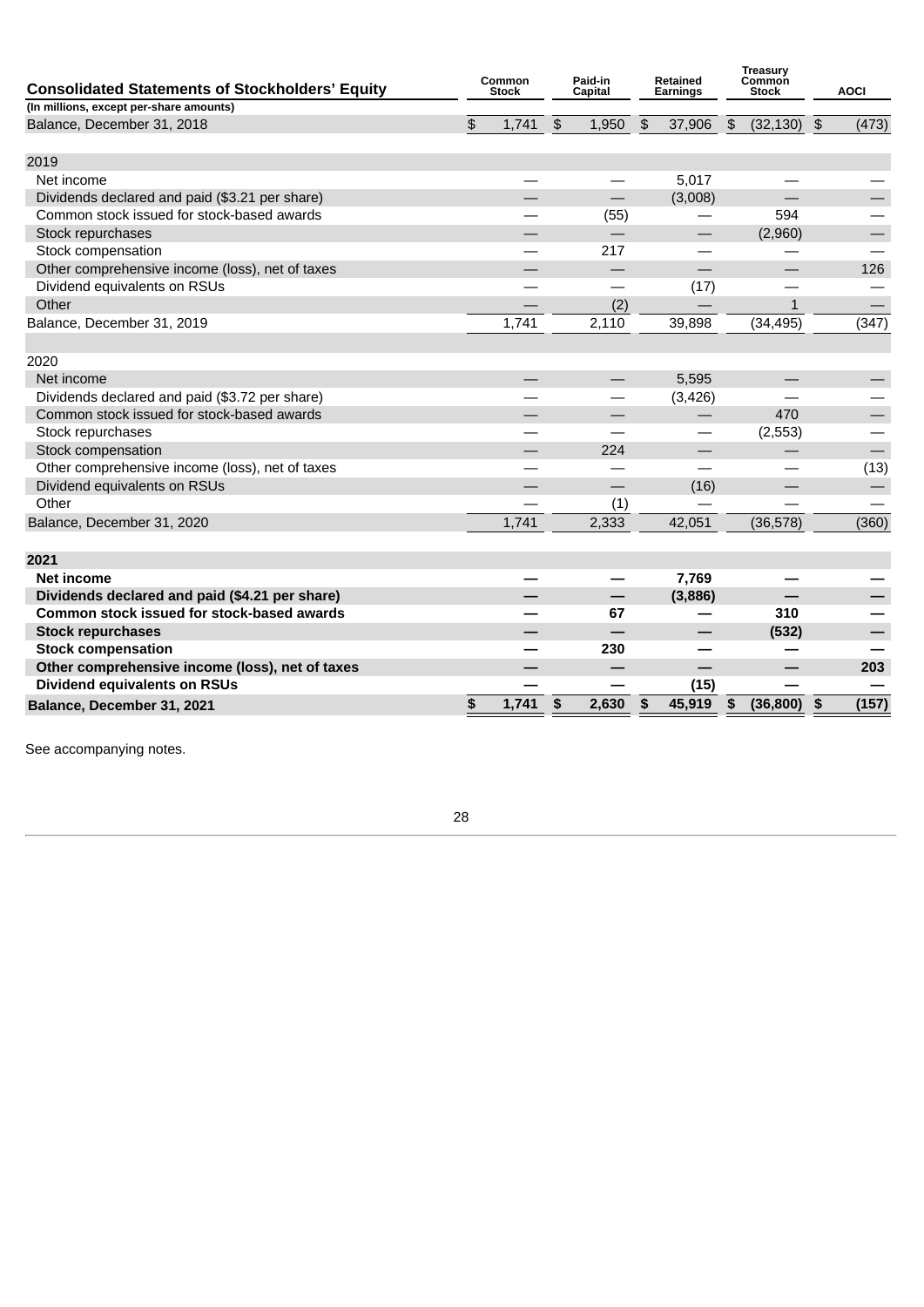| Consolidated Statements of Stockholders' Equity | Common Stock | Paid-in Capital | Retained Earnings | Treasury Common Stock | AOCI |
|---|---|---|---|---|---|
| (In millions, except per-share amounts) | | | | | |
| Balance, December 31, 2018 | $ 1,741 | $ 1,950 | $ 37,906 | $ (32,130) | $ (473) |
| | | | | | |
| 2019 | | | | | |
| Net income | — | — | 5,017 | — | — |
| Dividends declared and paid ($3.21 per share) | — | — | (3,008) | — | — |
| Common stock issued for stock-based awards | — | (55) | — | 594 | — |
| Stock repurchases | — | — | — | (2,960) | — |
| Stock compensation | — | 217 | — | — | — |
| Other comprehensive income (loss), net of taxes | — | — | — | — | 126 |
| Dividend equivalents on RSUs | — | — | (17) | — | — |
| Other | — | (2) | — | 1 | — |
| Balance, December 31, 2019 | 1,741 | 2,110 | 39,898 | (34,495) | (347) |
| | | | | | |
| 2020 | | | | | |
| Net income | — | — | 5,595 | — | — |
| Dividends declared and paid ($3.72 per share) | — | — | (3,426) | — | — |
| Common stock issued for stock-based awards | — | — | — | 470 | — |
| Stock repurchases | — | — | — | (2,553) | — |
| Stock compensation | — | 224 | — | — | — |
| Other comprehensive income (loss), net of taxes | — | — | — | — | (13) |
| Dividend equivalents on RSUs | — | — | (16) | — | — |
| Other | — | (1) | — | — | — |
| Balance, December 31, 2020 | 1,741 | 2,333 | 42,051 | (36,578) | (360) |
| | | | | | |
| **2021** | | | | | |
| **Net income** | **—** | **—** | **7,769** | **—** | **—** |
| **Dividends declared and paid ($4.21 per share)** | **—** | **—** | **(3,886)** | **—** | **—** |
| **Common stock issued for stock-based awards** | **—** | **67** | **—** | **310** | **—** |
| **Stock repurchases** | **—** | **—** | **—** | **(532)** | **—** |
| **Stock compensation** | **—** | **230** | **—** | **—** | **—** |
| **Other comprehensive income (loss), net of taxes** | **—** | **—** | **—** | **—** | **203** |
| **Dividend equivalents on RSUs** | **—** | **—** | **(15)** | **—** | **—** |
| **Balance, December 31, 2021** | **$ 1,741** | **$ 2,630** | **$ 45,919** | **$ (36,800)** | **$ (157)** |

See accompanying notes.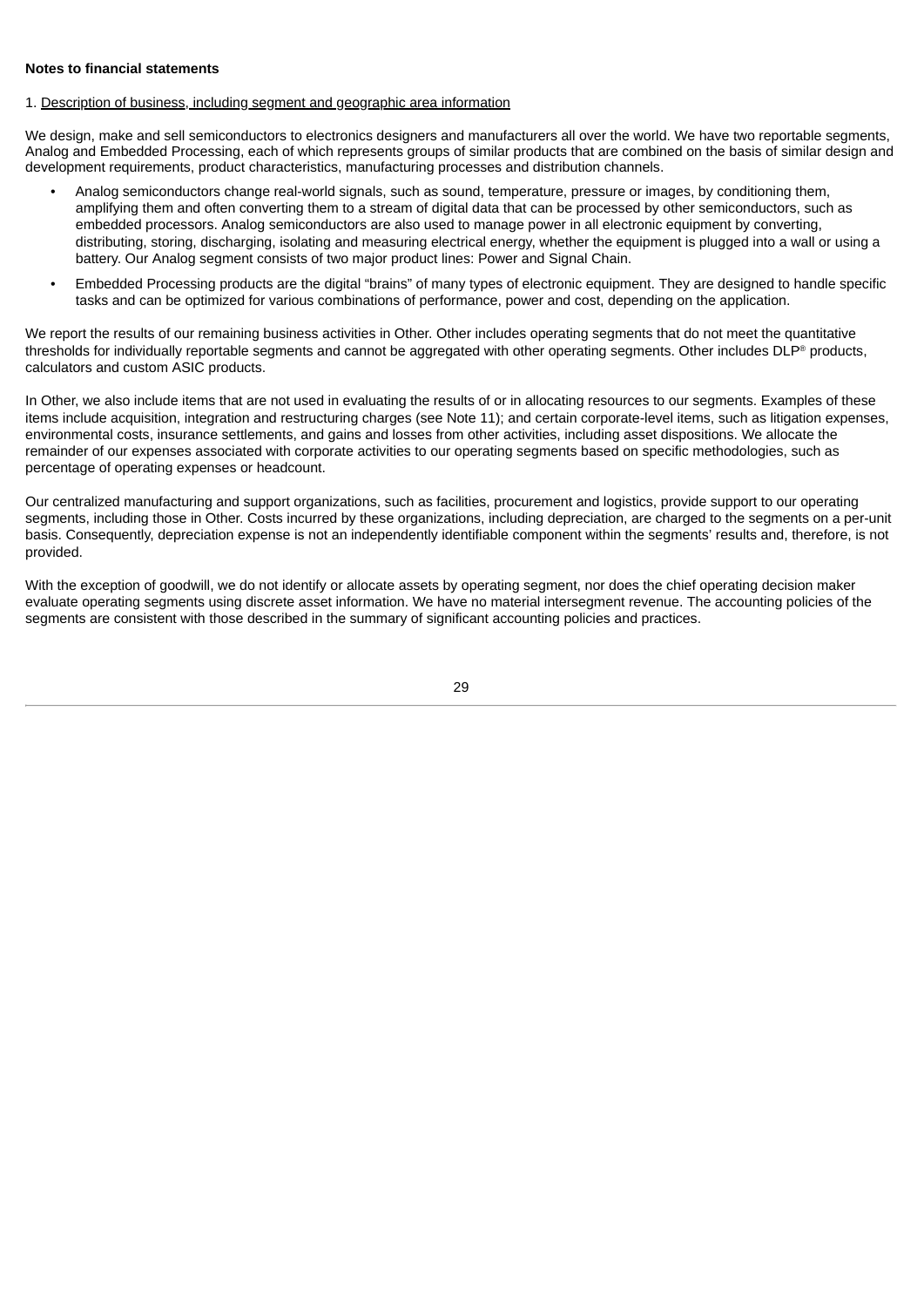**Notes to financial statements**

1. Description of business, including segment and geographic area information

We design, make and sell semiconductors to electronics designers and manufacturers all over the world. We have two reportable segments, Analog and Embedded Processing, each of which represents groups of similar products that are combined on the basis of similar design and development requirements, product characteristics, manufacturing processes and distribution channels.

- Analog semiconductors change real-world signals, such as sound, temperature, pressure or images, by conditioning them, amplifying them and often converting them to a stream of digital data that can be processed by other semiconductors, such as embedded processors. Analog semiconductors are also used to manage power in all electronic equipment by converting, distributing, storing, discharging, isolating and measuring electrical energy, whether the equipment is plugged into a wall or using a battery. Our Analog segment consists of two major product lines: Power and Signal Chain.
- Embedded Processing products are the digital "brains" of many types of electronic equipment. They are designed to handle specific tasks and can be optimized for various combinations of performance, power and cost, depending on the application.

We report the results of our remaining business activities in Other. Other includes operating segments that do not meet the quantitative thresholds for individually reportable segments and cannot be aggregated with other operating segments. Other includes DLP® products, calculators and custom ASIC products.

In Other, we also include items that are not used in evaluating the results of or in allocating resources to our segments. Examples of these items include acquisition, integration and restructuring charges (see Note 11); and certain corporate-level items, such as litigation expenses, environmental costs, insurance settlements, and gains and losses from other activities, including asset dispositions. We allocate the remainder of our expenses associated with corporate activities to our operating segments based on specific methodologies, such as percentage of operating expenses or headcount.

Our centralized manufacturing and support organizations, such as facilities, procurement and logistics, provide support to our operating segments, including those in Other. Costs incurred by these organizations, including depreciation, are charged to the segments on a per-unit basis. Consequently, depreciation expense is not an independently identifiable component within the segments' results and, therefore, is not provided.

With the exception of goodwill, we do not identify or allocate assets by operating segment, nor does the chief operating decision maker evaluate operating segments using discrete asset information. We have no material intersegment revenue. The accounting policies of the segments are consistent with those described in the summary of significant accounting policies and practices.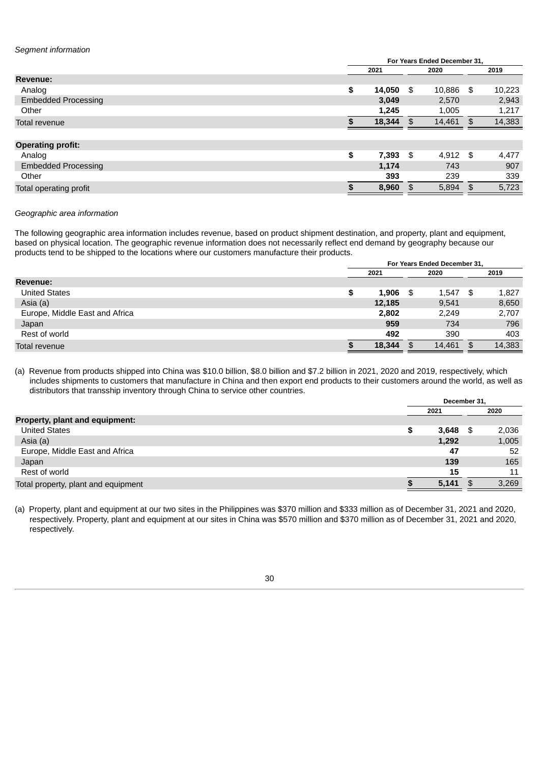*Segment information*

| | For Years Ended December 31, | | |
|---|---|---|---|
| | 2021 | 2020 | 2019 |
| **Revenue:** | | | |
| Analog | **$ 14,050** | $ 10,886 | $ 10,223 |
| Embedded Processing | **3,049** | 2,570 | 2,943 |
| Other | **1,245** | 1,005 | 1,217 |
| Total revenue | **$ 18,344** | $ 14,461 | $ 14,383 |
| | | | |
| **Operating profit:** | | | |
| Analog | **$ 7,393** | $ 4,912 | $ 4,477 |
| Embedded Processing | **1,174** | 743 | 907 |
| Other | **393** | 239 | 339 |
| Total operating profit | **$ 8,960** | $ 5,894 | $ 5,723 |

*Geographic area information*

The following geographic area information includes revenue, based on product shipment destination, and property, plant and equipment, based on physical location. The geographic revenue information does not necessarily reflect end demand by geography because our products tend to be shipped to the locations where our customers manufacture their products.

| | For Years Ended December 31, | | |
|---|---|---|---|
| | 2021 | 2020 | 2019 |
| **Revenue:** | | | |
| United States | **$ 1,906** | $ 1,547 | $ 1,827 |
| Asia (a) | **12,185** | 9,541 | 8,650 |
| Europe, Middle East and Africa | **2,802** | 2,249 | 2,707 |
| Japan | **959** | 734 | 796 |
| Rest of world | **492** | 390 | 403 |
| Total revenue | **$ 18,344** | $ 14,461 | $ 14,383 |

(a) Revenue from products shipped into China was $10.0 billion, $8.0 billion and $7.2 billion in 2021, 2020 and 2019, respectively, which includes shipments to customers that manufacture in China and then export end products to their customers around the world, as well as distributors that transship inventory through China to service other countries.

| | December 31, | |
|---|---|---|
| | 2021 | 2020 |
| **Property, plant and equipment:** | | |
| United States | **$ 3,648** | $ 2,036 |
| Asia (a) | **1,292** | 1,005 |
| Europe, Middle East and Africa | **47** | 52 |
| Japan | **139** | 165 |
| Rest of world | **15** | 11 |
| Total property, plant and equipment | **$ 5,141** | $ 3,269 |

(a) Property, plant and equipment at our two sites in the Philippines was $370 million and $333 million as of December 31, 2021 and 2020, respectively. Property, plant and equipment at our sites in China was $570 million and $370 million as of December 31, 2021 and 2020, respectively.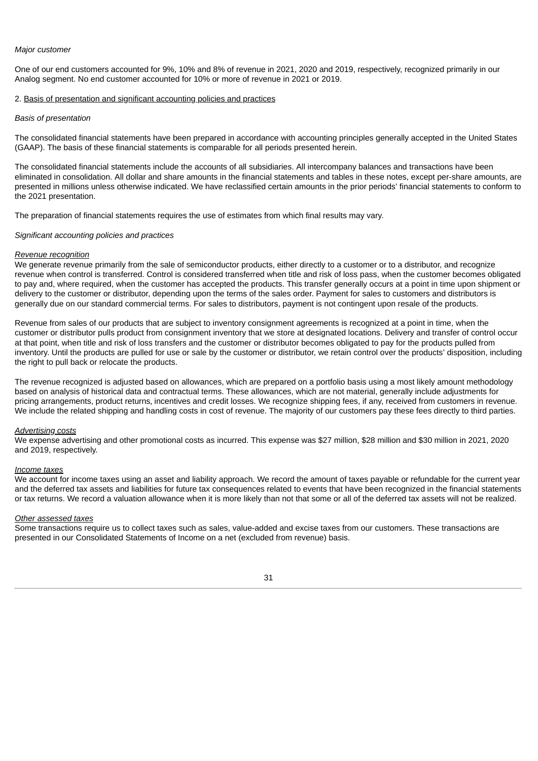*Major customer*

One of our end customers accounted for 9%, 10% and 8% of revenue in 2021, 2020 and 2019, respectively, recognized primarily in our Analog segment. No end customer accounted for 10% or more of revenue in 2021 or 2019.

2. Basis of presentation and significant accounting policies and practices

*Basis of presentation*

The consolidated financial statements have been prepared in accordance with accounting principles generally accepted in the United States (GAAP). The basis of these financial statements is comparable for all periods presented herein.

The consolidated financial statements include the accounts of all subsidiaries. All intercompany balances and transactions have been eliminated in consolidation. All dollar and share amounts in the financial statements and tables in these notes, except per-share amounts, are presented in millions unless otherwise indicated. We have reclassified certain amounts in the prior periods' financial statements to conform to the 2021 presentation.

The preparation of financial statements requires the use of estimates from which final results may vary.

*Significant accounting policies and practices*

*Revenue recognition*

We generate revenue primarily from the sale of semiconductor products, either directly to a customer or to a distributor, and recognize revenue when control is transferred. Control is considered transferred when title and risk of loss pass, when the customer becomes obligated to pay and, where required, when the customer has accepted the products. This transfer generally occurs at a point in time upon shipment or delivery to the customer or distributor, depending upon the terms of the sales order. Payment for sales to customers and distributors is generally due on our standard commercial terms. For sales to distributors, payment is not contingent upon resale of the products.

Revenue from sales of our products that are subject to inventory consignment agreements is recognized at a point in time, when the customer or distributor pulls product from consignment inventory that we store at designated locations. Delivery and transfer of control occur at that point, when title and risk of loss transfers and the customer or distributor becomes obligated to pay for the products pulled from inventory. Until the products are pulled for use or sale by the customer or distributor, we retain control over the products' disposition, including the right to pull back or relocate the products.

The revenue recognized is adjusted based on allowances, which are prepared on a portfolio basis using a most likely amount methodology based on analysis of historical data and contractual terms. These allowances, which are not material, generally include adjustments for pricing arrangements, product returns, incentives and credit losses. We recognize shipping fees, if any, received from customers in revenue. We include the related shipping and handling costs in cost of revenue. The majority of our customers pay these fees directly to third parties.

*Advertising costs*

We expense advertising and other promotional costs as incurred. This expense was $27 million, $28 million and $30 million in 2021, 2020 and 2019, respectively.

*Income taxes*

We account for income taxes using an asset and liability approach. We record the amount of taxes payable or refundable for the current year and the deferred tax assets and liabilities for future tax consequences related to events that have been recognized in the financial statements or tax returns. We record a valuation allowance when it is more likely than not that some or all of the deferred tax assets will not be realized.

*Other assessed taxes*

Some transactions require us to collect taxes such as sales, value-added and excise taxes from our customers. These transactions are presented in our Consolidated Statements of Income on a net (excluded from revenue) basis.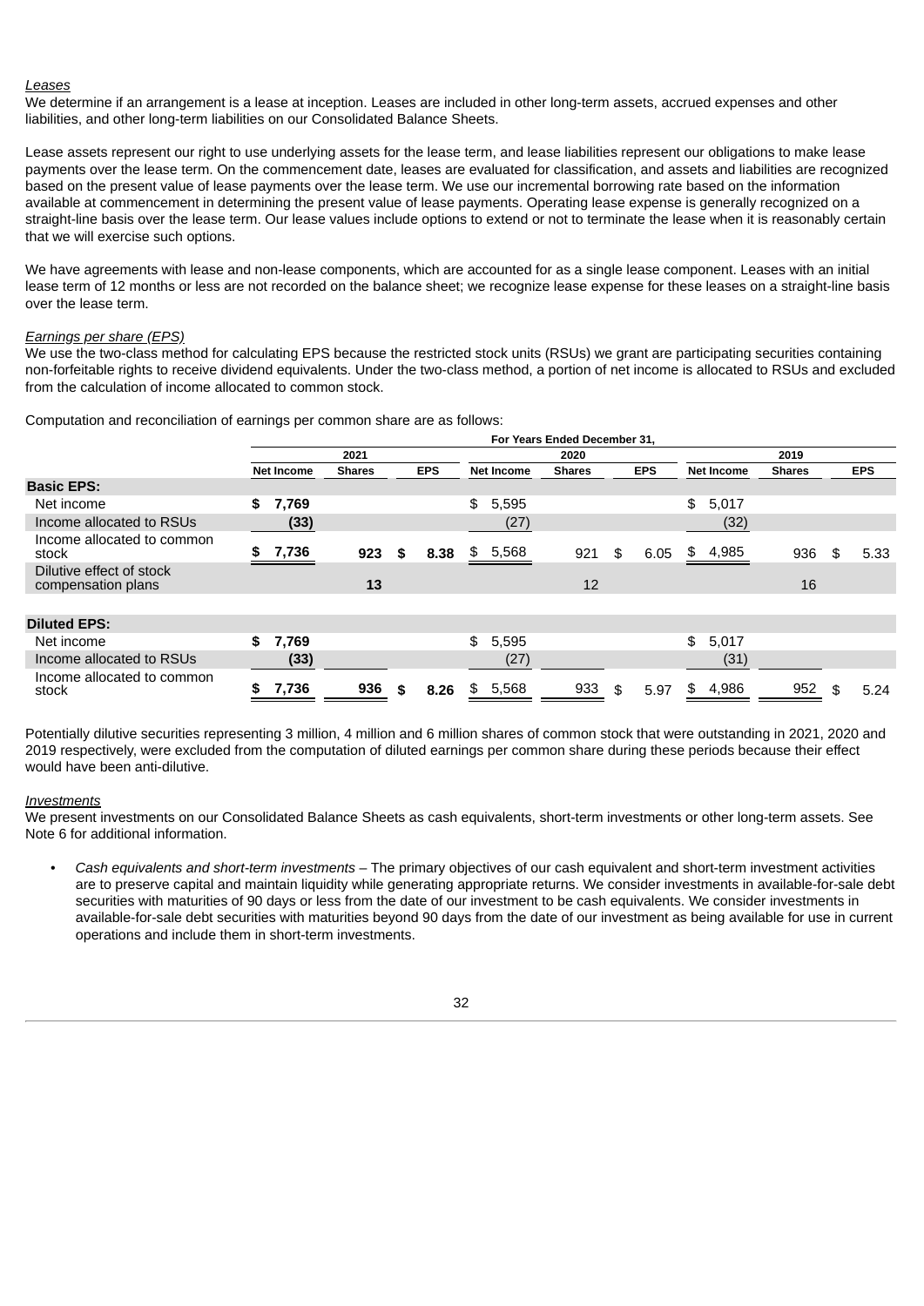*Leases*

We determine if an arrangement is a lease at inception. Leases are included in other long-term assets, accrued expenses and other liabilities, and other long-term liabilities on our Consolidated Balance Sheets.

Lease assets represent our right to use underlying assets for the lease term, and lease liabilities represent our obligations to make lease payments over the lease term. On the commencement date, leases are evaluated for classification, and assets and liabilities are recognized based on the present value of lease payments over the lease term. We use our incremental borrowing rate based on the information available at commencement in determining the present value of lease payments. Operating lease expense is generally recognized on a straight-line basis over the lease term. Our lease values include options to extend or not to terminate the lease when it is reasonably certain that we will exercise such options.

We have agreements with lease and non-lease components, which are accounted for as a single lease component. Leases with an initial lease term of 12 months or less are not recorded on the balance sheet; we recognize lease expense for these leases on a straight-line basis over the lease term.

*Earnings per share (EPS)*

We use the two-class method for calculating EPS because the restricted stock units (RSUs) we grant are participating securities containing non-forfeitable rights to receive dividend equivalents. Under the two-class method, a portion of net income is allocated to RSUs and excluded from the calculation of income allocated to common stock.

Computation and reconciliation of earnings per common share are as follows:

| | For Years Ended December 31, | | | | | | | | |
|---|---|---|---|---|---|---|---|---|---|
| | 2021 | | | 2020 | | | 2019 | | |
| | Net Income | Shares | EPS | Net Income | Shares | EPS | Net Income | Shares | EPS |
| **Basic EPS:** | | | | | | | | | |
| Net income | **$ 7,769** | | | $ 5,595 | | | $ 5,017 | | |
| Income allocated to RSUs | **(33)** | | | (27) | | | (32) | | |
| Income allocated to common stock | **$ 7,736** | **923** | **$ 8.38** | $ 5,568 | 921 | $ 6.05 | $ 4,985 | 936 | $ 5.33 |
| Dilutive effect of stock compensation plans | | **13** | | | 12 | | | 16 | |
| **Diluted EPS:** | | | | | | | | | |
| Net income | **$ 7,769** | | | $ 5,595 | | | $ 5,017 | | |
| Income allocated to RSUs | **(33)** | | | (27) | | | (31) | | |
| Income allocated to common stock | **$ 7,736** | **936** | **$ 8.26** | $ 5,568 | 933 | $ 5.97 | $ 4,986 | 952 | $ 5.24 |

Potentially dilutive securities representing 3 million, 4 million and 6 million shares of common stock that were outstanding in 2021, 2020 and 2019 respectively, were excluded from the computation of diluted earnings per common share during these periods because their effect would have been anti-dilutive.

*Investments*

We present investments on our Consolidated Balance Sheets as cash equivalents, short-term investments or other long-term assets. See Note 6 for additional information.

- *Cash equivalents and short-term investments* – The primary objectives of our cash equivalent and short-term investment activities are to preserve capital and maintain liquidity while generating appropriate returns. We consider investments in available-for-sale debt securities with maturities of 90 days or less from the date of our investment to be cash equivalents. We consider investments in available-for-sale debt securities with maturities beyond 90 days from the date of our investment as being available for use in current operations and include them in short-term investments.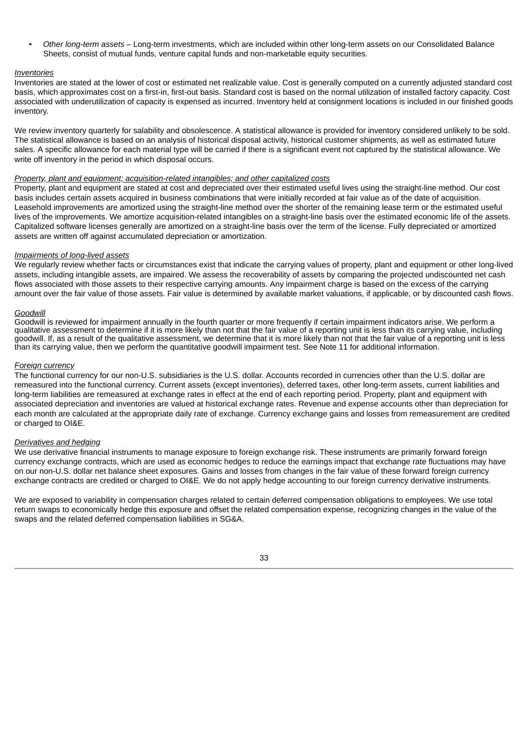- *Other long-term assets* – Long-term investments, which are included within other long-term assets on our Consolidated Balance Sheets, consist of mutual funds, venture capital funds and non-marketable equity securities.

*Inventories*

Inventories are stated at the lower of cost or estimated net realizable value. Cost is generally computed on a currently adjusted standard cost basis, which approximates cost on a first-in, first-out basis. Standard cost is based on the normal utilization of installed factory capacity. Cost associated with underutilization of capacity is expensed as incurred. Inventory held at consignment locations is included in our finished goods inventory.

We review inventory quarterly for salability and obsolescence. A statistical allowance is provided for inventory considered unlikely to be sold. The statistical allowance is based on an analysis of historical disposal activity, historical customer shipments, as well as estimated future sales. A specific allowance for each material type will be carried if there is a significant event not captured by the statistical allowance. We write off inventory in the period in which disposal occurs.

*Property, plant and equipment; acquisition-related intangibles; and other capitalized costs*

Property, plant and equipment are stated at cost and depreciated over their estimated useful lives using the straight-line method. Our cost basis includes certain assets acquired in business combinations that were initially recorded at fair value as of the date of acquisition. Leasehold improvements are amortized using the straight-line method over the shorter of the remaining lease term or the estimated useful lives of the improvements. We amortize acquisition-related intangibles on a straight-line basis over the estimated economic life of the assets. Capitalized software licenses generally are amortized on a straight-line basis over the term of the license. Fully depreciated or amortized assets are written off against accumulated depreciation or amortization.

*Impairments of long-lived assets*

We regularly review whether facts or circumstances exist that indicate the carrying values of property, plant and equipment or other long-lived assets, including intangible assets, are impaired. We assess the recoverability of assets by comparing the projected undiscounted net cash flows associated with those assets to their respective carrying amounts. Any impairment charge is based on the excess of the carrying amount over the fair value of those assets. Fair value is determined by available market valuations, if applicable, or by discounted cash flows.

*Goodwill*

Goodwill is reviewed for impairment annually in the fourth quarter or more frequently if certain impairment indicators arise. We perform a qualitative assessment to determine if it is more likely than not that the fair value of a reporting unit is less than its carrying value, including goodwill. If, as a result of the qualitative assessment, we determine that it is more likely than not that the fair value of a reporting unit is less than its carrying value, then we perform the quantitative goodwill impairment test. See Note 11 for additional information.

*Foreign currency*

The functional currency for our non-U.S. subsidiaries is the U.S. dollar. Accounts recorded in currencies other than the U.S. dollar are remeasured into the functional currency. Current assets (except inventories), deferred taxes, other long-term assets, current liabilities and long-term liabilities are remeasured at exchange rates in effect at the end of each reporting period. Property, plant and equipment with associated depreciation and inventories are valued at historical exchange rates. Revenue and expense accounts other than depreciation for each month are calculated at the appropriate daily rate of exchange. Currency exchange gains and losses from remeasurement are credited or charged to OI&E.

*Derivatives and hedging*

We use derivative financial instruments to manage exposure to foreign exchange risk. These instruments are primarily forward foreign currency exchange contracts, which are used as economic hedges to reduce the earnings impact that exchange rate fluctuations may have on our non-U.S. dollar net balance sheet exposures. Gains and losses from changes in the fair value of these forward foreign currency exchange contracts are credited or charged to OI&E. We do not apply hedge accounting to our foreign currency derivative instruments.

We are exposed to variability in compensation charges related to certain deferred compensation obligations to employees. We use total return swaps to economically hedge this exposure and offset the related compensation expense, recognizing changes in the value of the swaps and the related deferred compensation liabilities in SG&A.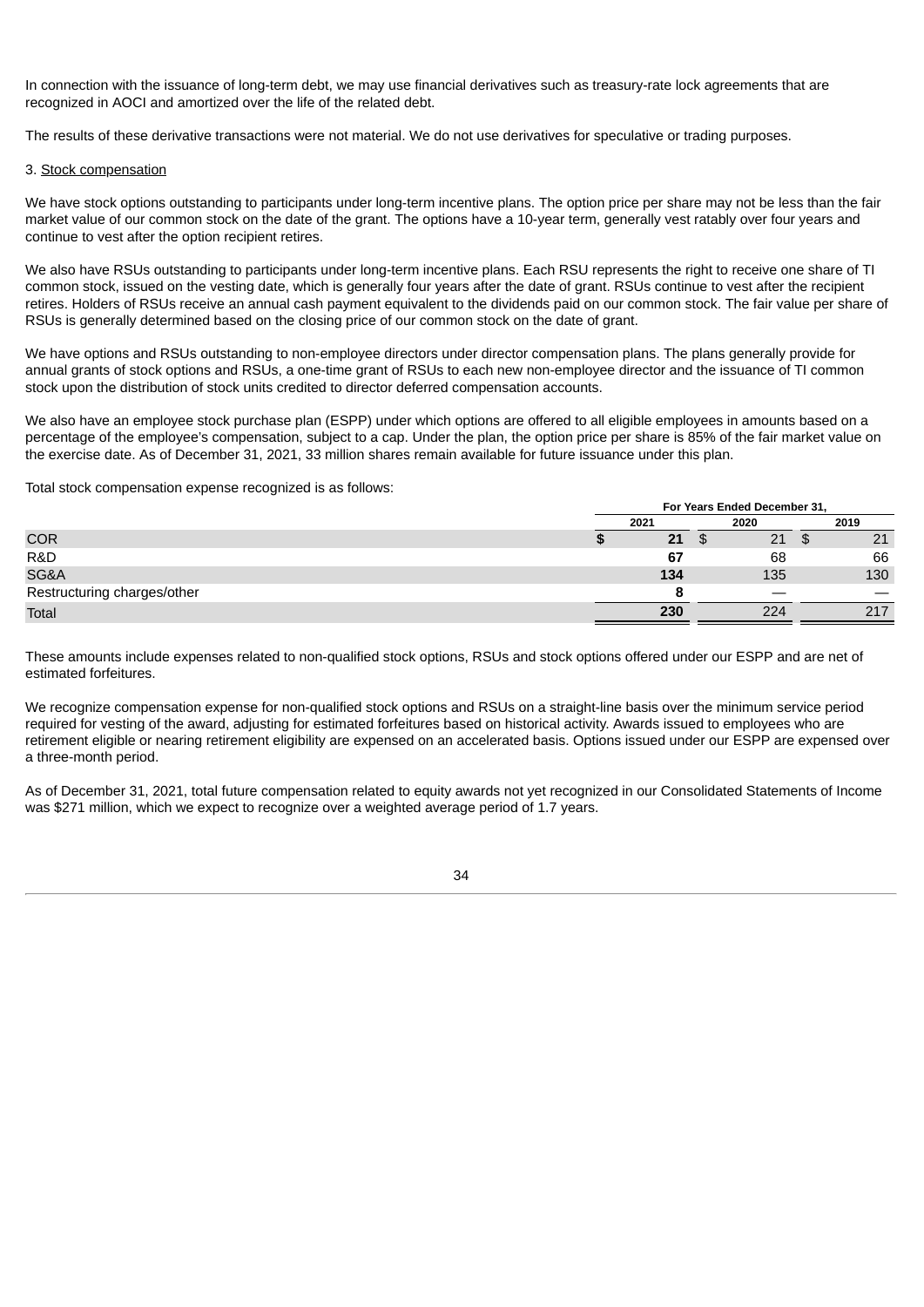In connection with the issuance of long-term debt, we may use financial derivatives such as treasury-rate lock agreements that are recognized in AOCI and amortized over the life of the related debt.

The results of these derivative transactions were not material. We do not use derivatives for speculative or trading purposes.

3. Stock compensation

We have stock options outstanding to participants under long-term incentive plans. The option price per share may not be less than the fair market value of our common stock on the date of the grant. The options have a 10-year term, generally vest ratably over four years and continue to vest after the option recipient retires.

We also have RSUs outstanding to participants under long-term incentive plans. Each RSU represents the right to receive one share of TI common stock, issued on the vesting date, which is generally four years after the date of grant. RSUs continue to vest after the recipient retires. Holders of RSUs receive an annual cash payment equivalent to the dividends paid on our common stock. The fair value per share of RSUs is generally determined based on the closing price of our common stock on the date of grant.

We have options and RSUs outstanding to non-employee directors under director compensation plans. The plans generally provide for annual grants of stock options and RSUs, a one-time grant of RSUs to each new non-employee director and the issuance of TI common stock upon the distribution of stock units credited to director deferred compensation accounts.

We also have an employee stock purchase plan (ESPP) under which options are offered to all eligible employees in amounts based on a percentage of the employee's compensation, subject to a cap. Under the plan, the option price per share is 85% of the fair market value on the exercise date. As of December 31, 2021, 33 million shares remain available for future issuance under this plan.

Total stock compensation expense recognized is as follows:

| | For Years Ended December 31, | | |
|---|---|---|---|
| | **2021** | 2020 | 2019 |
| COR | **$ 21** | $ 21 | $ 21 |
| R&D | **67** | 68 | 66 |
| SG&A | **134** | 135 | 130 |
| Restructuring charges/other | **8** | — | — |
| Total | **230** | 224 | 217 |

These amounts include expenses related to non-qualified stock options, RSUs and stock options offered under our ESPP and are net of estimated forfeitures.

We recognize compensation expense for non-qualified stock options and RSUs on a straight-line basis over the minimum service period required for vesting of the award, adjusting for estimated forfeitures based on historical activity. Awards issued to employees who are retirement eligible or nearing retirement eligibility are expensed on an accelerated basis. Options issued under our ESPP are expensed over a three-month period.

As of December 31, 2021, total future compensation related to equity awards not yet recognized in our Consolidated Statements of Income was $271 million, which we expect to recognize over a weighted average period of 1.7 years.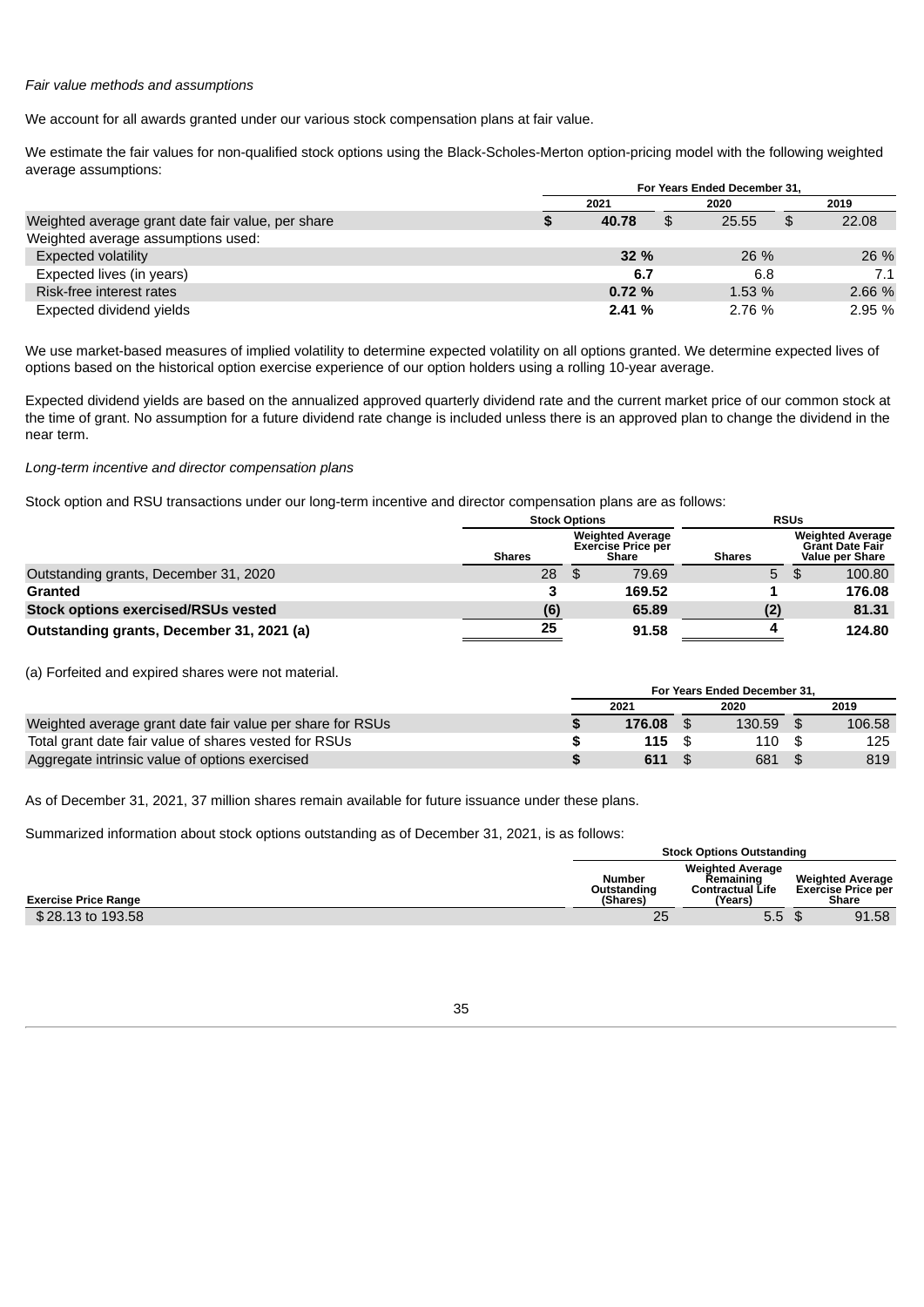*Fair value methods and assumptions*

We account for all awards granted under our various stock compensation plans at fair value.

We estimate the fair values for non-qualified stock options using the Black-Scholes-Merton option-pricing model with the following weighted average assumptions:

| | For Years Ended December 31, | | |
|---|---|---|---|
| | **2021** | 2020 | 2019 |
| Weighted average grant date fair value, per share | **$ 40.78** | $ 25.55 | $ 22.08 |
| Weighted average assumptions used: | | | |
| Expected volatility | **32 %** | 26 % | 26 % |
| Expected lives (in years) | **6.7** | 6.8 | 7.1 |
| Risk-free interest rates | **0.72 %** | 1.53 % | 2.66 % |
| Expected dividend yields | **2.41 %** | 2.76 % | 2.95 % |

We use market-based measures of implied volatility to determine expected volatility on all options granted. We determine expected lives of options based on the historical option exercise experience of our option holders using a rolling 10-year average.

Expected dividend yields are based on the annualized approved quarterly dividend rate and the current market price of our common stock at the time of grant. No assumption for a future dividend rate change is included unless there is an approved plan to change the dividend in the near term.

*Long-term incentive and director compensation plans*

Stock option and RSU transactions under our long-term incentive and director compensation plans are as follows:

| | Stock Options | | RSUs | |
|---|---|---|---|---|
| | Shares | Weighted Average Exercise Price per Share | Shares | Weighted Average Grant Date Fair Value per Share |
| Outstanding grants, December 31, 2020 | 28 | $ 79.69 | 5 | $ 100.80 |
| **Granted** | **3** | **169.52** | **1** | **176.08** |
| **Stock options exercised/RSUs vested** | **(6)** | **65.89** | **(2)** | **81.31** |
| **Outstanding grants, December 31, 2021 (a)** | **25** | **91.58** | **4** | **124.80** |

(a) Forfeited and expired shares were not material.

| | For Years Ended December 31, | | |
|---|---|---|---|
| | **2021** | 2020 | 2019 |
| Weighted average grant date fair value per share for RSUs | **$ 176.08** | $ 130.59 | $ 106.58 |
| Total grant date fair value of shares vested for RSUs | **$ 115** | $ 110 | $ 125 |
| Aggregate intrinsic value of options exercised | **$ 611** | $ 681 | $ 819 |

As of December 31, 2021, 37 million shares remain available for future issuance under these plans.

Summarized information about stock options outstanding as of December 31, 2021, is as follows:

| | Stock Options Outstanding | | |
|---|---|---|---|
| Exercise Price Range | Number Outstanding (Shares) | Weighted Average Remaining Contractual Life (Years) | Weighted Average Exercise Price per Share |
| $ 28.13 to 193.58 | 25 | 5.5 | $ 91.58 |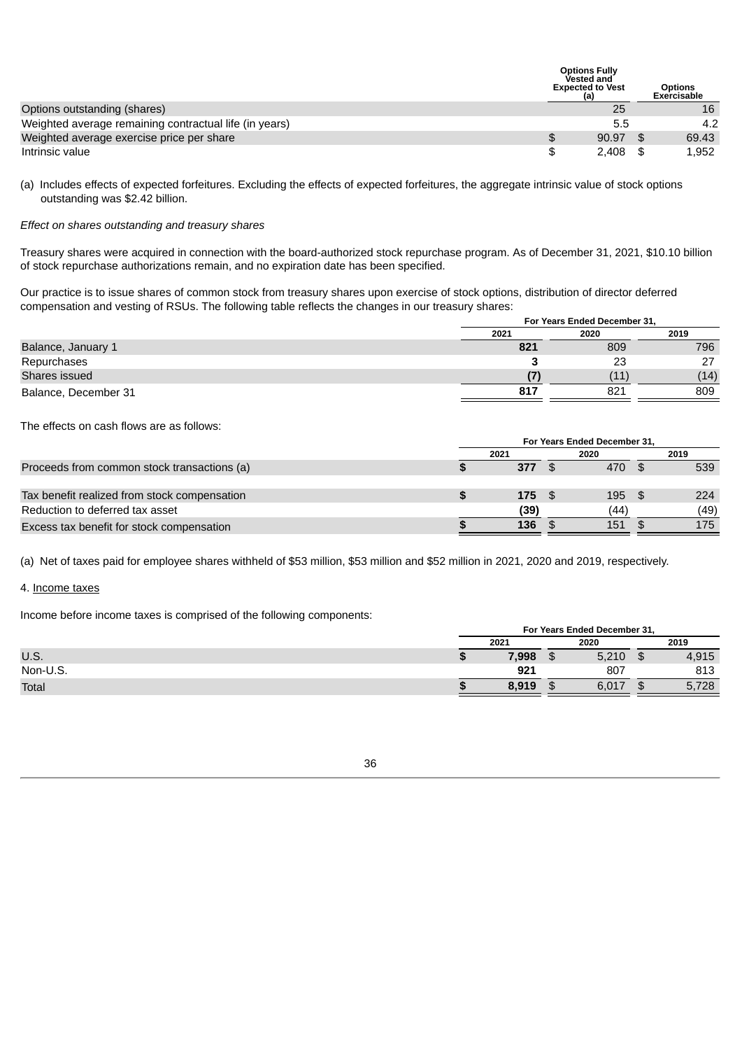| | Options Fully Vested and Expected to Vest (a) | Options Exercisable |
|---|---|---|
| Options outstanding (shares) | 25 | 16 |
| Weighted average remaining contractual life (in years) | 5.5 | 4.2 |
| Weighted average exercise price per share | $ 90.97 | $ 69.43 |
| Intrinsic value | $ 2,408 | $ 1,952 |

(a) Includes effects of expected forfeitures. Excluding the effects of expected forfeitures, the aggregate intrinsic value of stock options outstanding was $2.42 billion.

*Effect on shares outstanding and treasury shares*

Treasury shares were acquired in connection with the board-authorized stock repurchase program. As of December 31, 2021, $10.10 billion of stock repurchase authorizations remain, and no expiration date has been specified.

Our practice is to issue shares of common stock from treasury shares upon exercise of stock options, distribution of director deferred compensation and vesting of RSUs. The following table reflects the changes in our treasury shares:

| | For Years Ended December 31, | | |
|---|---|---|---|
| | **2021** | 2020 | 2019 |
| Balance, January 1 | **821** | 809 | 796 |
| Repurchases | **3** | 23 | 27 |
| Shares issued | **(7)** | (11) | (14) |
| Balance, December 31 | **817** | 821 | 809 |

The effects on cash flows are as follows:

| | For Years Ended December 31, | | |
|---|---|---|---|
| | **2021** | 2020 | 2019 |
| Proceeds from common stock transactions (a) | **$ 377** | $ 470 | $ 539 |
| | | | |
| Tax benefit realized from stock compensation | **$ 175** | $ 195 | $ 224 |
| Reduction to deferred tax asset | **(39)** | (44) | (49) |
| Excess tax benefit for stock compensation | **$ 136** | $ 151 | $ 175 |

(a) Net of taxes paid for employee shares withheld of $53 million, $53 million and $52 million in 2021, 2020 and 2019, respectively.

4. Income taxes

Income before income taxes is comprised of the following components:

| | For Years Ended December 31, | | |
|---|---|---|---|
| | **2021** | 2020 | 2019 |
| U.S. | **$ 7,998** | $ 5,210 | $ 4,915 |
| Non-U.S. | **921** | 807 | 813 |
| Total | **$ 8,919** | $ 6,017 | $ 5,728 |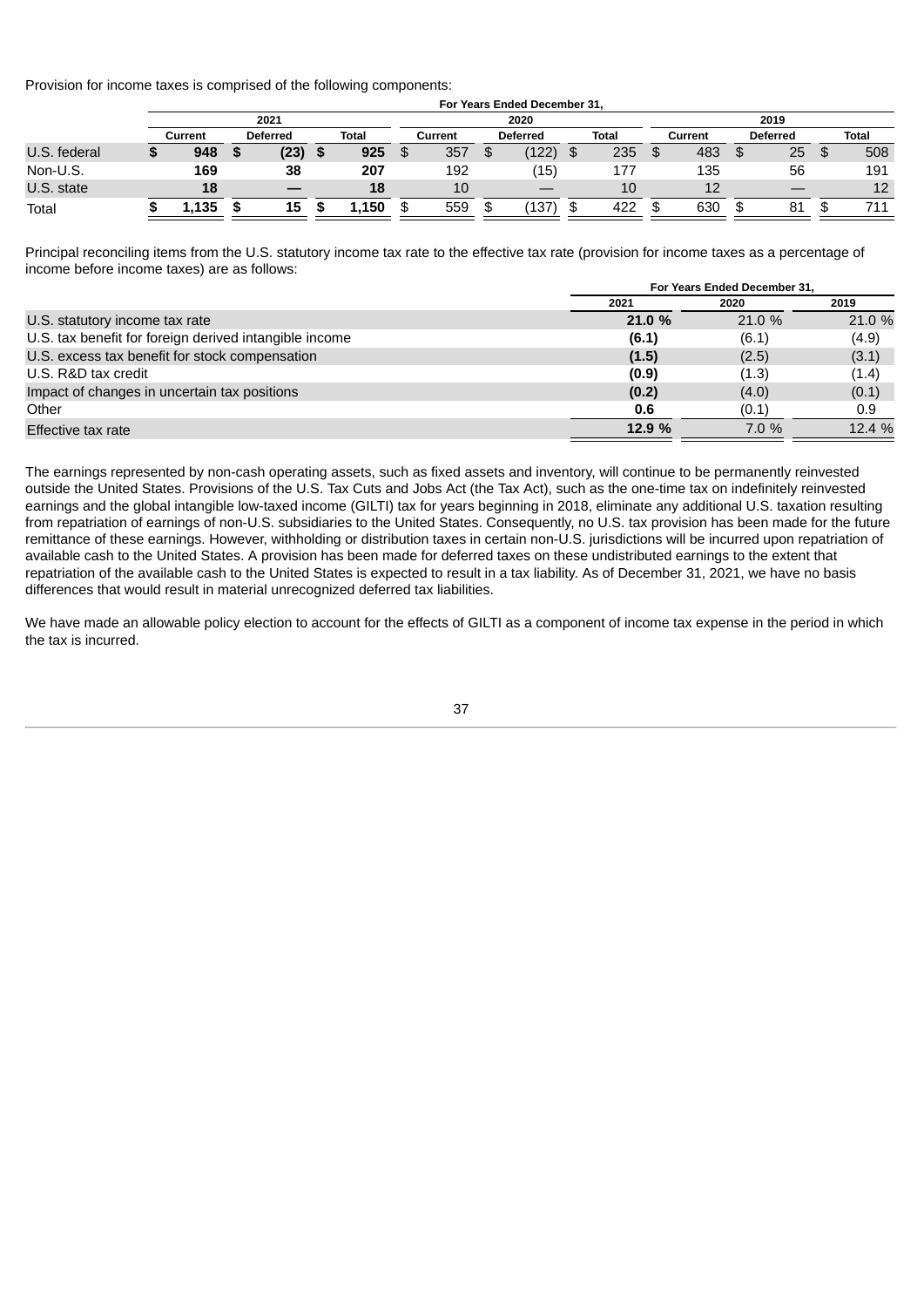Provision for income taxes is comprised of the following components:

| | For Years Ended December 31, | | | | | | | | |
|---|---|---|---|---|---|---|---|---|---|
| | 2021 | | | 2020 | | | 2019 | | |
| | Current | Deferred | Total | Current | Deferred | Total | Current | Deferred | Total |
| U.S. federal | **$ 948** | **$ (23)** | **$ 925** | $ 357 | $ (122) | $ 235 | $ 483 | $ 25 | $ 508 |
| Non-U.S. | **169** | **38** | **207** | 192 | (15) | 177 | 135 | 56 | 191 |
| U.S. state | **18** | **—** | **18** | 10 | — | 10 | 12 | — | 12 |
| Total | **$ 1,135** | **$ 15** | **$ 1,150** | $ 559 | $ (137) | $ 422 | $ 630 | $ 81 | $ 711 |

Principal reconciling items from the U.S. statutory income tax rate to the effective tax rate (provision for income taxes as a percentage of income before income taxes) are as follows:

| | For Years Ended December 31, | | |
|---|---|---|---|
| | 2021 | 2020 | 2019 |
| U.S. statutory income tax rate | **21.0 %** | 21.0 % | 21.0 % |
| U.S. tax benefit for foreign derived intangible income | **(6.1)** | (6.1) | (4.9) |
| U.S. excess tax benefit for stock compensation | **(1.5)** | (2.5) | (3.1) |
| U.S. R&D tax credit | **(0.9)** | (1.3) | (1.4) |
| Impact of changes in uncertain tax positions | **(0.2)** | (4.0) | (0.1) |
| Other | **0.6** | (0.1) | 0.9 |
| Effective tax rate | **12.9 %** | 7.0 % | 12.4 % |

The earnings represented by non-cash operating assets, such as fixed assets and inventory, will continue to be permanently reinvested outside the United States. Provisions of the U.S. Tax Cuts and Jobs Act (the Tax Act), such as the one-time tax on indefinitely reinvested earnings and the global intangible low-taxed income (GILTI) tax for years beginning in 2018, eliminate any additional U.S. taxation resulting from repatriation of earnings of non-U.S. subsidiaries to the United States. Consequently, no U.S. tax provision has been made for the future remittance of these earnings. However, withholding or distribution taxes in certain non-U.S. jurisdictions will be incurred upon repatriation of available cash to the United States. A provision has been made for deferred taxes on these undistributed earnings to the extent that repatriation of the available cash to the United States is expected to result in a tax liability. As of December 31, 2021, we have no basis differences that would result in material unrecognized deferred tax liabilities.

We have made an allowable policy election to account for the effects of GILTI as a component of income tax expense in the period in which the tax is incurred.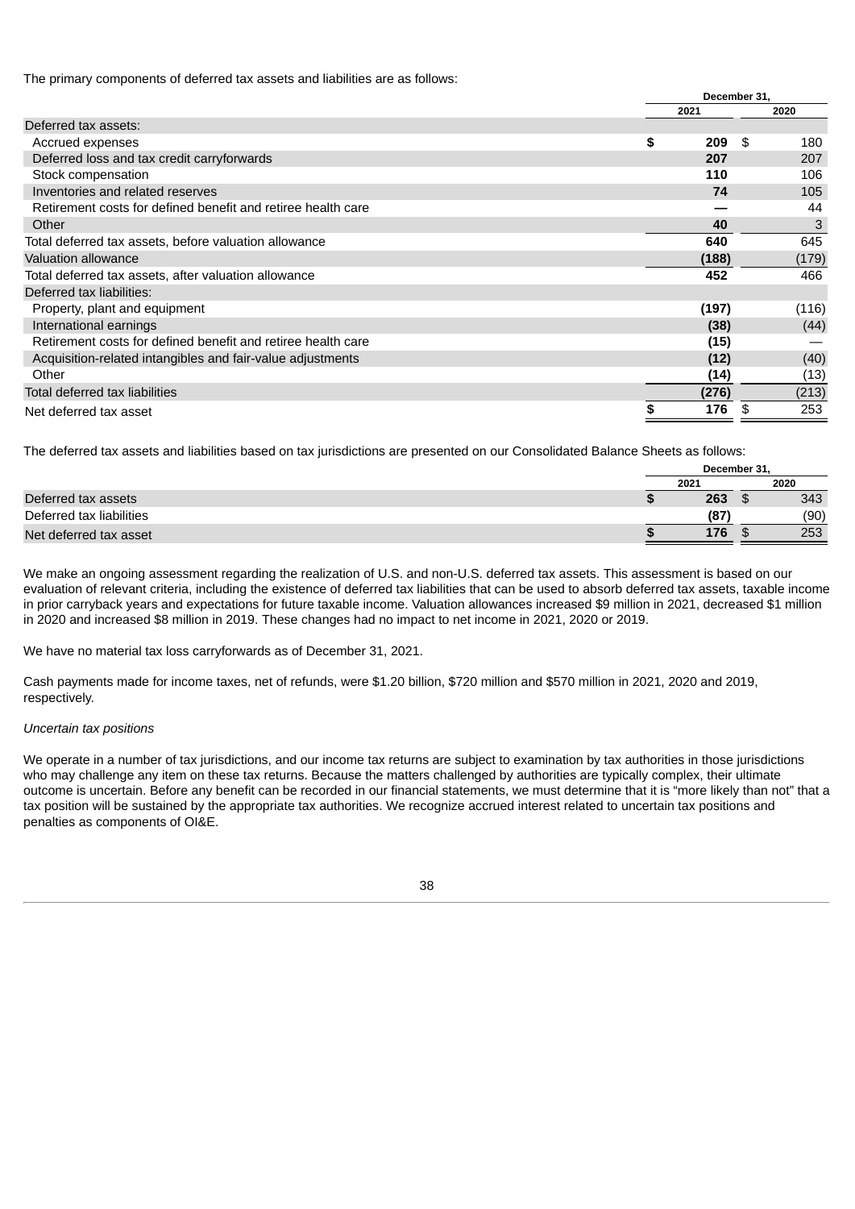The primary components of deferred tax assets and liabilities are as follows:

| | December 31, | |
|---|---|---|
| | 2021 | 2020 |
| Deferred tax assets: | | |
| Accrued expenses | **$ 209** | $ 180 |
| Deferred loss and tax credit carryforwards | **207** | 207 |
| Stock compensation | **110** | 106 |
| Inventories and related reserves | **74** | 105 |
| Retirement costs for defined benefit and retiree health care | **—** | 44 |
| Other | **40** | 3 |
| Total deferred tax assets, before valuation allowance | **640** | 645 |
| Valuation allowance | **(188)** | (179) |
| Total deferred tax assets, after valuation allowance | **452** | 466 |
| Deferred tax liabilities: | | |
| Property, plant and equipment | **(197)** | (116) |
| International earnings | **(38)** | (44) |
| Retirement costs for defined benefit and retiree health care | **(15)** | — |
| Acquisition-related intangibles and fair-value adjustments | **(12)** | (40) |
| Other | **(14)** | (13) |
| Total deferred tax liabilities | **(276)** | (213) |
| Net deferred tax asset | **$ 176** | $ 253 |

The deferred tax assets and liabilities based on tax jurisdictions are presented on our Consolidated Balance Sheets as follows:

| | December 31, | |
|---|---|---|
| | 2021 | 2020 |
| Deferred tax assets | **$ 263** | $ 343 |
| Deferred tax liabilities | **(87)** | (90) |
| Net deferred tax asset | **$ 176** | $ 253 |

We make an ongoing assessment regarding the realization of U.S. and non-U.S. deferred tax assets. This assessment is based on our evaluation of relevant criteria, including the existence of deferred tax liabilities that can be used to absorb deferred tax assets, taxable income in prior carryback years and expectations for future taxable income. Valuation allowances increased $9 million in 2021, decreased $1 million in 2020 and increased $8 million in 2019. These changes had no impact to net income in 2021, 2020 or 2019.

We have no material tax loss carryforwards as of December 31, 2021.

Cash payments made for income taxes, net of refunds, were $1.20 billion, $720 million and $570 million in 2021, 2020 and 2019, respectively.

*Uncertain tax positions*

We operate in a number of tax jurisdictions, and our income tax returns are subject to examination by tax authorities in those jurisdictions who may challenge any item on these tax returns. Because the matters challenged by authorities are typically complex, their ultimate outcome is uncertain. Before any benefit can be recorded in our financial statements, we must determine that it is "more likely than not" that a tax position will be sustained by the appropriate tax authorities. We recognize accrued interest related to uncertain tax positions and penalties as components of OI&E.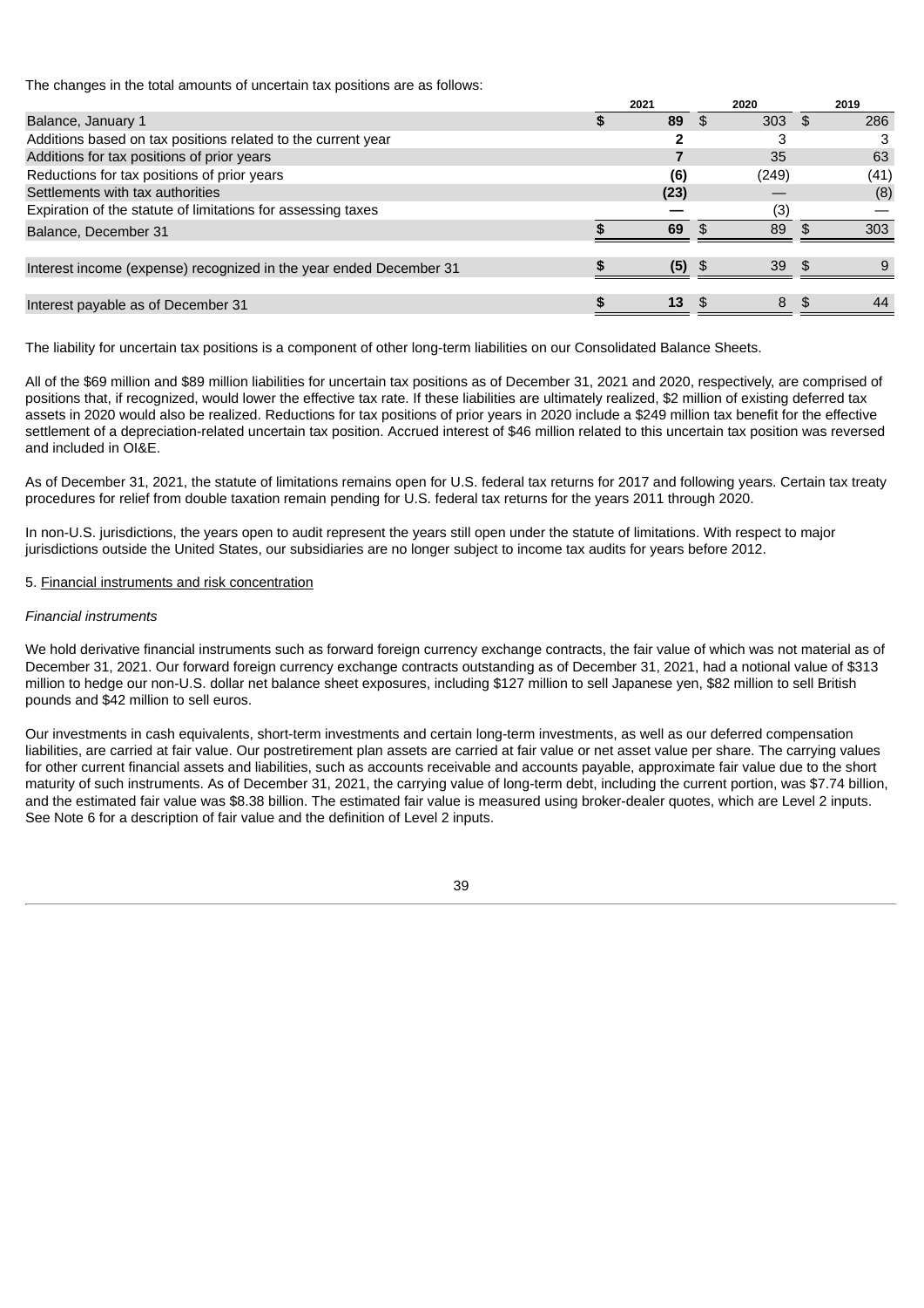The changes in the total amounts of uncertain tax positions are as follows:

| | 2021 | 2020 | 2019 |
|---|---|---|---|
| Balance, January 1 | **$ 89** | $ 303 | $ 286 |
| Additions based on tax positions related to the current year | **2** | 3 | 3 |
| Additions for tax positions of prior years | **7** | 35 | 63 |
| Reductions for tax positions of prior years | **(6)** | (249) | (41) |
| Settlements with tax authorities | **(23)** | — | (8) |
| Expiration of the statute of limitations for assessing taxes | **—** | (3) | — |
| Balance, December 31 | **$ 69** | $ 89 | $ 303 |
| | | | |
| Interest income (expense) recognized in the year ended December 31 | **$ (5)** | $ 39 | $ 9 |
| | | | |
| Interest payable as of December 31 | **$ 13** | $ 8 | $ 44 |

The liability for uncertain tax positions is a component of other long-term liabilities on our Consolidated Balance Sheets.

All of the $69 million and $89 million liabilities for uncertain tax positions as of December 31, 2021 and 2020, respectively, are comprised of positions that, if recognized, would lower the effective tax rate. If these liabilities are ultimately realized, $2 million of existing deferred tax assets in 2020 would also be realized. Reductions for tax positions of prior years in 2020 include a $249 million tax benefit for the effective settlement of a depreciation-related uncertain tax position. Accrued interest of $46 million related to this uncertain tax position was reversed and included in OI&E.

As of December 31, 2021, the statute of limitations remains open for U.S. federal tax returns for 2017 and following years. Certain tax treaty procedures for relief from double taxation remain pending for U.S. federal tax returns for the years 2011 through 2020.

In non-U.S. jurisdictions, the years open to audit represent the years still open under the statute of limitations. With respect to major jurisdictions outside the United States, our subsidiaries are no longer subject to income tax audits for years before 2012.

5. Financial instruments and risk concentration

*Financial instruments*

We hold derivative financial instruments such as forward foreign currency exchange contracts, the fair value of which was not material as of December 31, 2021. Our forward foreign currency exchange contracts outstanding as of December 31, 2021, had a notional value of $313 million to hedge our non-U.S. dollar net balance sheet exposures, including $127 million to sell Japanese yen, $82 million to sell British pounds and $42 million to sell euros.

Our investments in cash equivalents, short-term investments and certain long-term investments, as well as our deferred compensation liabilities, are carried at fair value. Our postretirement plan assets are carried at fair value or net asset value per share. The carrying values for other current financial assets and liabilities, such as accounts receivable and accounts payable, approximate fair value due to the short maturity of such instruments. As of December 31, 2021, the carrying value of long-term debt, including the current portion, was $7.74 billion, and the estimated fair value was $8.38 billion. The estimated fair value is measured using broker-dealer quotes, which are Level 2 inputs. See Note 6 for a description of fair value and the definition of Level 2 inputs.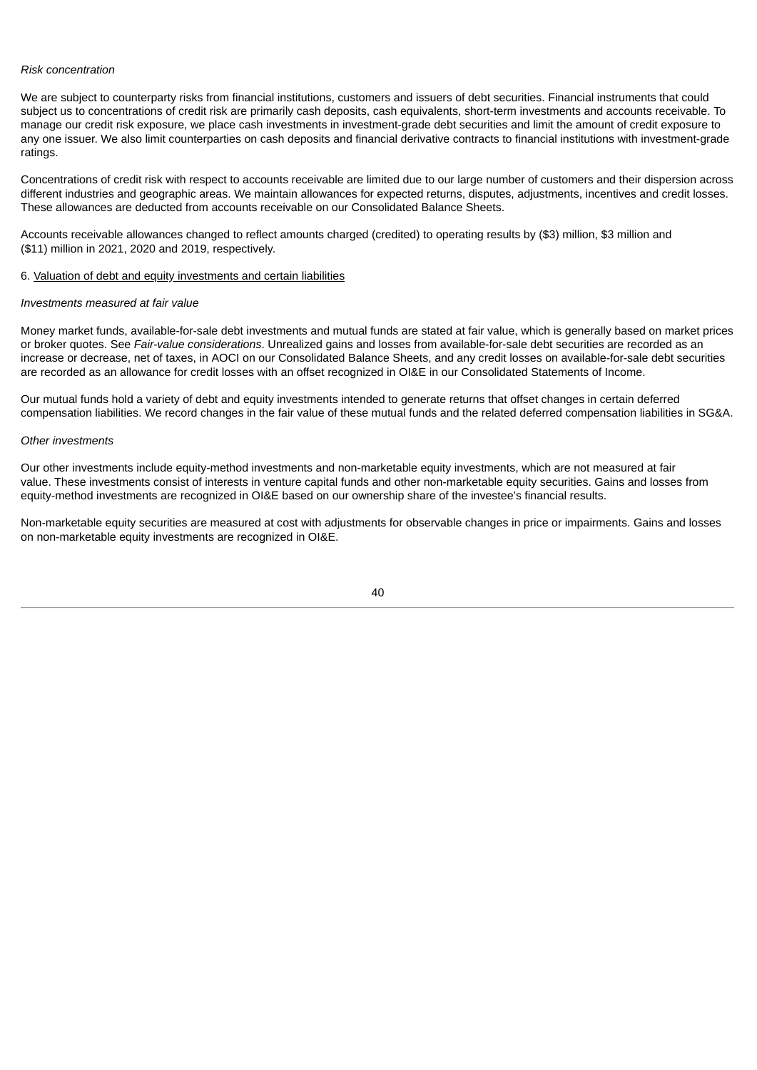*Risk concentration*

We are subject to counterparty risks from financial institutions, customers and issuers of debt securities. Financial instruments that could subject us to concentrations of credit risk are primarily cash deposits, cash equivalents, short-term investments and accounts receivable. To manage our credit risk exposure, we place cash investments in investment-grade debt securities and limit the amount of credit exposure to any one issuer. We also limit counterparties on cash deposits and financial derivative contracts to financial institutions with investment-grade ratings.

Concentrations of credit risk with respect to accounts receivable are limited due to our large number of customers and their dispersion across different industries and geographic areas. We maintain allowances for expected returns, disputes, adjustments, incentives and credit losses. These allowances are deducted from accounts receivable on our Consolidated Balance Sheets.

Accounts receivable allowances changed to reflect amounts charged (credited) to operating results by ($3) million, $3 million and ($11) million in 2021, 2020 and 2019, respectively.

6. Valuation of debt and equity investments and certain liabilities

*Investments measured at fair value*

Money market funds, available-for-sale debt investments and mutual funds are stated at fair value, which is generally based on market prices or broker quotes. See *Fair-value considerations*. Unrealized gains and losses from available-for-sale debt securities are recorded as an increase or decrease, net of taxes, in AOCI on our Consolidated Balance Sheets, and any credit losses on available-for-sale debt securities are recorded as an allowance for credit losses with an offset recognized in OI&E in our Consolidated Statements of Income.

Our mutual funds hold a variety of debt and equity investments intended to generate returns that offset changes in certain deferred compensation liabilities. We record changes in the fair value of these mutual funds and the related deferred compensation liabilities in SG&A.

*Other investments*

Our other investments include equity-method investments and non-marketable equity investments, which are not measured at fair value. These investments consist of interests in venture capital funds and other non-marketable equity securities. Gains and losses from equity-method investments are recognized in OI&E based on our ownership share of the investee's financial results.

Non-marketable equity securities are measured at cost with adjustments for observable changes in price or impairments. Gains and losses on non-marketable equity investments are recognized in OI&E.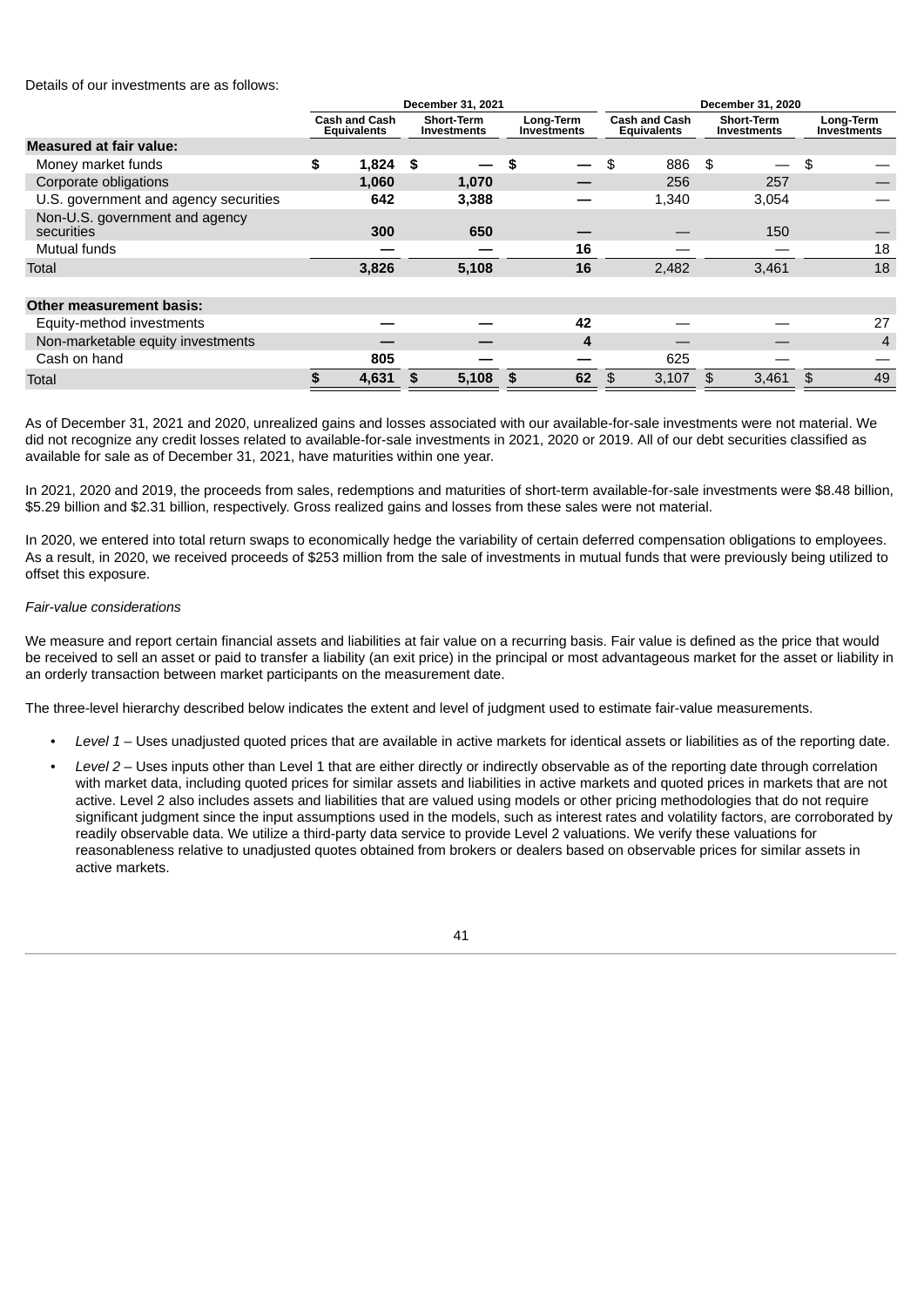Details of our investments are as follows:

| | December 31, 2021 | | | December 31, 2020 | | |
|---|---|---|---|---|---|---|
| | Cash and Cash Equivalents | Short-Term Investments | Long-Term Investments | Cash and Cash Equivalents | Short-Term Investments | Long-Term Investments |
| **Measured at fair value:** | | | | | | |
| Money market funds | $ 1,824 | $ — | $ — | $ 886 | $ — | $ — |
| Corporate obligations | 1,060 | 1,070 | — | 256 | 257 | — |
| U.S. government and agency securities | 642 | 3,388 | — | 1,340 | 3,054 | — |
| Non-U.S. government and agency securities | 300 | 650 | — | — | 150 | — |
| Mutual funds | — | — | 16 | — | — | 18 |
| Total | 3,826 | 5,108 | 16 | 2,482 | 3,461 | 18 |
| | | | | | | |
| **Other measurement basis:** | | | | | | |
| Equity-method investments | — | — | 42 | — | — | 27 |
| Non-marketable equity investments | — | — | 4 | — | — | 4 |
| Cash on hand | 805 | — | — | 625 | — | — |
| Total | $ 4,631 | $ 5,108 | $ 62 | $ 3,107 | $ 3,461 | $ 49 |

As of December 31, 2021 and 2020, unrealized gains and losses associated with our available-for-sale investments were not material. We did not recognize any credit losses related to available-for-sale investments in 2021, 2020 or 2019. All of our debt securities classified as available for sale as of December 31, 2021, have maturities within one year.

In 2021, 2020 and 2019, the proceeds from sales, redemptions and maturities of short-term available-for-sale investments were $8.48 billion, $5.29 billion and $2.31 billion, respectively. Gross realized gains and losses from these sales were not material.

In 2020, we entered into total return swaps to economically hedge the variability of certain deferred compensation obligations to employees. As a result, in 2020, we received proceeds of $253 million from the sale of investments in mutual funds that were previously being utilized to offset this exposure.

*Fair-value considerations*

We measure and report certain financial assets and liabilities at fair value on a recurring basis. Fair value is defined as the price that would be received to sell an asset or paid to transfer a liability (an exit price) in the principal or most advantageous market for the asset or liability in an orderly transaction between market participants on the measurement date.

The three-level hierarchy described below indicates the extent and level of judgment used to estimate fair-value measurements.

- *Level 1* – Uses unadjusted quoted prices that are available in active markets for identical assets or liabilities as of the reporting date.
- *Level 2* – Uses inputs other than Level 1 that are either directly or indirectly observable as of the reporting date through correlation with market data, including quoted prices for similar assets and liabilities in active markets and quoted prices in markets that are not active. Level 2 also includes assets and liabilities that are valued using models or other pricing methodologies that do not require significant judgment since the input assumptions used in the models, such as interest rates and volatility factors, are corroborated by readily observable data. We utilize a third-party data service to provide Level 2 valuations. We verify these valuations for reasonableness relative to unadjusted quotes obtained from brokers or dealers based on observable prices for similar assets in active markets.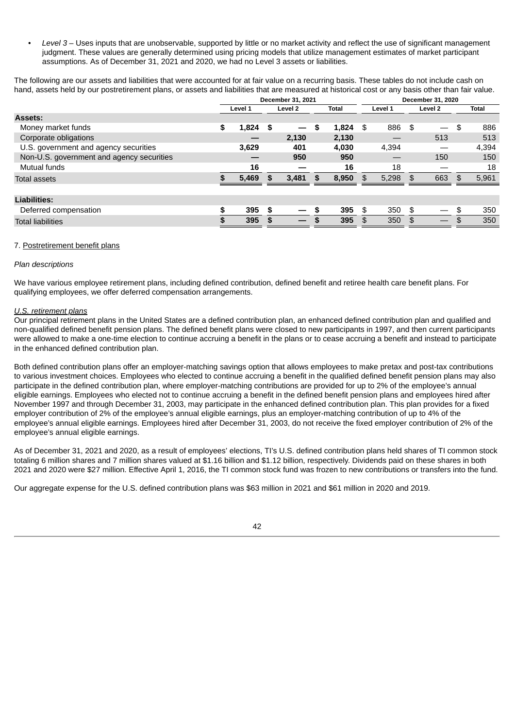- *Level 3* – Uses inputs that are unobservable, supported by little or no market activity and reflect the use of significant management judgment. These values are generally determined using pricing models that utilize management estimates of market participant assumptions. As of December 31, 2021 and 2020, we had no Level 3 assets or liabilities.

The following are our assets and liabilities that were accounted for at fair value on a recurring basis. These tables do not include cash on hand, assets held by our postretirement plans, or assets and liabilities that are measured at historical cost or any basis other than fair value.

| | December 31, 2021 | | | December 31, 2020 | | |
|---|---|---|---|---|---|---|
| | Level 1 | Level 2 | Total | Level 1 | Level 2 | Total |
| **Assets:** | | | | | | |
| Money market funds | **$ 1,824** | **$ —** | **$ 1,824** | $ 886 | $ — | $ 886 |
| Corporate obligations | **—** | **2,130** | **2,130** | — | 513 | 513 |
| U.S. government and agency securities | **3,629** | **401** | **4,030** | 4,394 | — | 4,394 |
| Non-U.S. government and agency securities | **—** | **950** | **950** | — | 150 | 150 |
| Mutual funds | **16** | **—** | **16** | 18 | — | 18 |
| Total assets | **$ 5,469** | **$ 3,481** | **$ 8,950** | $ 5,298 | $ 663 | $ 5,961 |
| | | | | | | |
| **Liabilities:** | | | | | | |
| Deferred compensation | **$ 395** | **$ —** | **$ 395** | $ 350 | $ — | $ 350 |
| Total liabilities | **$ 395** | **$ —** | **$ 395** | $ 350 | $ — | $ 350 |

7. Postretirement benefit plans

*Plan descriptions*

We have various employee retirement plans, including defined contribution, defined benefit and retiree health care benefit plans. For qualifying employees, we offer deferred compensation arrangements.

*U.S. retirement plans*

Our principal retirement plans in the United States are a defined contribution plan, an enhanced defined contribution plan and qualified and non-qualified defined benefit pension plans. The defined benefit plans were closed to new participants in 1997, and then current participants were allowed to make a one-time election to continue accruing a benefit in the plans or to cease accruing a benefit and instead to participate in the enhanced defined contribution plan.

Both defined contribution plans offer an employer-matching savings option that allows employees to make pretax and post-tax contributions to various investment choices. Employees who elected to continue accruing a benefit in the qualified defined benefit pension plans may also participate in the defined contribution plan, where employer-matching contributions are provided for up to 2% of the employee's annual eligible earnings. Employees who elected not to continue accruing a benefit in the defined benefit pension plans and employees hired after November 1997 and through December 31, 2003, may participate in the enhanced defined contribution plan. This plan provides for a fixed employer contribution of 2% of the employee's annual eligible earnings, plus an employer-matching contribution of up to 4% of the employee's annual eligible earnings. Employees hired after December 31, 2003, do not receive the fixed employer contribution of 2% of the employee's annual eligible earnings.

As of December 31, 2021 and 2020, as a result of employees' elections, TI's U.S. defined contribution plans held shares of TI common stock totaling 6 million shares and 7 million shares valued at $1.16 billion and $1.12 billion, respectively. Dividends paid on these shares in both 2021 and 2020 were $27 million. Effective April 1, 2016, the TI common stock fund was frozen to new contributions or transfers into the fund.

Our aggregate expense for the U.S. defined contribution plans was $63 million in 2021 and $61 million in 2020 and 2019.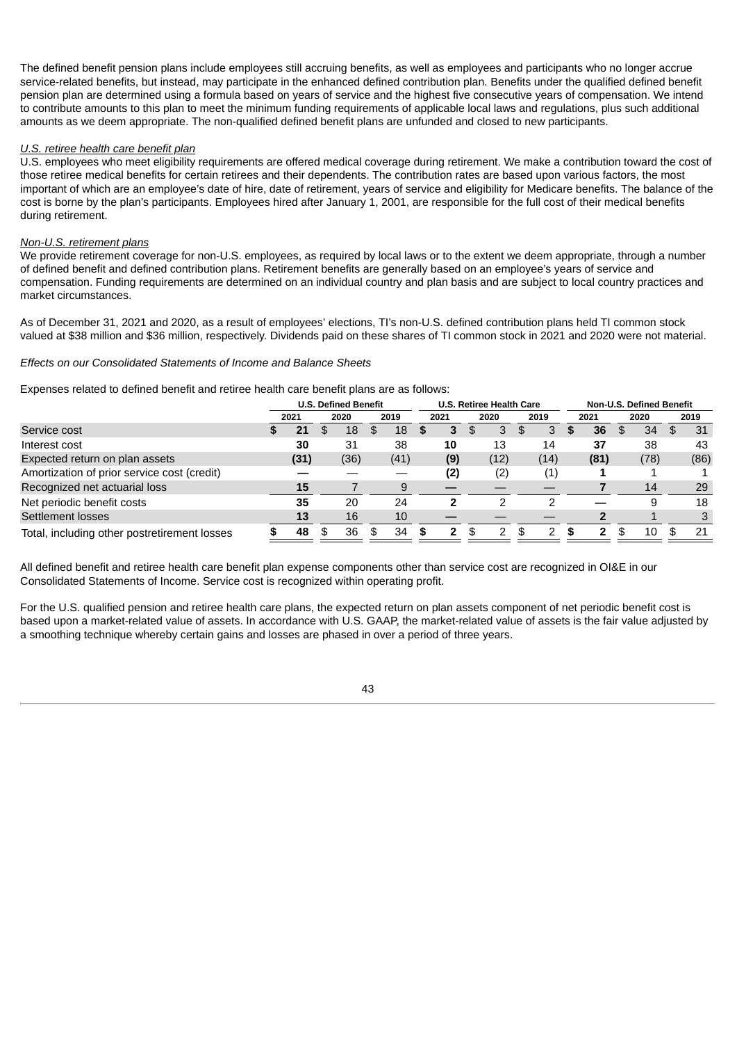The defined benefit pension plans include employees still accruing benefits, as well as employees and participants who no longer accrue service-related benefits, but instead, may participate in the enhanced defined contribution plan. Benefits under the qualified defined benefit pension plan are determined using a formula based on years of service and the highest five consecutive years of compensation. We intend to contribute amounts to this plan to meet the minimum funding requirements of applicable local laws and regulations, plus such additional amounts as we deem appropriate. The non-qualified defined benefit plans are unfunded and closed to new participants.

*U.S. retiree health care benefit plan*

U.S. employees who meet eligibility requirements are offered medical coverage during retirement. We make a contribution toward the cost of those retiree medical benefits for certain retirees and their dependents. The contribution rates are based upon various factors, the most important of which are an employee's date of hire, date of retirement, years of service and eligibility for Medicare benefits. The balance of the cost is borne by the plan's participants. Employees hired after January 1, 2001, are responsible for the full cost of their medical benefits during retirement.

*Non-U.S. retirement plans*

We provide retirement coverage for non-U.S. employees, as required by local laws or to the extent we deem appropriate, through a number of defined benefit and defined contribution plans. Retirement benefits are generally based on an employee's years of service and compensation. Funding requirements are determined on an individual country and plan basis and are subject to local country practices and market circumstances.

As of December 31, 2021 and 2020, as a result of employees' elections, TI's non-U.S. defined contribution plans held TI common stock valued at $38 million and $36 million, respectively. Dividends paid on these shares of TI common stock in 2021 and 2020 were not material.

*Effects on our Consolidated Statements of Income and Balance Sheets*

Expenses related to defined benefit and retiree health care benefit plans are as follows:

| | U.S. Defined Benefit | | | U.S. Retiree Health Care | | | Non-U.S. Defined Benefit | | |
|---|---|---|---|---|---|---|---|---|---|
| | **2021** | 2020 | 2019 | **2021** | 2020 | 2019 | **2021** | 2020 | 2019 |
| Service cost | **$ 21** | $ 18 | $ 18 | **$ 3** | $ 3 | $ 3 | **$ 36** | $ 34 | $ 31 |
| Interest cost | **30** | 31 | 38 | **10** | 13 | 14 | **37** | 38 | 43 |
| Expected return on plan assets | **(31)** | (36) | (41) | **(9)** | (12) | (14) | **(81)** | (78) | (86) |
| Amortization of prior service cost (credit) | **—** | — | — | **(2)** | (2) | (1) | **1** | 1 | 1 |
| Recognized net actuarial loss | **15** | 7 | 9 | **—** | — | — | **7** | 14 | 29 |
| Net periodic benefit costs | **35** | 20 | 24 | **2** | 2 | 2 | **—** | 9 | 18 |
| Settlement losses | **13** | 16 | 10 | **—** | — | — | **2** | 1 | 3 |
| Total, including other postretirement losses | **$ 48** | $ 36 | $ 34 | **$ 2** | $ 2 | $ 2 | **$ 2** | $ 10 | $ 21 |

All defined benefit and retiree health care benefit plan expense components other than service cost are recognized in OI&E in our Consolidated Statements of Income. Service cost is recognized within operating profit.

For the U.S. qualified pension and retiree health care plans, the expected return on plan assets component of net periodic benefit cost is based upon a market-related value of assets. In accordance with U.S. GAAP, the market-related value of assets is the fair value adjusted by a smoothing technique whereby certain gains and losses are phased in over a period of three years.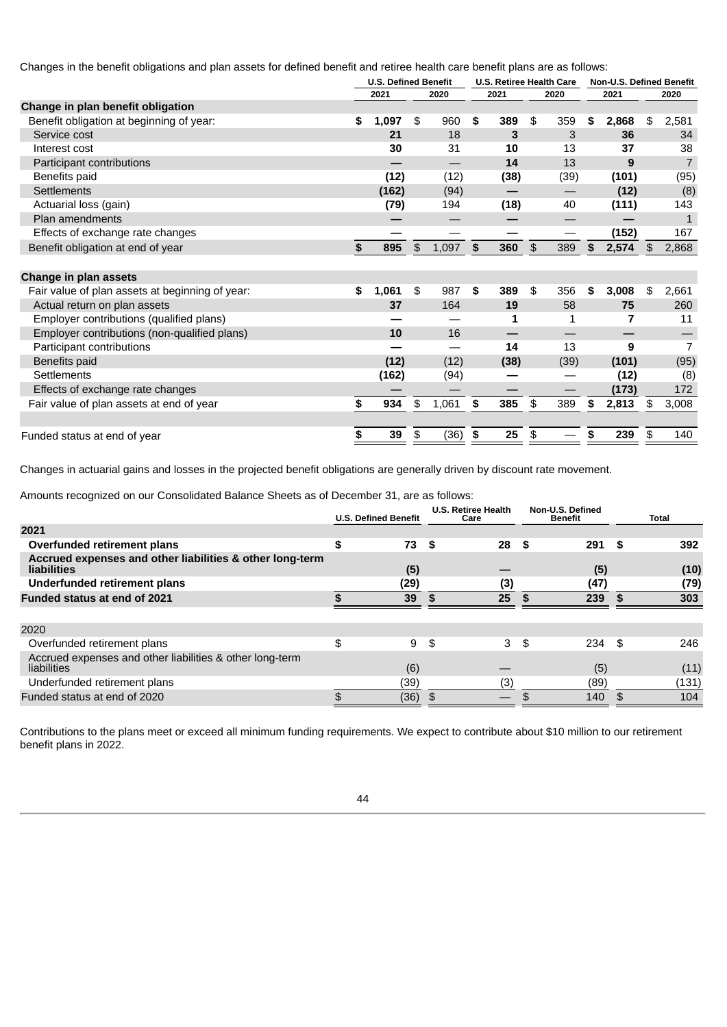Changes in the benefit obligations and plan assets for defined benefit and retiree health care benefit plans are as follows:

| | U.S. Defined Benefit | | U.S. Retiree Health Care | | Non-U.S. Defined Benefit | |
|---|---|---|---|---|---|---|
| | **2021** | 2020 | **2021** | 2020 | **2021** | 2020 |
| **Change in plan benefit obligation** | | | | | | |
| Benefit obligation at beginning of year: | **$ 1,097** | $ 960 | **$ 389** | $ 359 | **$ 2,868** | $ 2,581 |
| Service cost | **21** | 18 | **3** | 3 | **36** | 34 |
| Interest cost | **30** | 31 | **10** | 13 | **37** | 38 |
| Participant contributions | **—** | — | **14** | 13 | **9** | 7 |
| Benefits paid | **(12)** | (12) | **(38)** | (39) | **(101)** | (95) |
| Settlements | **(162)** | (94) | **—** | — | **(12)** | (8) |
| Actuarial loss (gain) | **(79)** | 194 | **(18)** | 40 | **(111)** | 143 |
| Plan amendments | **—** | — | **—** | — | **—** | 1 |
| Effects of exchange rate changes | **—** | — | **—** | — | **(152)** | 167 |
| Benefit obligation at end of year | **$ 895** | $ 1,097 | **$ 360** | $ 389 | **$ 2,574** | $ 2,868 |
| | | | | | | |
| **Change in plan assets** | | | | | | |
| Fair value of plan assets at beginning of year: | **$ 1,061** | $ 987 | **$ 389** | $ 356 | **$ 3,008** | $ 2,661 |
| Actual return on plan assets | **37** | 164 | **19** | 58 | **75** | 260 |
| Employer contributions (qualified plans) | **—** | — | **1** | 1 | **7** | 11 |
| Employer contributions (non-qualified plans) | **10** | 16 | **—** | — | **—** | — |
| Participant contributions | **—** | — | **14** | 13 | **9** | 7 |
| Benefits paid | **(12)** | (12) | **(38)** | (39) | **(101)** | (95) |
| Settlements | **(162)** | (94) | **—** | — | **(12)** | (8) |
| Effects of exchange rate changes | **—** | — | **—** | — | **(173)** | 172 |
| Fair value of plan assets at end of year | **$ 934** | $ 1,061 | **$ 385** | $ 389 | **$ 2,813** | $ 3,008 |
| | | | | | | |
| Funded status at end of year | **$ 39** | $ (36) | **$ 25** | $ — | **$ 239** | $ 140 |

Changes in actuarial gains and losses in the projected benefit obligations are generally driven by discount rate movement.

Amounts recognized on our Consolidated Balance Sheets as of December 31, are as follows:

| | U.S. Defined Benefit | U.S. Retiree Health Care | Non-U.S. Defined Benefit | Total |
|---|---|---|---|---|
| **2021** | | | | |
| **Overfunded retirement plans** | **$ 73** | **$ 28** | **$ 291** | **$ 392** |
| **Accrued expenses and other liabilities & other long-term liabilities** | **(5)** | **—** | **(5)** | **(10)** |
| **Underfunded retirement plans** | **(29)** | **(3)** | **(47)** | **(79)** |
| **Funded status at end of 2021** | **$ 39** | **$ 25** | **$ 239** | **$ 303** |
| | | | | |
| 2020 | | | | |
| Overfunded retirement plans | $ 9 | $ 3 | $ 234 | $ 246 |
| Accrued expenses and other liabilities & other long-term liabilities | (6) | — | (5) | (11) |
| Underfunded retirement plans | (39) | (3) | (89) | (131) |
| Funded status at end of 2020 | $ (36) | $ — | $ 140 | $ 104 |

Contributions to the plans meet or exceed all minimum funding requirements. We expect to contribute about $10 million to our retirement benefit plans in 2022.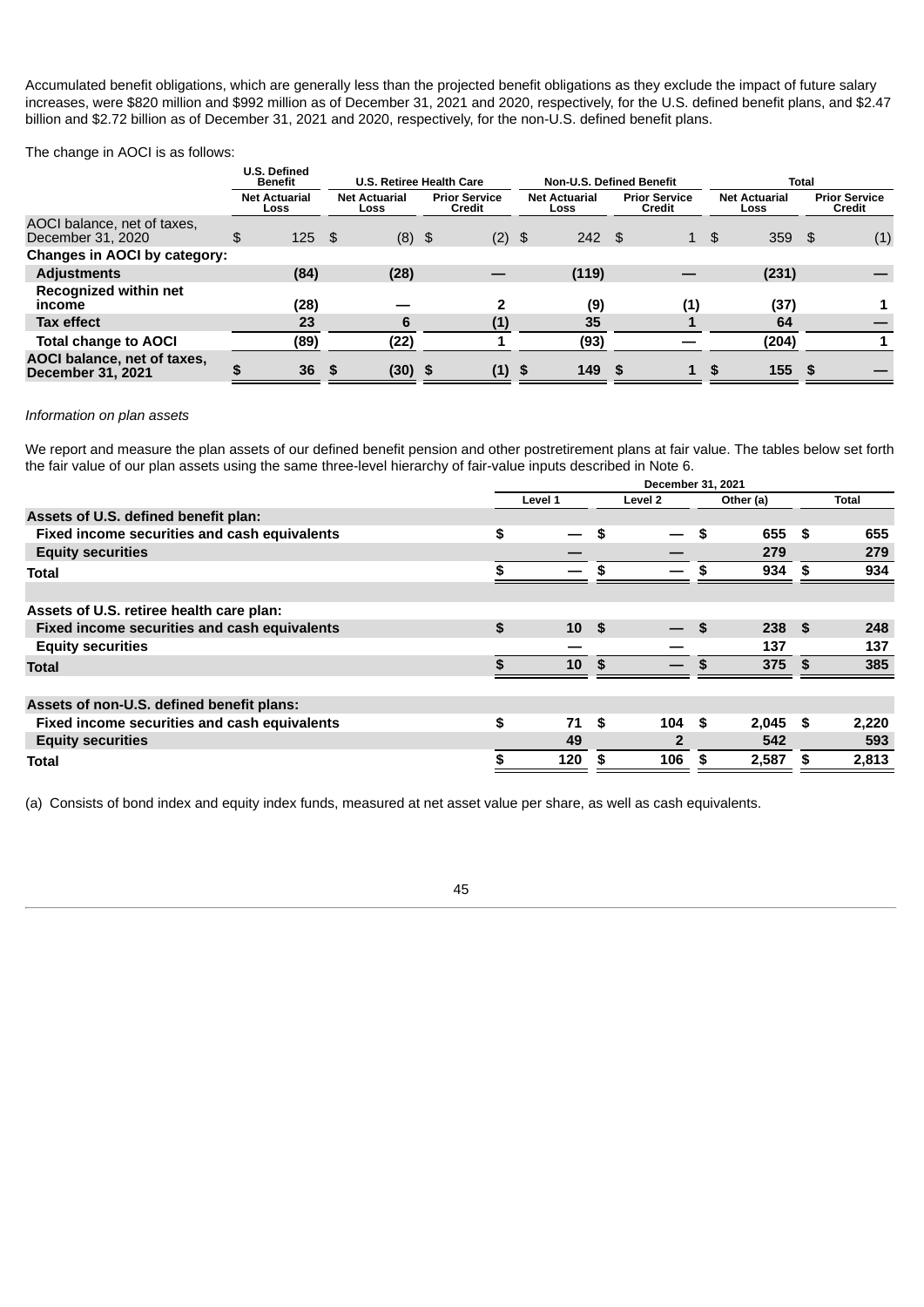Accumulated benefit obligations, which are generally less than the projected benefit obligations as they exclude the impact of future salary increases, were $820 million and $992 million as of December 31, 2021 and 2020, respectively, for the U.S. defined benefit plans, and $2.47 billion and $2.72 billion as of December 31, 2021 and 2020, respectively, for the non-U.S. defined benefit plans.

The change in AOCI is as follows:

| | U.S. Defined Benefit | U.S. Retiree Health Care | | Non-U.S. Defined Benefit | | Total | |
|---|---|---|---|---|---|---|---|
| | Net Actuarial Loss | Net Actuarial Loss | Prior Service Credit | Net Actuarial Loss | Prior Service Credit | Net Actuarial Loss | Prior Service Credit |
| AOCI balance, net of taxes, December 31, 2020 | $ 125 | $ (8) | $ (2) | $ 242 | $ 1 | $ 359 | $ (1) |
| **Changes in AOCI by category:** | | | | | | | |
| **Adjustments** | **(84)** | **(28)** | **—** | **(119)** | **—** | **(231)** | **—** |
| **Recognized within net income** | **(28)** | **—** | **2** | **(9)** | **(1)** | **(37)** | **1** |
| **Tax effect** | **23** | **6** | **(1)** | **35** | **1** | **64** | **—** |
| **Total change to AOCI** | **(89)** | **(22)** | **1** | **(93)** | **—** | **(204)** | **1** |
| **AOCI balance, net of taxes, December 31, 2021** | **$ 36** | **$ (30)** | **$ (1)** | **$ 149** | **$ 1** | **$ 155** | **$ —** |

*Information on plan assets*

We report and measure the plan assets of our defined benefit pension and other postretirement plans at fair value. The tables below set forth the fair value of our plan assets using the same three-level hierarchy of fair-value inputs described in Note 6.

| | December 31, 2021 | | | |
|---|---|---|---|---|
| | Level 1 | Level 2 | Other (a) | Total |
| **Assets of U.S. defined benefit plan:** | | | | |
| **Fixed income securities and cash equivalents** | **$ —** | **$ —** | **$ 655** | **$ 655** |
| **Equity securities** | **—** | **—** | **279** | **279** |
| **Total** | **$ —** | **$ —** | **$ 934** | **$ 934** |
| | | | | |
| **Assets of U.S. retiree health care plan:** | | | | |
| **Fixed income securities and cash equivalents** | **$ 10** | **$ —** | **$ 238** | **$ 248** |
| **Equity securities** | **—** | **—** | **137** | **137** |
| **Total** | **$ 10** | **$ —** | **$ 375** | **$ 385** |
| | | | | |
| **Assets of non-U.S. defined benefit plans:** | | | | |
| **Fixed income securities and cash equivalents** | **$ 71** | **$ 104** | **$ 2,045** | **$ 2,220** |
| **Equity securities** | **49** | **2** | **542** | **593** |
| **Total** | **$ 120** | **$ 106** | **$ 2,587** | **$ 2,813** |

(a) Consists of bond index and equity index funds, measured at net asset value per share, as well as cash equivalents.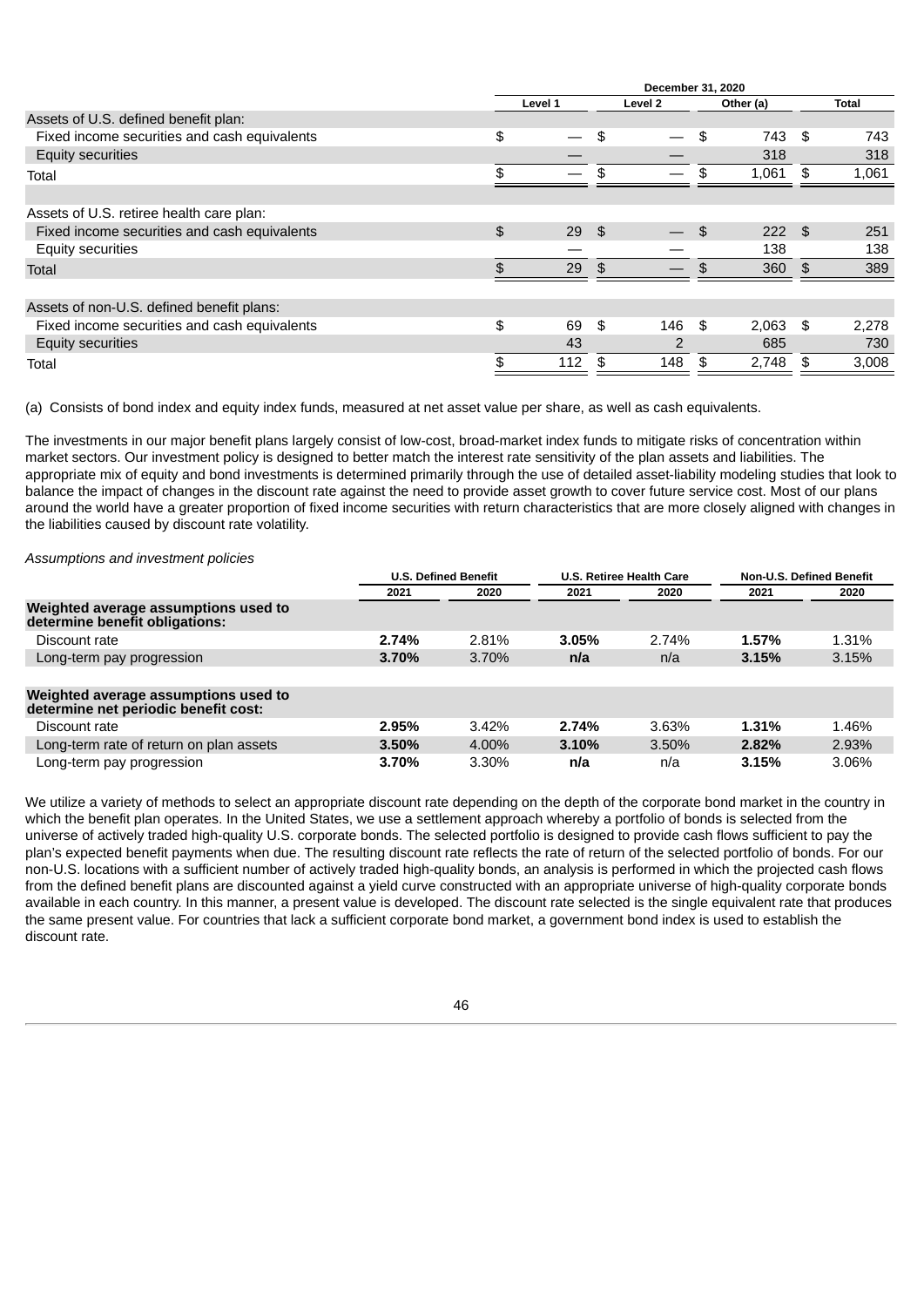| | December 31, 2020 | | | |
|---|---|---|---|---|
| | Level 1 | Level 2 | Other (a) | Total |
| Assets of U.S. defined benefit plan: | | | | |
| Fixed income securities and cash equivalents | $ — | $ — | $ 743 | $ 743 |
| Equity securities | — | — | 318 | 318 |
| Total | $ — | $ — | $ 1,061 | $ 1,061 |
| | | | | |
| Assets of U.S. retiree health care plan: | | | | |
| Fixed income securities and cash equivalents | $ 29 | $ — | $ 222 | $ 251 |
| Equity securities | — | — | 138 | 138 |
| Total | $ 29 | $ — | $ 360 | $ 389 |
| | | | | |
| Assets of non-U.S. defined benefit plans: | | | | |
| Fixed income securities and cash equivalents | $ 69 | $ 146 | $ 2,063 | $ 2,278 |
| Equity securities | 43 | 2 | 685 | 730 |
| Total | $ 112 | $ 148 | $ 2,748 | $ 3,008 |

(a) Consists of bond index and equity index funds, measured at net asset value per share, as well as cash equivalents.

The investments in our major benefit plans largely consist of low-cost, broad-market index funds to mitigate risks of concentration within market sectors. Our investment policy is designed to better match the interest rate sensitivity of the plan assets and liabilities. The appropriate mix of equity and bond investments is determined primarily through the use of detailed asset-liability modeling studies that look to balance the impact of changes in the discount rate against the need to provide asset growth to cover future service cost. Most of our plans around the world have a greater proportion of fixed income securities with return characteristics that are more closely aligned with changes in the liabilities caused by discount rate volatility.

*Assumptions and investment policies*

| | U.S. Defined Benefit | | U.S. Retiree Health Care | | Non-U.S. Defined Benefit | |
|---|---|---|---|---|---|---|
| | 2021 | 2020 | 2021 | 2020 | 2021 | 2020 |
| **Weighted average assumptions used to determine benefit obligations:** | | | | | | |
| Discount rate | **2.74%** | 2.81% | **3.05%** | 2.74% | **1.57%** | 1.31% |
| Long-term pay progression | **3.70%** | 3.70% | **n/a** | n/a | **3.15%** | 3.15% |
| | | | | | | |
| **Weighted average assumptions used to determine net periodic benefit cost:** | | | | | | |
| Discount rate | **2.95%** | 3.42% | **2.74%** | 3.63% | **1.31%** | 1.46% |
| Long-term rate of return on plan assets | **3.50%** | 4.00% | **3.10%** | 3.50% | **2.82%** | 2.93% |
| Long-term pay progression | **3.70%** | 3.30% | **n/a** | n/a | **3.15%** | 3.06% |

We utilize a variety of methods to select an appropriate discount rate depending on the depth of the corporate bond market in the country in which the benefit plan operates. In the United States, we use a settlement approach whereby a portfolio of bonds is selected from the universe of actively traded high-quality U.S. corporate bonds. The selected portfolio is designed to provide cash flows sufficient to pay the plan's expected benefit payments when due. The resulting discount rate reflects the rate of return of the selected portfolio of bonds. For our non-U.S. locations with a sufficient number of actively traded high-quality bonds, an analysis is performed in which the projected cash flows from the defined benefit plans are discounted against a yield curve constructed with an appropriate universe of high-quality corporate bonds available in each country. In this manner, a present value is developed. The discount rate selected is the single equivalent rate that produces the same present value. For countries that lack a sufficient corporate bond market, a government bond index is used to establish the discount rate.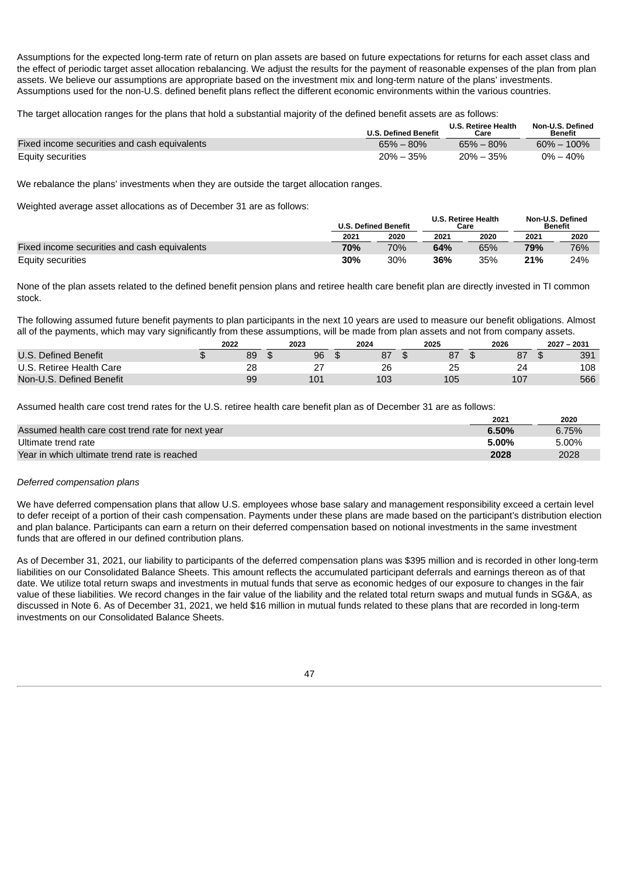Assumptions for the expected long-term rate of return on plan assets are based on future expectations for returns for each asset class and the effect of periodic target asset allocation rebalancing. We adjust the results for the payment of reasonable expenses of the plan from plan assets. We believe our assumptions are appropriate based on the investment mix and long-term nature of the plans' investments. Assumptions used for the non-U.S. defined benefit plans reflect the different economic environments within the various countries.

The target allocation ranges for the plans that hold a substantial majority of the defined benefit assets are as follows:

| | U.S. Defined Benefit | U.S. Retiree Health Care | Non-U.S. Defined Benefit |
|---|---|---|---|
| Fixed income securities and cash equivalents | 65% – 80% | 65% – 80% | 60% – 100% |
| Equity securities | 20% – 35% | 20% – 35% | 0% – 40% |

We rebalance the plans' investments when they are outside the target allocation ranges.

Weighted average asset allocations as of December 31 are as follows:

| | U.S. Defined Benefit | | U.S. Retiree Health Care | | Non-U.S. Defined Benefit | |
|---|---|---|---|---|---|---|
| | 2021 | 2020 | 2021 | 2020 | 2021 | 2020 |
| Fixed income securities and cash equivalents | **70%** | 70% | **64%** | 65% | **79%** | 76% |
| Equity securities | **30%** | 30% | **36%** | 35% | **21%** | 24% |

None of the plan assets related to the defined benefit pension plans and retiree health care benefit plan are directly invested in TI common stock.

The following assumed future benefit payments to plan participants in the next 10 years are used to measure our benefit obligations. Almost all of the payments, which may vary significantly from these assumptions, will be made from plan assets and not from company assets.

| | 2022 | 2023 | 2024 | 2025 | 2026 | 2027 – 2031 |
|---|---|---|---|---|---|---|
| U.S. Defined Benefit | $ 89 | $ 96 | $ 87 | $ 87 | $ 87 | $ 391 |
| U.S. Retiree Health Care | 28 | 27 | 26 | 25 | 24 | 108 |
| Non-U.S. Defined Benefit | 99 | 101 | 103 | 105 | 107 | 566 |

Assumed health care cost trend rates for the U.S. retiree health care benefit plan as of December 31 are as follows:

| | 2021 | 2020 |
|---|---|---|
| Assumed health care cost trend rate for next year | **6.50%** | 6.75% |
| Ultimate trend rate | **5.00%** | 5.00% |
| Year in which ultimate trend rate is reached | **2028** | 2028 |

*Deferred compensation plans*

We have deferred compensation plans that allow U.S. employees whose base salary and management responsibility exceed a certain level to defer receipt of a portion of their cash compensation. Payments under these plans are made based on the participant's distribution election and plan balance. Participants can earn a return on their deferred compensation based on notional investments in the same investment funds that are offered in our defined contribution plans.

As of December 31, 2021, our liability to participants of the deferred compensation plans was $395 million and is recorded in other long-term liabilities on our Consolidated Balance Sheets. This amount reflects the accumulated participant deferrals and earnings thereon as of that date. We utilize total return swaps and investments in mutual funds that serve as economic hedges of our exposure to changes in the fair value of these liabilities. We record changes in the fair value of the liability and the related total return swaps and mutual funds in SG&A, as discussed in Note 6. As of December 31, 2021, we held $16 million in mutual funds related to these plans that are recorded in long-term investments on our Consolidated Balance Sheets.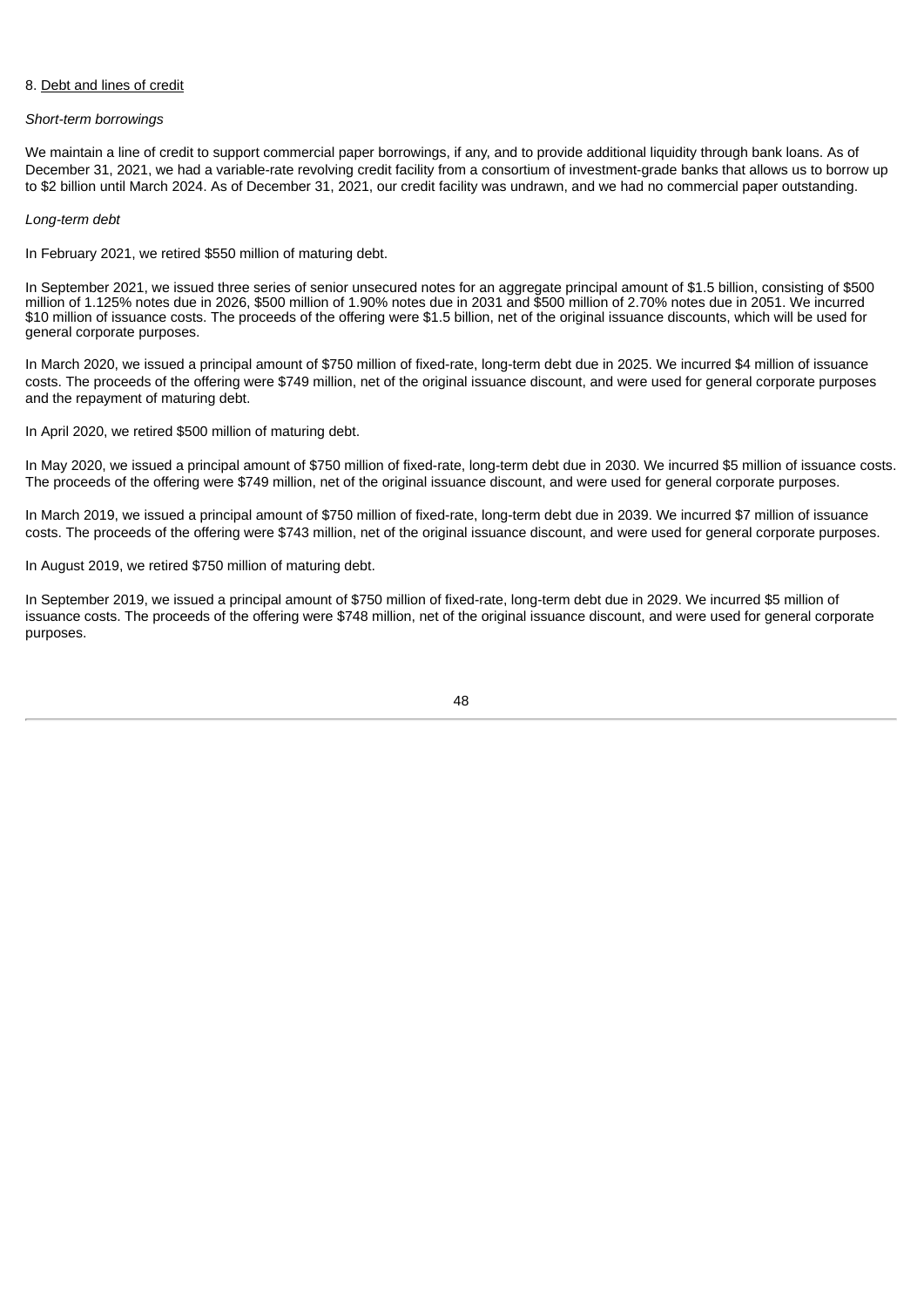8. Debt and lines of credit

*Short-term borrowings*

We maintain a line of credit to support commercial paper borrowings, if any, and to provide additional liquidity through bank loans. As of December 31, 2021, we had a variable-rate revolving credit facility from a consortium of investment-grade banks that allows us to borrow up to $2 billion until March 2024. As of December 31, 2021, our credit facility was undrawn, and we had no commercial paper outstanding.

*Long-term debt*

In February 2021, we retired $550 million of maturing debt.

In September 2021, we issued three series of senior unsecured notes for an aggregate principal amount of $1.5 billion, consisting of $500 million of 1.125% notes due in 2026, $500 million of 1.90% notes due in 2031 and $500 million of 2.70% notes due in 2051. We incurred $10 million of issuance costs. The proceeds of the offering were $1.5 billion, net of the original issuance discounts, which will be used for general corporate purposes.

In March 2020, we issued a principal amount of $750 million of fixed-rate, long-term debt due in 2025. We incurred $4 million of issuance costs. The proceeds of the offering were $749 million, net of the original issuance discount, and were used for general corporate purposes and the repayment of maturing debt.

In April 2020, we retired $500 million of maturing debt.

In May 2020, we issued a principal amount of $750 million of fixed-rate, long-term debt due in 2030. We incurred $5 million of issuance costs. The proceeds of the offering were $749 million, net of the original issuance discount, and were used for general corporate purposes.

In March 2019, we issued a principal amount of $750 million of fixed-rate, long-term debt due in 2039. We incurred $7 million of issuance costs. The proceeds of the offering were $743 million, net of the original issuance discount, and were used for general corporate purposes.

In August 2019, we retired $750 million of maturing debt.

In September 2019, we issued a principal amount of $750 million of fixed-rate, long-term debt due in 2029. We incurred $5 million of issuance costs. The proceeds of the offering were $748 million, net of the original issuance discount, and were used for general corporate purposes.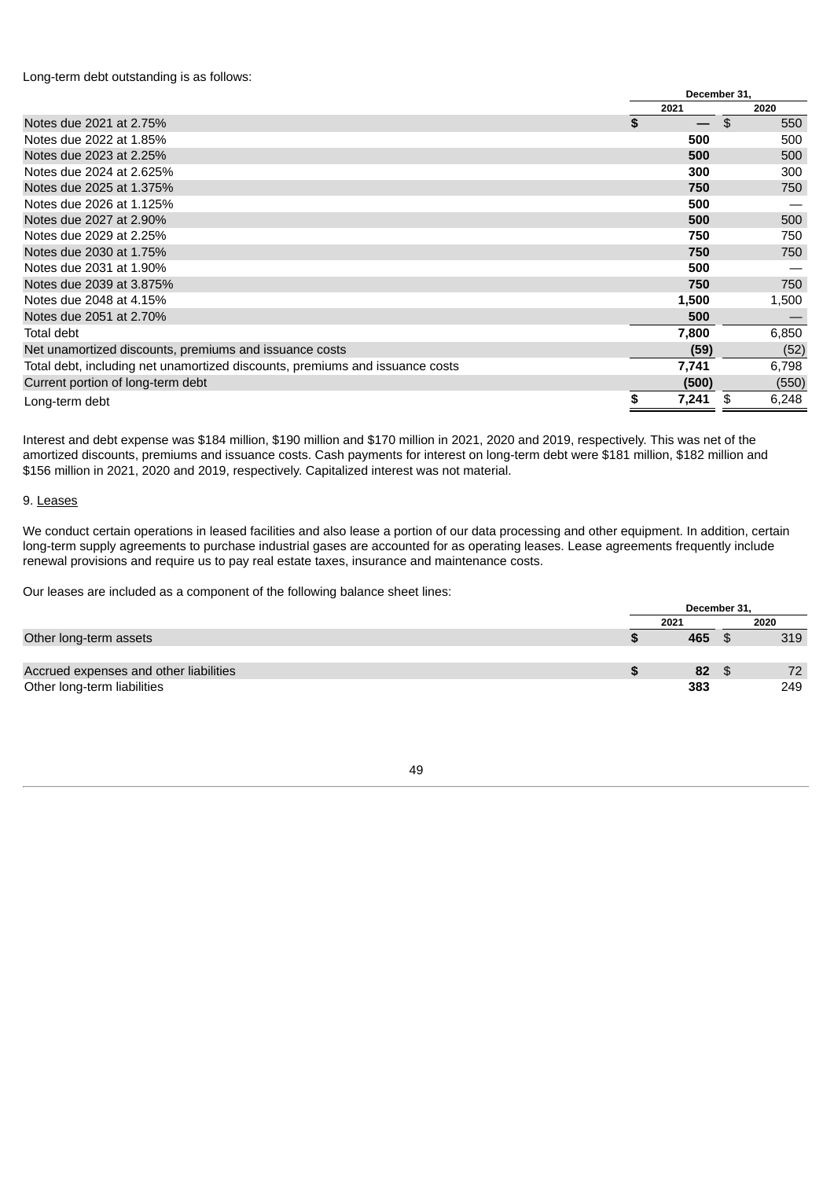Long-term debt outstanding is as follows:

| | December 31, | |
|---|---|---|
| | 2021 | 2020 |
| Notes due 2021 at 2.75% | **$ —** | $ 550 |
| Notes due 2022 at 1.85% | **500** | 500 |
| Notes due 2023 at 2.25% | **500** | 500 |
| Notes due 2024 at 2.625% | **300** | 300 |
| Notes due 2025 at 1.375% | **750** | 750 |
| Notes due 2026 at 1.125% | **500** | — |
| Notes due 2027 at 2.90% | **500** | 500 |
| Notes due 2029 at 2.25% | **750** | 750 |
| Notes due 2030 at 1.75% | **750** | 750 |
| Notes due 2031 at 1.90% | **500** | — |
| Notes due 2039 at 3.875% | **750** | 750 |
| Notes due 2048 at 4.15% | **1,500** | 1,500 |
| Notes due 2051 at 2.70% | **500** | — |
| Total debt | **7,800** | 6,850 |
| Net unamortized discounts, premiums and issuance costs | **(59)** | (52) |
| Total debt, including net unamortized discounts, premiums and issuance costs | **7,741** | 6,798 |
| Current portion of long-term debt | **(500)** | (550) |
| Long-term debt | **$ 7,241** | $ 6,248 |

Interest and debt expense was $184 million, $190 million and $170 million in 2021, 2020 and 2019, respectively. This was net of the amortized discounts, premiums and issuance costs. Cash payments for interest on long-term debt were $181 million, $182 million and $156 million in 2021, 2020 and 2019, respectively. Capitalized interest was not material.

9. Leases

We conduct certain operations in leased facilities and also lease a portion of our data processing and other equipment. In addition, certain long-term supply agreements to purchase industrial gases are accounted for as operating leases. Lease agreements frequently include renewal provisions and require us to pay real estate taxes, insurance and maintenance costs.

Our leases are included as a component of the following balance sheet lines:

| | December 31, | |
|---|---|---|
| | 2021 | 2020 |
| Other long-term assets | **$ 465** | $ 319 |
| | | |
| Accrued expenses and other liabilities | **$ 82** | $ 72 |
| Other long-term liabilities | **383** | 249 |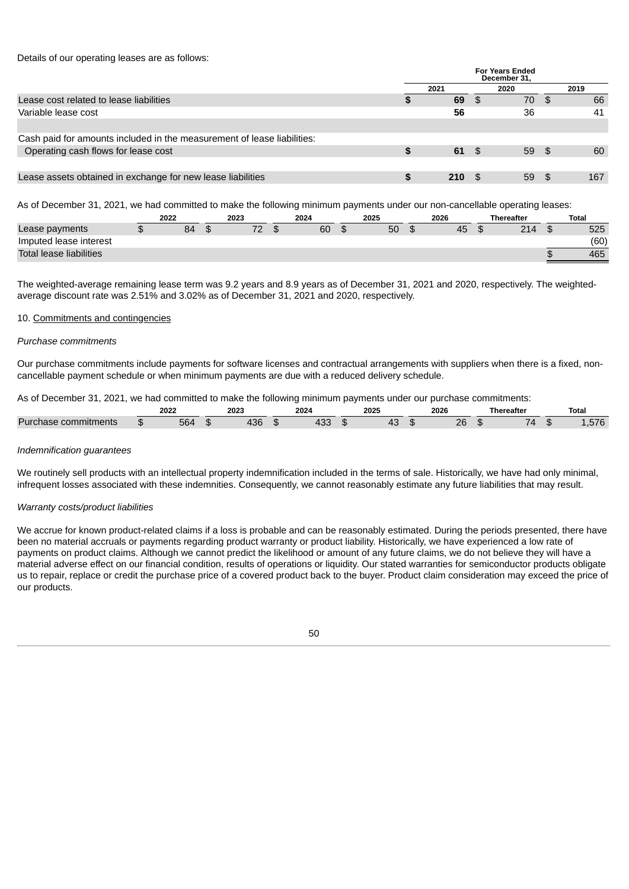Details of our operating leases are as follows:

| | For Years Ended December 31, | | |
|---|---|---|---|
| | 2021 | 2020 | 2019 |
| Lease cost related to lease liabilities | **$ 69** | $ 70 | $ 66 |
| Variable lease cost | **56** | 36 | 41 |
| | | | |
| Cash paid for amounts included in the measurement of lease liabilities: | | | |
| Operating cash flows for lease cost | **$ 61** | $ 59 | $ 60 |
| | | | |
| Lease assets obtained in exchange for new lease liabilities | **$ 210** | $ 59 | $ 167 |

As of December 31, 2021, we had committed to make the following minimum payments under our non-cancellable operating leases:

| | 2022 | 2023 | 2024 | 2025 | 2026 | Thereafter | Total |
|---|---|---|---|---|---|---|---|
| Lease payments | $ 84 | $ 72 | $ 60 | $ 50 | $ 45 | $ 214 | $ 525 |
| Imputed lease interest | | | | | | | (60) |
| Total lease liabilities | | | | | | | $ 465 |

The weighted-average remaining lease term was 9.2 years and 8.9 years as of December 31, 2021 and 2020, respectively. The weighted-average discount rate was 2.51% and 3.02% as of December 31, 2021 and 2020, respectively.

10. Commitments and contingencies

*Purchase commitments*

Our purchase commitments include payments for software licenses and contractual arrangements with suppliers when there is a fixed, non-cancellable payment schedule or when minimum payments are due with a reduced delivery schedule.

As of December 31, 2021, we had committed to make the following minimum payments under our purchase commitments:

| | 2022 | 2023 | 2024 | 2025 | 2026 | Thereafter | Total |
|---|---|---|---|---|---|---|---|
| Purchase commitments | $ 564 | $ 436 | $ 433 | $ 43 | $ 26 | $ 74 | $ 1,576 |

*Indemnification guarantees*

We routinely sell products with an intellectual property indemnification included in the terms of sale. Historically, we have had only minimal, infrequent losses associated with these indemnities. Consequently, we cannot reasonably estimate any future liabilities that may result.

*Warranty costs/product liabilities*

We accrue for known product-related claims if a loss is probable and can be reasonably estimated. During the periods presented, there have been no material accruals or payments regarding product warranty or product liability. Historically, we have experienced a low rate of payments on product claims. Although we cannot predict the likelihood or amount of any future claims, we do not believe they will have a material adverse effect on our financial condition, results of operations or liquidity. Our stated warranties for semiconductor products obligate us to repair, replace or credit the purchase price of a covered product back to the buyer. Product claim consideration may exceed the price of our products.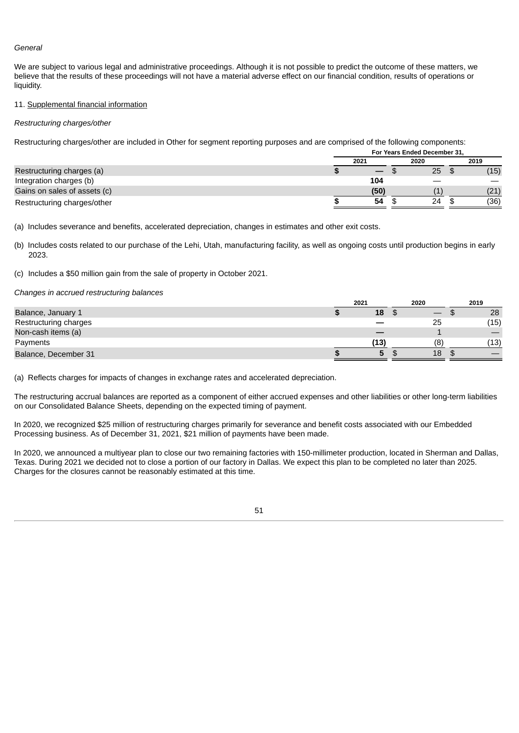*General*

We are subject to various legal and administrative proceedings. Although it is not possible to predict the outcome of these matters, we believe that the results of these proceedings will not have a material adverse effect on our financial condition, results of operations or liquidity.

11. Supplemental financial information

*Restructuring charges/other*

Restructuring charges/other are included in Other for segment reporting purposes and are comprised of the following components:

| | For Years Ended December 31, | | |
|---|---|---|---|
| | 2021 | 2020 | 2019 |
| Restructuring charges (a) | **$ —** | $ 25 | $ (15) |
| Integration charges (b) | **104** | — | — |
| Gains on sales of assets (c) | **(50)** | (1) | (21) |
| Restructuring charges/other | **$ 54** | $ 24 | $ (36) |

(a) Includes severance and benefits, accelerated depreciation, changes in estimates and other exit costs.

(b) Includes costs related to our purchase of the Lehi, Utah, manufacturing facility, as well as ongoing costs until production begins in early 2023.

(c) Includes a $50 million gain from the sale of property in October 2021.

*Changes in accrued restructuring balances*

| | 2021 | 2020 | 2019 |
|---|---|---|---|
| Balance, January 1 | **$ 18** | $ — | $ 28 |
| Restructuring charges | **—** | 25 | (15) |
| Non-cash items (a) | **—** | 1 | — |
| Payments | **(13)** | (8) | (13) |
| Balance, December 31 | **$ 5** | $ 18 | $ — |

(a) Reflects charges for impacts of changes in exchange rates and accelerated depreciation.

The restructuring accrual balances are reported as a component of either accrued expenses and other liabilities or other long-term liabilities on our Consolidated Balance Sheets, depending on the expected timing of payment.

In 2020, we recognized $25 million of restructuring charges primarily for severance and benefit costs associated with our Embedded Processing business. As of December 31, 2021, $21 million of payments have been made.

In 2020, we announced a multiyear plan to close our two remaining factories with 150-millimeter production, located in Sherman and Dallas, Texas. During 2021 we decided not to close a portion of our factory in Dallas. We expect this plan to be completed no later than 2025. Charges for the closures cannot be reasonably estimated at this time.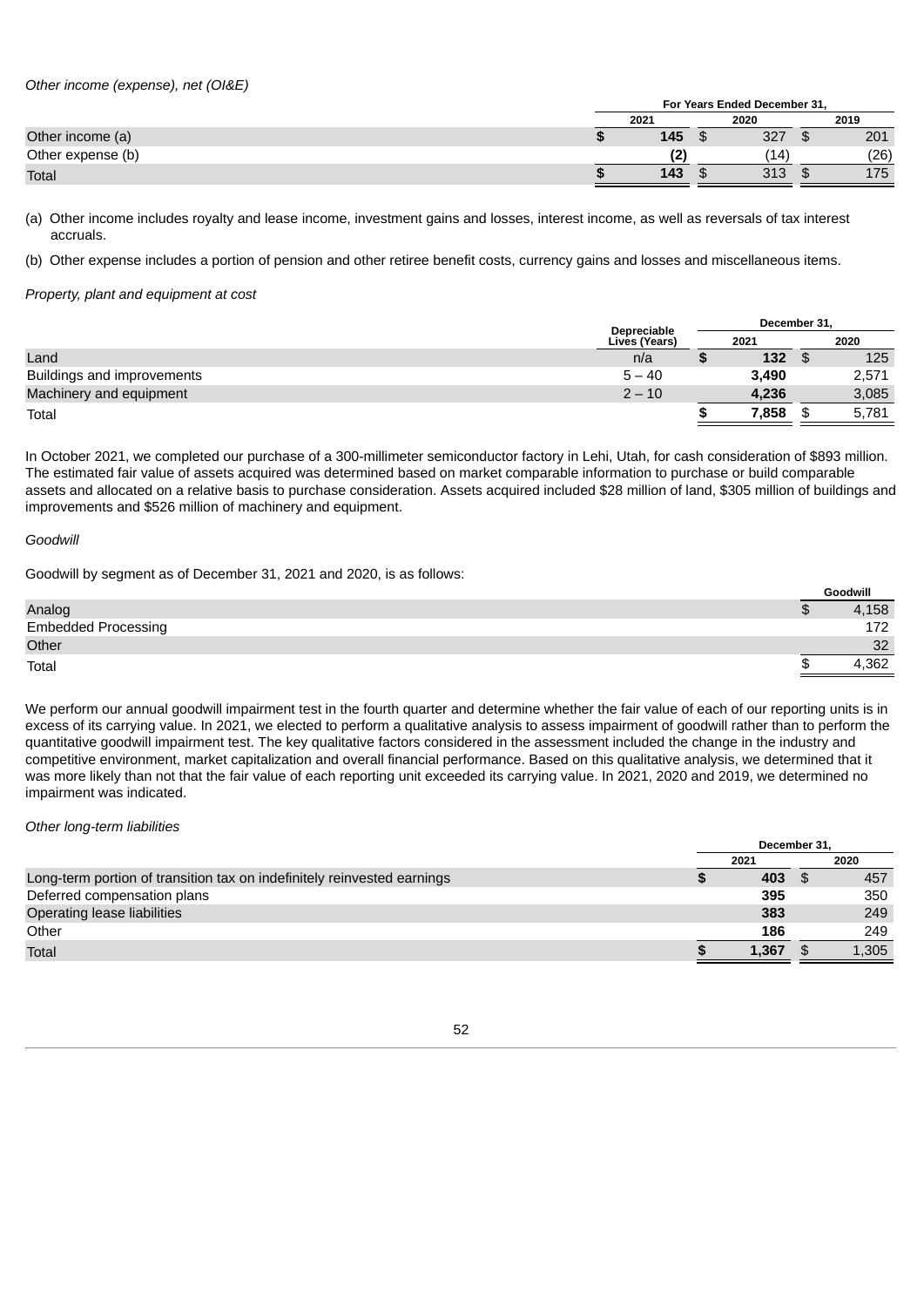*Other income (expense), net (OI&E)*

| | For Years Ended December 31, | | |
|---|---|---|---|
| | 2021 | 2020 | 2019 |
| Other income (a) | **$ 145** | $ 327 | $ 201 |
| Other expense (b) | **(2)** | (14) | (26) |
| Total | **$ 143** | $ 313 | $ 175 |

(a) Other income includes royalty and lease income, investment gains and losses, interest income, as well as reversals of tax interest accruals.

(b) Other expense includes a portion of pension and other retiree benefit costs, currency gains and losses and miscellaneous items.

*Property, plant and equipment at cost*

| | Depreciable Lives (Years) | December 31, | |
|---|---|---|---|
| | | 2021 | 2020 |
| Land | n/a | **$ 132** | $ 125 |
| Buildings and improvements | 5 – 40 | **3,490** | 2,571 |
| Machinery and equipment | 2 – 10 | **4,236** | 3,085 |
| Total | | **$ 7,858** | $ 5,781 |

In October 2021, we completed our purchase of a 300-millimeter semiconductor factory in Lehi, Utah, for cash consideration of $893 million. The estimated fair value of assets acquired was determined based on market comparable information to purchase or build comparable assets and allocated on a relative basis to purchase consideration. Assets acquired included $28 million of land, $305 million of buildings and improvements and $526 million of machinery and equipment.

*Goodwill*

Goodwill by segment as of December 31, 2021 and 2020, is as follows:

| | Goodwill |
|---|---|
| Analog | $ 4,158 |
| Embedded Processing | 172 |
| Other | 32 |
| Total | $ 4,362 |

We perform our annual goodwill impairment test in the fourth quarter and determine whether the fair value of each of our reporting units is in excess of its carrying value. In 2021, we elected to perform a qualitative analysis to assess impairment of goodwill rather than to perform the quantitative goodwill impairment test. The key qualitative factors considered in the assessment included the change in the industry and competitive environment, market capitalization and overall financial performance. Based on this qualitative analysis, we determined that it was more likely than not that the fair value of each reporting unit exceeded its carrying value. In 2021, 2020 and 2019, we determined no impairment was indicated.

*Other long-term liabilities*

| | December 31, | |
|---|---|---|
| | 2021 | 2020 |
| Long-term portion of transition tax on indefinitely reinvested earnings | **$ 403** | $ 457 |
| Deferred compensation plans | **395** | 350 |
| Operating lease liabilities | **383** | 249 |
| Other | **186** | 249 |
| Total | **$ 1,367** | $ 1,305 |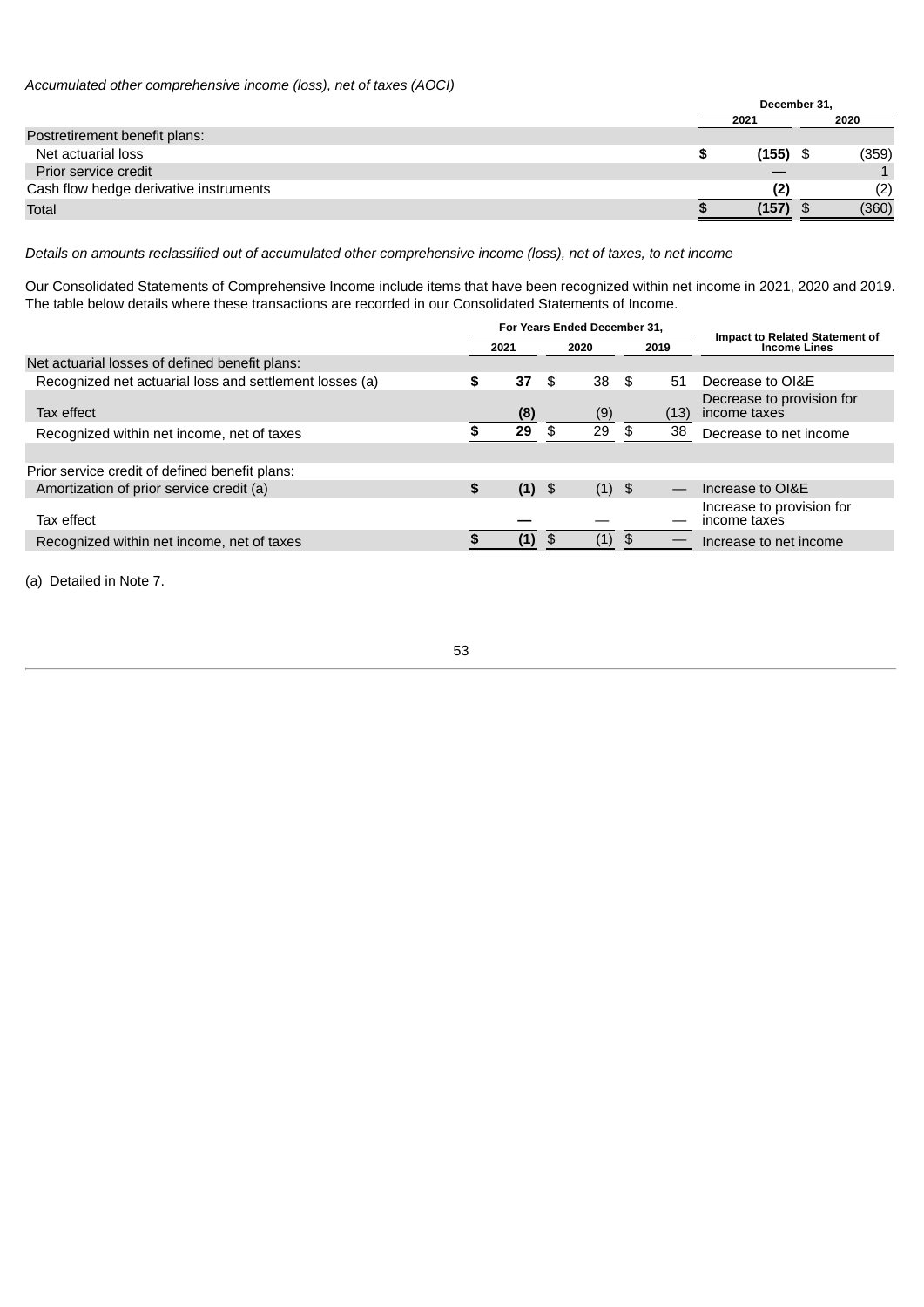*Accumulated other comprehensive income (loss), net of taxes (AOCI)*

| | December 31, | |
|---|---|---|
| | 2021 | 2020 |
| Postretirement benefit plans: | | |
| Net actuarial loss | $ **(155)** | $ (359) |
| Prior service credit | **—** | 1 |
| Cash flow hedge derivative instruments | **(2)** | (2) |
| Total | $ **(157)** | $ (360) |

*Details on amounts reclassified out of accumulated other comprehensive income (loss), net of taxes, to net income*

Our Consolidated Statements of Comprehensive Income include items that have been recognized within net income in 2021, 2020 and 2019. The table below details where these transactions are recorded in our Consolidated Statements of Income.

| | For Years Ended December 31, | | | Impact to Related Statement of Income Lines |
|---|---|---|---|---|
| | 2021 | 2020 | 2019 | |
| Net actuarial losses of defined benefit plans: | | | | |
| Recognized net actuarial loss and settlement losses (a) | $ **37** | $ 38 | $ 51 | Decrease to OI&E |
| Tax effect | **(8)** | (9) | (13) | Decrease to provision for income taxes |
| Recognized within net income, net of taxes | $ **29** | $ 29 | $ 38 | Decrease to net income |
| | | | | |
| Prior service credit of defined benefit plans: | | | | |
| Amortization of prior service credit (a) | $ **(1)** | $ (1) | $ — | Increase to OI&E |
| Tax effect | **—** | — | — | Increase to provision for income taxes |
| Recognized within net income, net of taxes | $ **(1)** | $ (1) | $ — | Increase to net income |

(a) Detailed in Note 7.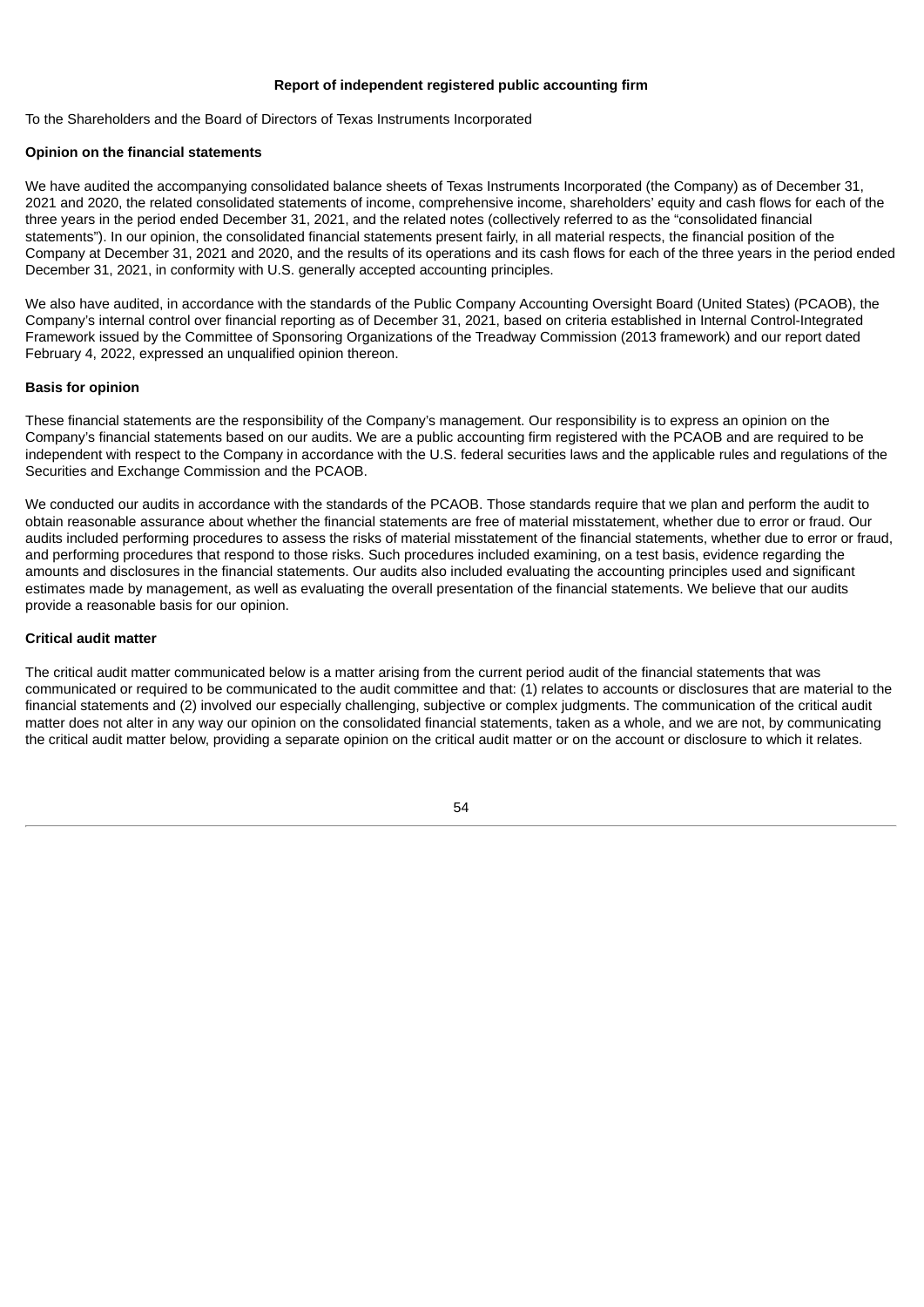## Report of independent registered public accounting firm

To the Shareholders and the Board of Directors of Texas Instruments Incorporated

### Opinion on the financial statements

We have audited the accompanying consolidated balance sheets of Texas Instruments Incorporated (the Company) as of December 31, 2021 and 2020, the related consolidated statements of income, comprehensive income, shareholders' equity and cash flows for each of the three years in the period ended December 31, 2021, and the related notes (collectively referred to as the "consolidated financial statements"). In our opinion, the consolidated financial statements present fairly, in all material respects, the financial position of the Company at December 31, 2021 and 2020, and the results of its operations and its cash flows for each of the three years in the period ended December 31, 2021, in conformity with U.S. generally accepted accounting principles.

We also have audited, in accordance with the standards of the Public Company Accounting Oversight Board (United States) (PCAOB), the Company's internal control over financial reporting as of December 31, 2021, based on criteria established in Internal Control-Integrated Framework issued by the Committee of Sponsoring Organizations of the Treadway Commission (2013 framework) and our report dated February 4, 2022, expressed an unqualified opinion thereon.

### Basis for opinion

These financial statements are the responsibility of the Company's management. Our responsibility is to express an opinion on the Company's financial statements based on our audits. We are a public accounting firm registered with the PCAOB and are required to be independent with respect to the Company in accordance with the U.S. federal securities laws and the applicable rules and regulations of the Securities and Exchange Commission and the PCAOB.

We conducted our audits in accordance with the standards of the PCAOB. Those standards require that we plan and perform the audit to obtain reasonable assurance about whether the financial statements are free of material misstatement, whether due to error or fraud. Our audits included performing procedures to assess the risks of material misstatement of the financial statements, whether due to error or fraud, and performing procedures that respond to those risks. Such procedures included examining, on a test basis, evidence regarding the amounts and disclosures in the financial statements. Our audits also included evaluating the accounting principles used and significant estimates made by management, as well as evaluating the overall presentation of the financial statements. We believe that our audits provide a reasonable basis for our opinion.

### Critical audit matter

The critical audit matter communicated below is a matter arising from the current period audit of the financial statements that was communicated or required to be communicated to the audit committee and that: (1) relates to accounts or disclosures that are material to the financial statements and (2) involved our especially challenging, subjective or complex judgments. The communication of the critical audit matter does not alter in any way our opinion on the consolidated financial statements, taken as a whole, and we are not, by communicating the critical audit matter below, providing a separate opinion on the critical audit matter or on the account or disclosure to which it relates.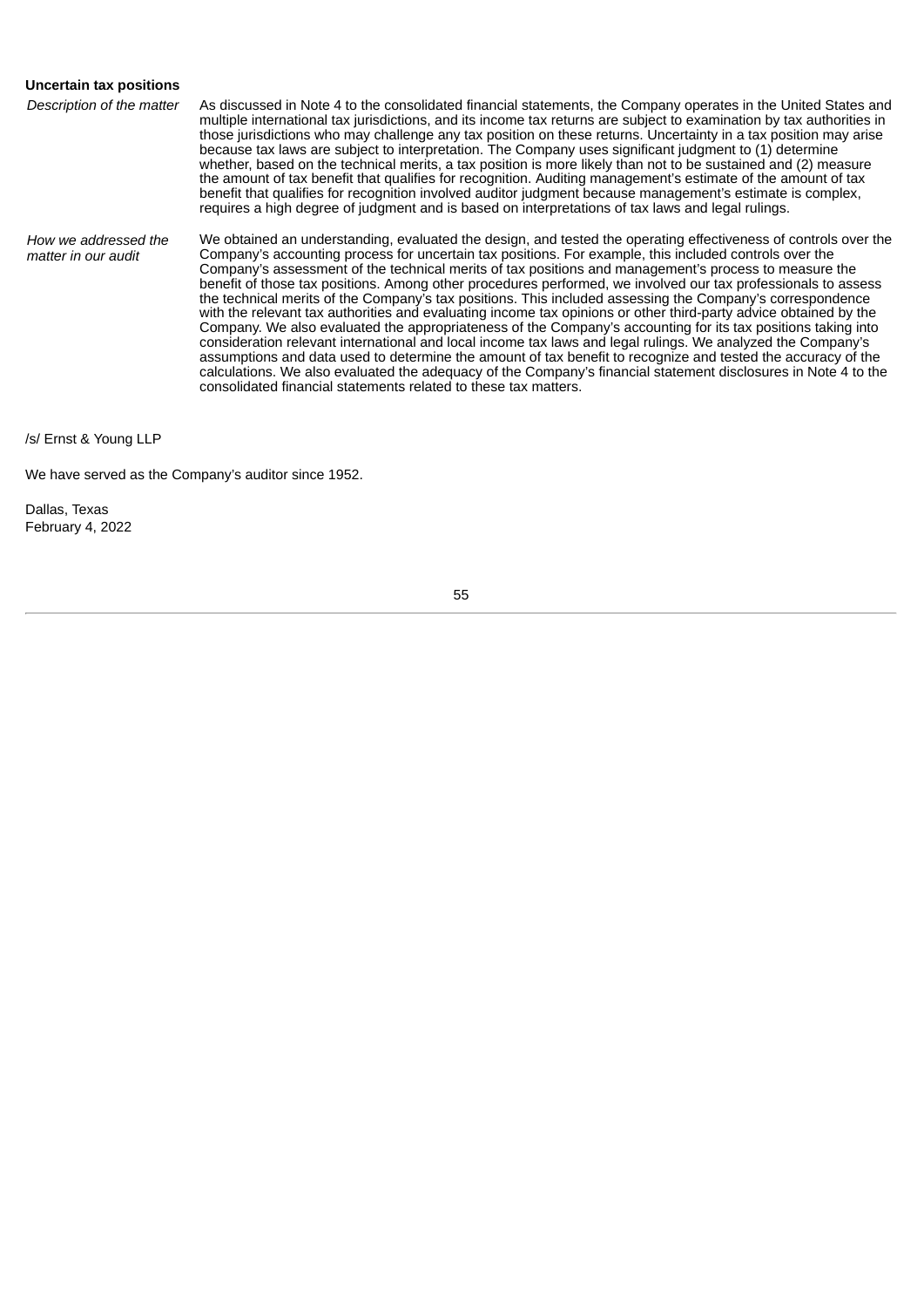**Uncertain tax positions**

| | |
|---|---|
| *Description of the matter* | As discussed in Note 4 to the consolidated financial statements, the Company operates in the United States and multiple international tax jurisdictions, and its income tax returns are subject to examination by tax authorities in those jurisdictions who may challenge any tax position on these returns. Uncertainty in a tax position may arise because tax laws are subject to interpretation. The Company uses significant judgment to (1) determine whether, based on the technical merits, a tax position is more likely than not to be sustained and (2) measure the amount of tax benefit that qualifies for recognition. Auditing management's estimate of the amount of tax benefit that qualifies for recognition involved auditor judgment because management's estimate is complex, requires a high degree of judgment and is based on interpretations of tax laws and legal rulings. |
| *How we addressed the matter in our audit* | We obtained an understanding, evaluated the design, and tested the operating effectiveness of controls over the Company's accounting process for uncertain tax positions. For example, this included controls over the Company's assessment of the technical merits of tax positions and management's process to measure the benefit of those tax positions. Among other procedures performed, we involved our tax professionals to assess the technical merits of the Company's tax positions. This included assessing the Company's correspondence with the relevant tax authorities and evaluating income tax opinions or other third-party advice obtained by the Company. We also evaluated the appropriateness of the Company's accounting for its tax positions taking into consideration relevant international and local income tax laws and legal rulings. We analyzed the Company's assumptions and data used to determine the amount of tax benefit to recognize and tested the accuracy of the calculations. We also evaluated the adequacy of the Company's financial statement disclosures in Note 4 to the consolidated financial statements related to these tax matters. |

/s/ Ernst & Young LLP

We have served as the Company's auditor since 1952.

Dallas, Texas
February 4, 2022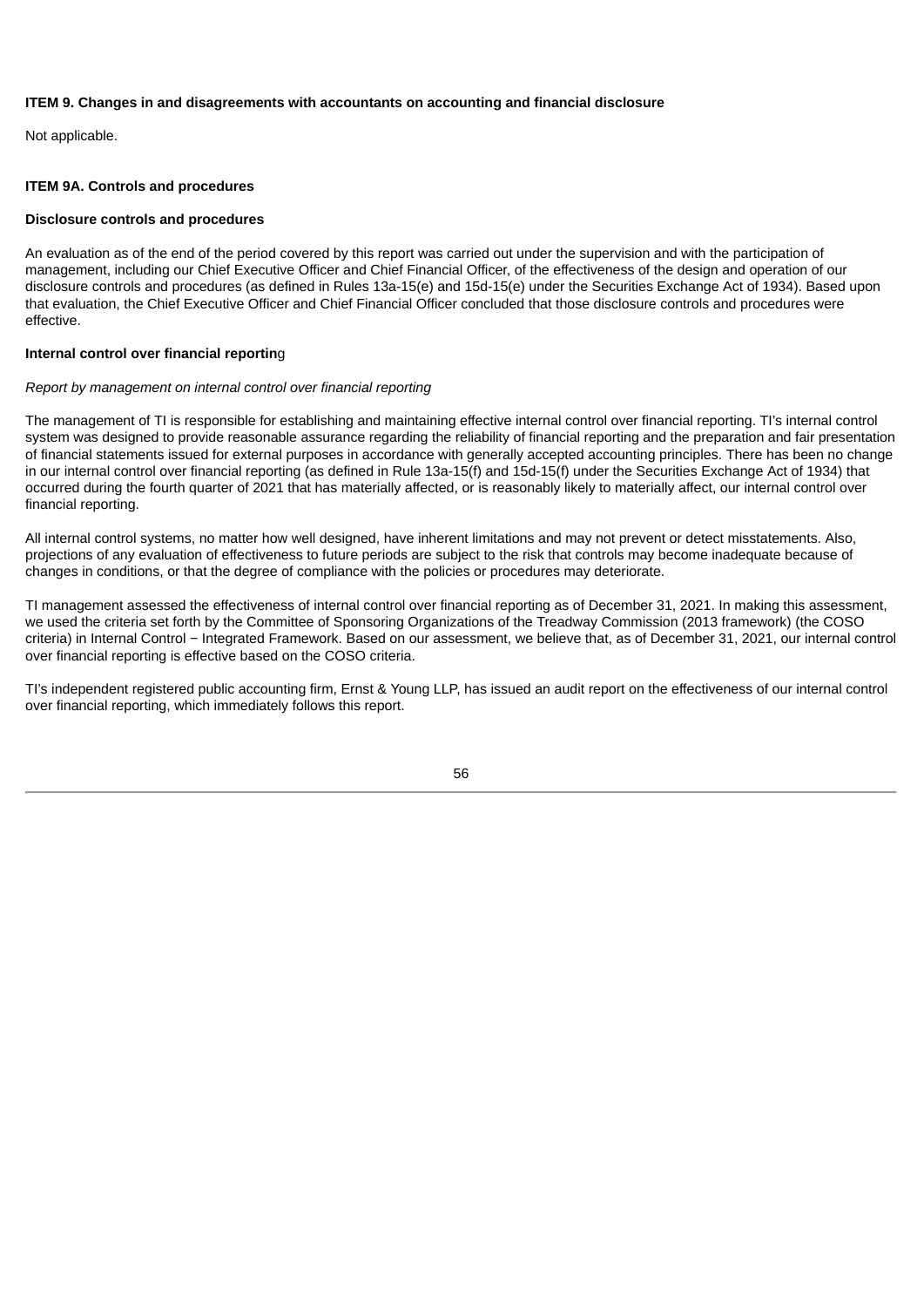### ITEM 9. Changes in and disagreements with accountants on accounting and financial disclosure

Not applicable.

### ITEM 9A. Controls and procedures

#### Disclosure controls and procedures

An evaluation as of the end of the period covered by this report was carried out under the supervision and with the participation of management, including our Chief Executive Officer and Chief Financial Officer, of the effectiveness of the design and operation of our disclosure controls and procedures (as defined in Rules 13a-15(e) and 15d-15(e) under the Securities Exchange Act of 1934). Based upon that evaluation, the Chief Executive Officer and Chief Financial Officer concluded that those disclosure controls and procedures were effective.

#### Internal control over financial reporting

*Report by management on internal control over financial reporting*

The management of TI is responsible for establishing and maintaining effective internal control over financial reporting. TI's internal control system was designed to provide reasonable assurance regarding the reliability of financial reporting and the preparation and fair presentation of financial statements issued for external purposes in accordance with generally accepted accounting principles. There has been no change in our internal control over financial reporting (as defined in Rule 13a-15(f) and 15d-15(f) under the Securities Exchange Act of 1934) that occurred during the fourth quarter of 2021 that has materially affected, or is reasonably likely to materially affect, our internal control over financial reporting.

All internal control systems, no matter how well designed, have inherent limitations and may not prevent or detect misstatements. Also, projections of any evaluation of effectiveness to future periods are subject to the risk that controls may become inadequate because of changes in conditions, or that the degree of compliance with the policies or procedures may deteriorate.

TI management assessed the effectiveness of internal control over financial reporting as of December 31, 2021. In making this assessment, we used the criteria set forth by the Committee of Sponsoring Organizations of the Treadway Commission (2013 framework) (the COSO criteria) in Internal Control − Integrated Framework. Based on our assessment, we believe that, as of December 31, 2021, our internal control over financial reporting is effective based on the COSO criteria.

TI's independent registered public accounting firm, Ernst & Young LLP, has issued an audit report on the effectiveness of our internal control over financial reporting, which immediately follows this report.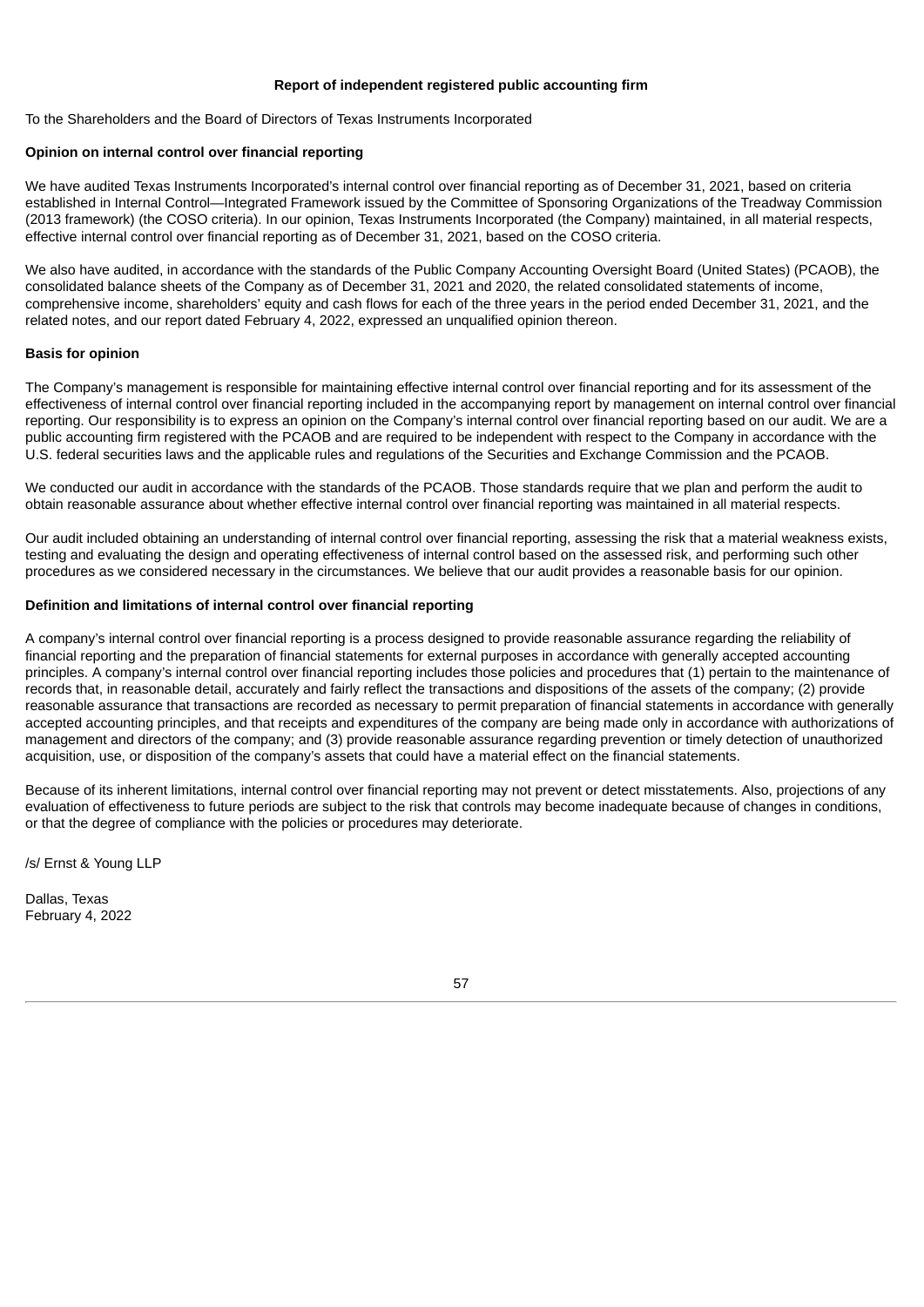# Report of independent registered public accounting firm

To the Shareholders and the Board of Directors of Texas Instruments Incorporated

## Opinion on internal control over financial reporting

We have audited Texas Instruments Incorporated's internal control over financial reporting as of December 31, 2021, based on criteria established in Internal Control—Integrated Framework issued by the Committee of Sponsoring Organizations of the Treadway Commission (2013 framework) (the COSO criteria). In our opinion, Texas Instruments Incorporated (the Company) maintained, in all material respects, effective internal control over financial reporting as of December 31, 2021, based on the COSO criteria.

We also have audited, in accordance with the standards of the Public Company Accounting Oversight Board (United States) (PCAOB), the consolidated balance sheets of the Company as of December 31, 2021 and 2020, the related consolidated statements of income, comprehensive income, shareholders' equity and cash flows for each of the three years in the period ended December 31, 2021, and the related notes, and our report dated February 4, 2022, expressed an unqualified opinion thereon.

## Basis for opinion

The Company's management is responsible for maintaining effective internal control over financial reporting and for its assessment of the effectiveness of internal control over financial reporting included in the accompanying report by management on internal control over financial reporting. Our responsibility is to express an opinion on the Company's internal control over financial reporting based on our audit. We are a public accounting firm registered with the PCAOB and are required to be independent with respect to the Company in accordance with the U.S. federal securities laws and the applicable rules and regulations of the Securities and Exchange Commission and the PCAOB.

We conducted our audit in accordance with the standards of the PCAOB. Those standards require that we plan and perform the audit to obtain reasonable assurance about whether effective internal control over financial reporting was maintained in all material respects.

Our audit included obtaining an understanding of internal control over financial reporting, assessing the risk that a material weakness exists, testing and evaluating the design and operating effectiveness of internal control based on the assessed risk, and performing such other procedures as we considered necessary in the circumstances. We believe that our audit provides a reasonable basis for our opinion.

## Definition and limitations of internal control over financial reporting

A company's internal control over financial reporting is a process designed to provide reasonable assurance regarding the reliability of financial reporting and the preparation of financial statements for external purposes in accordance with generally accepted accounting principles. A company's internal control over financial reporting includes those policies and procedures that (1) pertain to the maintenance of records that, in reasonable detail, accurately and fairly reflect the transactions and dispositions of the assets of the company; (2) provide reasonable assurance that transactions are recorded as necessary to permit preparation of financial statements in accordance with generally accepted accounting principles, and that receipts and expenditures of the company are being made only in accordance with authorizations of management and directors of the company; and (3) provide reasonable assurance regarding prevention or timely detection of unauthorized acquisition, use, or disposition of the company's assets that could have a material effect on the financial statements.

Because of its inherent limitations, internal control over financial reporting may not prevent or detect misstatements. Also, projections of any evaluation of effectiveness to future periods are subject to the risk that controls may become inadequate because of changes in conditions, or that the degree of compliance with the policies or procedures may deteriorate.

/s/ Ernst & Young LLP

Dallas, Texas
February 4, 2022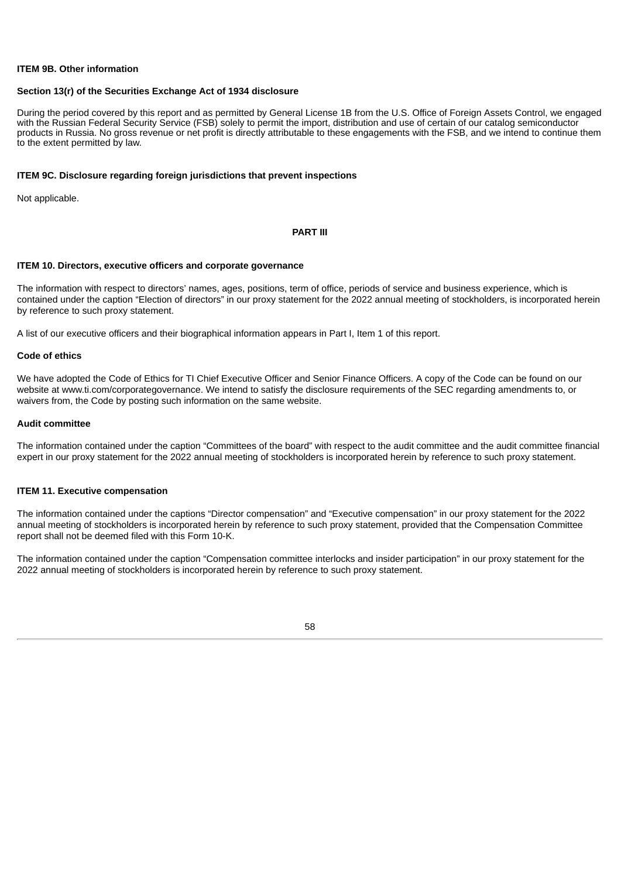## ITEM 9B. Other information

### Section 13(r) of the Securities Exchange Act of 1934 disclosure

During the period covered by this report and as permitted by General License 1B from the U.S. Office of Foreign Assets Control, we engaged with the Russian Federal Security Service (FSB) solely to permit the import, distribution and use of certain of our catalog semiconductor products in Russia. No gross revenue or net profit is directly attributable to these engagements with the FSB, and we intend to continue them to the extent permitted by law.

## ITEM 9C. Disclosure regarding foreign jurisdictions that prevent inspections

Not applicable.

# PART III

## ITEM 10. Directors, executive officers and corporate governance

The information with respect to directors' names, ages, positions, term of office, periods of service and business experience, which is contained under the caption "Election of directors" in our proxy statement for the 2022 annual meeting of stockholders, is incorporated herein by reference to such proxy statement.

A list of our executive officers and their biographical information appears in Part I, Item 1 of this report.

### Code of ethics

We have adopted the Code of Ethics for TI Chief Executive Officer and Senior Finance Officers. A copy of the Code can be found on our website at www.ti.com/corporategovernance. We intend to satisfy the disclosure requirements of the SEC regarding amendments to, or waivers from, the Code by posting such information on the same website.

### Audit committee

The information contained under the caption "Committees of the board" with respect to the audit committee and the audit committee financial expert in our proxy statement for the 2022 annual meeting of stockholders is incorporated herein by reference to such proxy statement.

## ITEM 11. Executive compensation

The information contained under the captions "Director compensation" and "Executive compensation" in our proxy statement for the 2022 annual meeting of stockholders is incorporated herein by reference to such proxy statement, provided that the Compensation Committee report shall not be deemed filed with this Form 10-K.

The information contained under the caption "Compensation committee interlocks and insider participation" in our proxy statement for the 2022 annual meeting of stockholders is incorporated herein by reference to such proxy statement.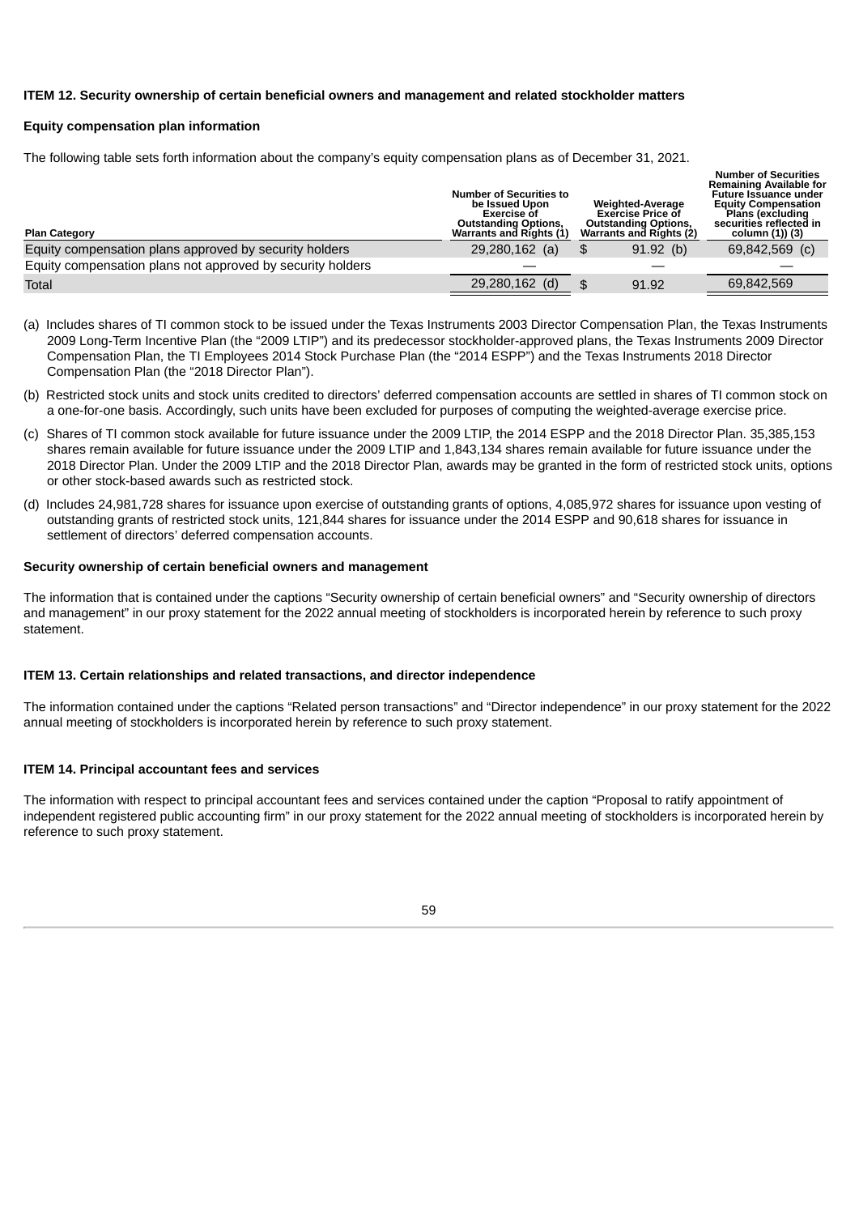**ITEM 12. Security ownership of certain beneficial owners and management and related stockholder matters**

**Equity compensation plan information**

The following table sets forth information about the company's equity compensation plans as of December 31, 2021.

| Plan Category | Number of Securities to be Issued Upon Exercise of Outstanding Options, Warrants and Rights (1) | Weighted-Average Exercise Price of Outstanding Options, Warrants and Rights (2) | Number of Securities Remaining Available for Future Issuance under Equity Compensation Plans (excluding securities reflected in column (1)) (3) |
|---|---|---|---|
| Equity compensation plans approved by security holders | 29,280,162 (a) | $ 91.92 (b) | 69,842,569 (c) |
| Equity compensation plans not approved by security holders | — | — | — |
| Total | 29,280,162 (d) | $ 91.92 | 69,842,569 |

(a) Includes shares of TI common stock to be issued under the Texas Instruments 2003 Director Compensation Plan, the Texas Instruments 2009 Long-Term Incentive Plan (the "2009 LTIP") and its predecessor stockholder-approved plans, the Texas Instruments 2009 Director Compensation Plan, the TI Employees 2014 Stock Purchase Plan (the "2014 ESPP") and the Texas Instruments 2018 Director Compensation Plan (the "2018 Director Plan").

(b) Restricted stock units and stock units credited to directors' deferred compensation accounts are settled in shares of TI common stock on a one-for-one basis. Accordingly, such units have been excluded for purposes of computing the weighted-average exercise price.

(c) Shares of TI common stock available for future issuance under the 2009 LTIP, the 2014 ESPP and the 2018 Director Plan. 35,385,153 shares remain available for future issuance under the 2009 LTIP and 1,843,134 shares remain available for future issuance under the 2018 Director Plan. Under the 2009 LTIP and the 2018 Director Plan, awards may be granted in the form of restricted stock units, options or other stock-based awards such as restricted stock.

(d) Includes 24,981,728 shares for issuance upon exercise of outstanding grants of options, 4,085,972 shares for issuance upon vesting of outstanding grants of restricted stock units, 121,844 shares for issuance under the 2014 ESPP and 90,618 shares for issuance in settlement of directors' deferred compensation accounts.

**Security ownership of certain beneficial owners and management**

The information that is contained under the captions "Security ownership of certain beneficial owners" and "Security ownership of directors and management" in our proxy statement for the 2022 annual meeting of stockholders is incorporated herein by reference to such proxy statement.

**ITEM 13. Certain relationships and related transactions, and director independence**

The information contained under the captions "Related person transactions" and "Director independence" in our proxy statement for the 2022 annual meeting of stockholders is incorporated herein by reference to such proxy statement.

**ITEM 14. Principal accountant fees and services**

The information with respect to principal accountant fees and services contained under the caption "Proposal to ratify appointment of independent registered public accounting firm" in our proxy statement for the 2022 annual meeting of stockholders is incorporated herein by reference to such proxy statement.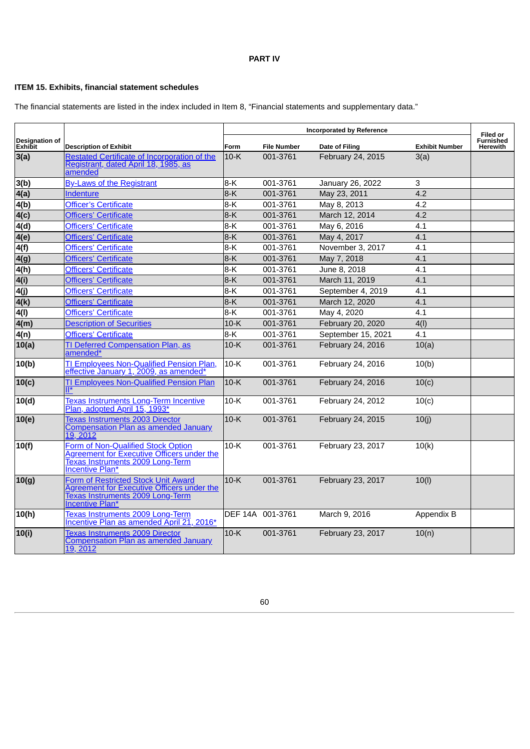**PART IV**

**ITEM 15. Exhibits, financial statement schedules**

The financial statements are listed in the index included in Item 8, "Financial statements and supplementary data."

| Designation of Exhibit | Description of Exhibit | Incorporated by Reference | | | | Filed or Furnished Herewith |
|---|---|---|---|---|---|---|
| | | Form | File Number | Date of Filing | Exhibit Number | |
| **3(a)** | Restated Certificate of Incorporation of the Registrant, dated April 18, 1985, as amended | 10-K | 001-3761 | February 24, 2015 | 3(a) | |
| **3(b)** | By-Laws of the Registrant | 8-K | 001-3761 | January 26, 2022 | 3 | |
| **4(a)** | Indenture | 8-K | 001-3761 | May 23, 2011 | 4.2 | |
| **4(b)** | Officer's Certificate | 8-K | 001-3761 | May 8, 2013 | 4.2 | |
| **4(c)** | Officers' Certificate | 8-K | 001-3761 | March 12, 2014 | 4.2 | |
| **4(d)** | Officers' Certificate | 8-K | 001-3761 | May 6, 2016 | 4.1 | |
| **4(e)** | Officers' Certificate | 8-K | 001-3761 | May 4, 2017 | 4.1 | |
| **4(f)** | Officers' Certificate | 8-K | 001-3761 | November 3, 2017 | 4.1 | |
| **4(g)** | Officers' Certificate | 8-K | 001-3761 | May 7, 2018 | 4.1 | |
| **4(h)** | Officers' Certificate | 8-K | 001-3761 | June 8, 2018 | 4.1 | |
| **4(i)** | Officers' Certificate | 8-K | 001-3761 | March 11, 2019 | 4.1 | |
| **4(j)** | Officers' Certificate | 8-K | 001-3761 | September 4, 2019 | 4.1 | |
| **4(k)** | Officers' Certificate | 8-K | 001-3761 | March 12, 2020 | 4.1 | |
| **4(l)** | Officers' Certificate | 8-K | 001-3761 | May 4, 2020 | 4.1 | |
| **4(m)** | Description of Securities | 10-K | 001-3761 | February 20, 2020 | 4(l) | |
| **4(n)** | Officers' Certificate | 8-K | 001-3761 | September 15, 2021 | 4.1 | |
| **10(a)** | TI Deferred Compensation Plan, as amended* | 10-K | 001-3761 | February 24, 2016 | 10(a) | |
| **10(b)** | TI Employees Non-Qualified Pension Plan, effective January 1, 2009, as amended* | 10-K | 001-3761 | February 24, 2016 | 10(b) | |
| **10(c)** | TI Employees Non-Qualified Pension Plan II* | 10-K | 001-3761 | February 24, 2016 | 10(c) | |
| **10(d)** | Texas Instruments Long-Term Incentive Plan, adopted April 15, 1993* | 10-K | 001-3761 | February 24, 2012 | 10(c) | |
| **10(e)** | Texas Instruments 2003 Director Compensation Plan as amended January 19, 2012 | 10-K | 001-3761 | February 24, 2015 | 10(j) | |
| **10(f)** | Form of Non-Qualified Stock Option Agreement for Executive Officers under the Texas Instruments 2009 Long-Term Incentive Plan* | 10-K | 001-3761 | February 23, 2017 | 10(k) | |
| **10(g)** | Form of Restricted Stock Unit Award Agreement for Executive Officers under the Texas Instruments 2009 Long-Term Incentive Plan* | 10-K | 001-3761 | February 23, 2017 | 10(l) | |
| **10(h)** | Texas Instruments 2009 Long-Term Incentive Plan as amended April 21, 2016* | DEF 14A | 001-3761 | March 9, 2016 | Appendix B | |
| **10(i)** | Texas Instruments 2009 Director Compensation Plan as amended January 19, 2012 | 10-K | 001-3761 | February 23, 2017 | 10(n) | |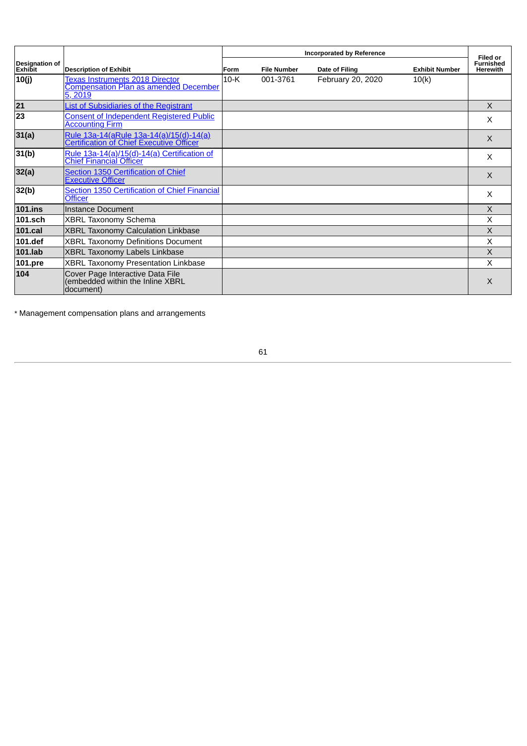| Designation of Exhibit | Description of Exhibit | Incorporated by Reference | | | | Filed or Furnished Herewith |
|---|---|---|---|---|---|---|
| | | Form | File Number | Date of Filing | Exhibit Number | |
| **10(j)** | Texas Instruments 2018 Director Compensation Plan as amended December 5, 2019 | 10-K | 001-3761 | February 20, 2020 | 10(k) | |
| **21** | List of Subsidiaries of the Registrant | | | | | X |
| **23** | Consent of Independent Registered Public Accounting Firm | | | | | X |
| **31(a)** | Rule 13a-14(aRule 13a-14(a)/15(d)-14(a) Certification of Chief Executive Officer | | | | | X |
| **31(b)** | Rule 13a-14(a)/15(d)-14(a) Certification of Chief Financial Officer | | | | | X |
| **32(a)** | Section 1350 Certification of Chief Executive Officer | | | | | X |
| **32(b)** | Section 1350 Certification of Chief Financial Officer | | | | | X |
| **101.ins** | Instance Document | | | | | X |
| **101.sch** | XBRL Taxonomy Schema | | | | | X |
| **101.cal** | XBRL Taxonomy Calculation Linkbase | | | | | X |
| **101.def** | XBRL Taxonomy Definitions Document | | | | | X |
| **101.lab** | XBRL Taxonomy Labels Linkbase | | | | | X |
| **101.pre** | XBRL Taxonomy Presentation Linkbase | | | | | X |
| **104** | Cover Page Interactive Data File (embedded within the Inline XBRL document) | | | | | X |

* Management compensation plans and arrangements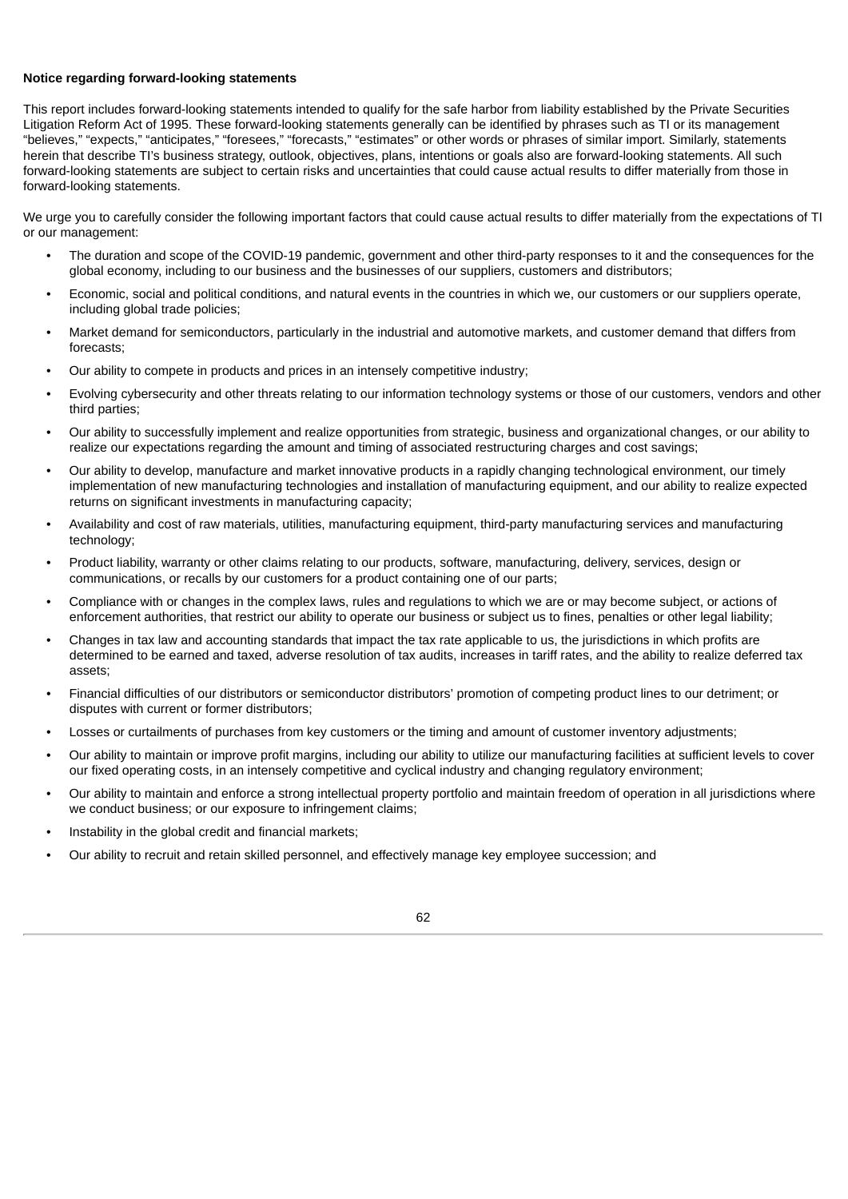**Notice regarding forward-looking statements**

This report includes forward-looking statements intended to qualify for the safe harbor from liability established by the Private Securities Litigation Reform Act of 1995. These forward-looking statements generally can be identified by phrases such as TI or its management "believes," "expects," "anticipates," "foresees," "forecasts," "estimates" or other words or phrases of similar import. Similarly, statements herein that describe TI's business strategy, outlook, objectives, plans, intentions or goals also are forward-looking statements. All such forward-looking statements are subject to certain risks and uncertainties that could cause actual results to differ materially from those in forward-looking statements.

We urge you to carefully consider the following important factors that could cause actual results to differ materially from the expectations of TI or our management:

- The duration and scope of the COVID-19 pandemic, government and other third-party responses to it and the consequences for the global economy, including to our business and the businesses of our suppliers, customers and distributors;
- Economic, social and political conditions, and natural events in the countries in which we, our customers or our suppliers operate, including global trade policies;
- Market demand for semiconductors, particularly in the industrial and automotive markets, and customer demand that differs from forecasts;
- Our ability to compete in products and prices in an intensely competitive industry;
- Evolving cybersecurity and other threats relating to our information technology systems or those of our customers, vendors and other third parties;
- Our ability to successfully implement and realize opportunities from strategic, business and organizational changes, or our ability to realize our expectations regarding the amount and timing of associated restructuring charges and cost savings;
- Our ability to develop, manufacture and market innovative products in a rapidly changing technological environment, our timely implementation of new manufacturing technologies and installation of manufacturing equipment, and our ability to realize expected returns on significant investments in manufacturing capacity;
- Availability and cost of raw materials, utilities, manufacturing equipment, third-party manufacturing services and manufacturing technology;
- Product liability, warranty or other claims relating to our products, software, manufacturing, delivery, services, design or communications, or recalls by our customers for a product containing one of our parts;
- Compliance with or changes in the complex laws, rules and regulations to which we are or may become subject, or actions of enforcement authorities, that restrict our ability to operate our business or subject us to fines, penalties or other legal liability;
- Changes in tax law and accounting standards that impact the tax rate applicable to us, the jurisdictions in which profits are determined to be earned and taxed, adverse resolution of tax audits, increases in tariff rates, and the ability to realize deferred tax assets;
- Financial difficulties of our distributors or semiconductor distributors' promotion of competing product lines to our detriment; or disputes with current or former distributors;
- Losses or curtailments of purchases from key customers or the timing and amount of customer inventory adjustments;
- Our ability to maintain or improve profit margins, including our ability to utilize our manufacturing facilities at sufficient levels to cover our fixed operating costs, in an intensely competitive and cyclical industry and changing regulatory environment;
- Our ability to maintain and enforce a strong intellectual property portfolio and maintain freedom of operation in all jurisdictions where we conduct business; or our exposure to infringement claims;
- Instability in the global credit and financial markets;
- Our ability to recruit and retain skilled personnel, and effectively manage key employee succession; and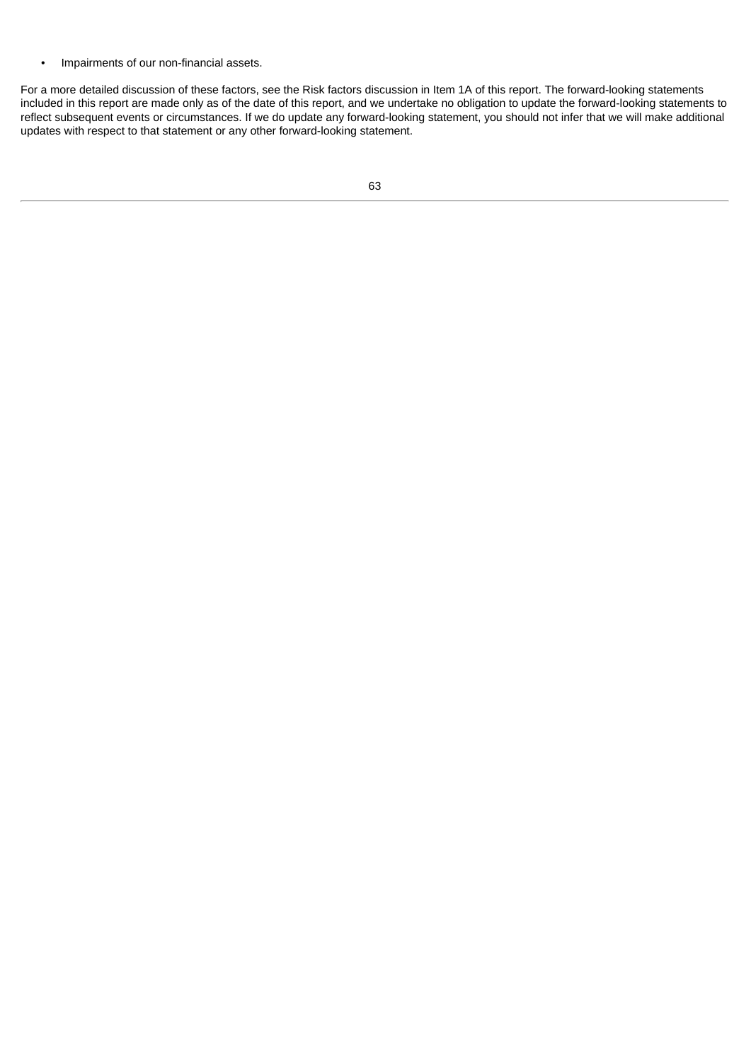- Impairments of our non-financial assets.

For a more detailed discussion of these factors, see the Risk factors discussion in Item 1A of this report. The forward-looking statements included in this report are made only as of the date of this report, and we undertake no obligation to update the forward-looking statements to reflect subsequent events or circumstances. If we do update any forward-looking statement, you should not infer that we will make additional updates with respect to that statement or any other forward-looking statement.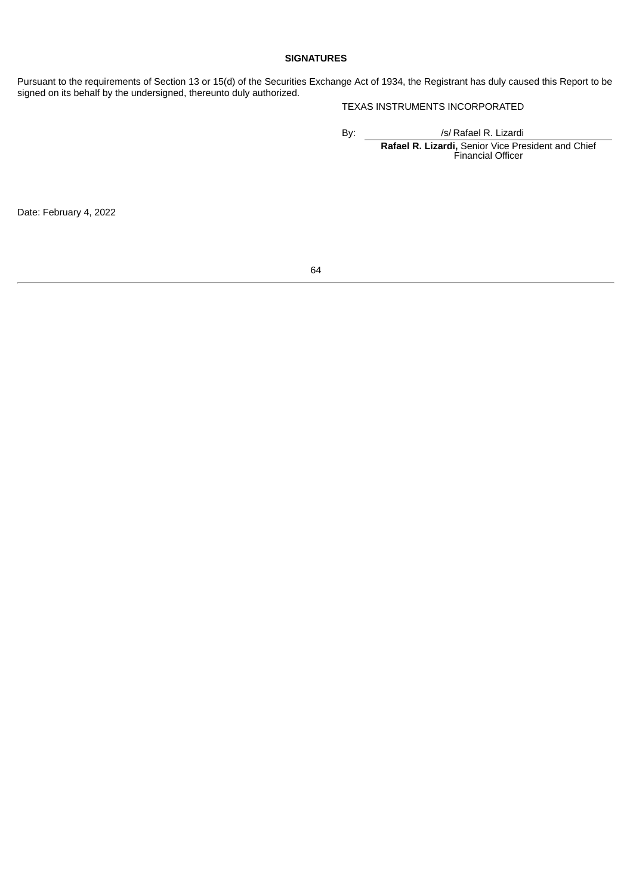**SIGNATURES**

Pursuant to the requirements of Section 13 or 15(d) of the Securities Exchange Act of 1934, the Registrant has duly caused this Report to be signed on its behalf by the undersigned, thereunto duly authorized.

TEXAS INSTRUMENTS INCORPORATED

By: /s/ Rafael R. Lizardi

**Rafael R. Lizardi,** Senior Vice President and Chief Financial Officer

Date: February 4, 2022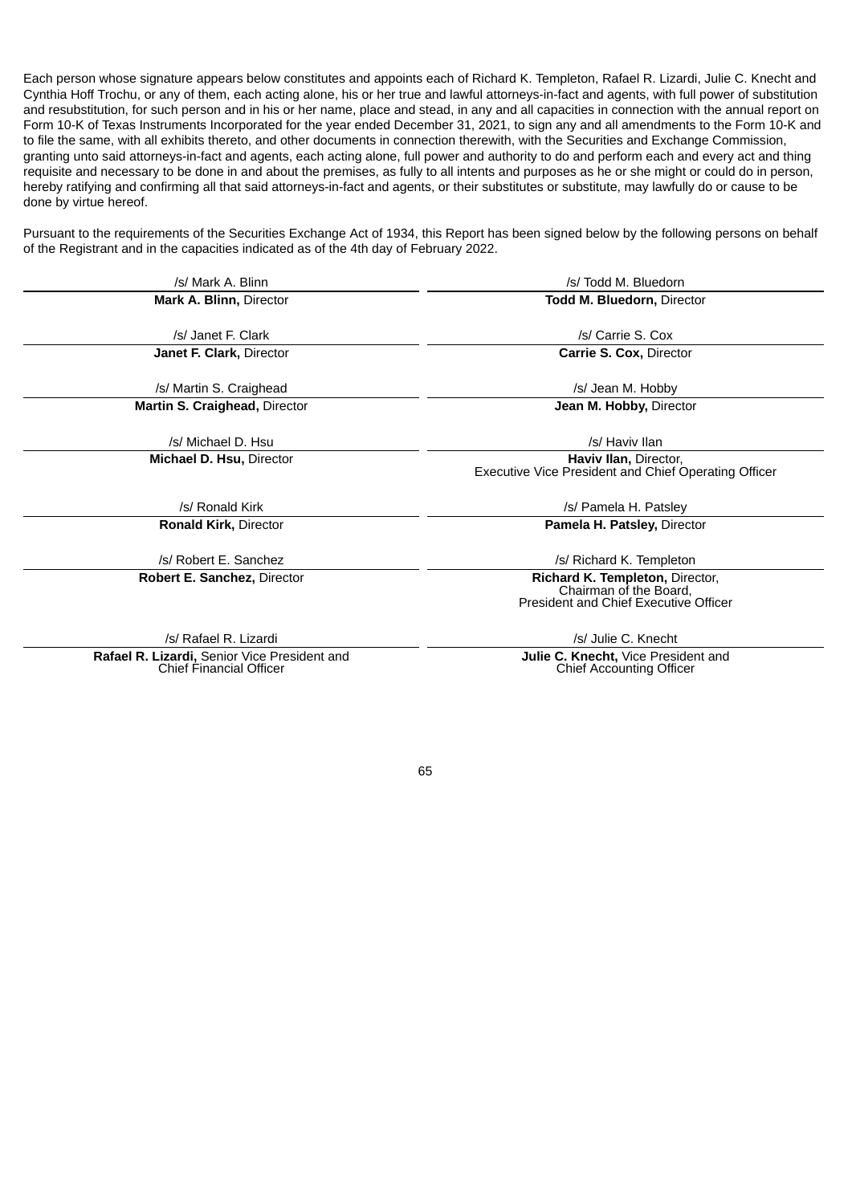Each person whose signature appears below constitutes and appoints each of Richard K. Templeton, Rafael R. Lizardi, Julie C. Knecht and Cynthia Hoff Trochu, or any of them, each acting alone, his or her true and lawful attorneys-in-fact and agents, with full power of substitution and resubstitution, for such person and in his or her name, place and stead, in any and all capacities in connection with the annual report on Form 10-K of Texas Instruments Incorporated for the year ended December 31, 2021, to sign any and all amendments to the Form 10-K and to file the same, with all exhibits thereto, and other documents in connection therewith, with the Securities and Exchange Commission, granting unto said attorneys-in-fact and agents, each acting alone, full power and authority to do and perform each and every act and thing requisite and necessary to be done in and about the premises, as fully to all intents and purposes as he or she might or could do in person, hereby ratifying and confirming all that said attorneys-in-fact and agents, or their substitutes or substitute, may lawfully do or cause to be done by virtue hereof.

Pursuant to the requirements of the Securities Exchange Act of 1934, this Report has been signed below by the following persons on behalf of the Registrant and in the capacities indicated as of the 4th day of February 2022.

| | |
|---|---|
| /s/ Mark A. Blinn | /s/ Todd M. Bluedorn |
| **Mark A. Blinn,** Director | **Todd M. Bluedorn,** Director |
| /s/ Janet F. Clark | /s/ Carrie S. Cox |
| **Janet F. Clark,** Director | **Carrie S. Cox,** Director |
| /s/ Martin S. Craighead | /s/ Jean M. Hobby |
| **Martin S. Craighead,** Director | **Jean M. Hobby,** Director |
| /s/ Michael D. Hsu | /s/ Haviv Ilan |
| **Michael D. Hsu,** Director | **Haviv Ilan,** Director, Executive Vice President and Chief Operating Officer |
| /s/ Ronald Kirk | /s/ Pamela H. Patsley |
| **Ronald Kirk,** Director | **Pamela H. Patsley,** Director |
| /s/ Robert E. Sanchez | /s/ Richard K. Templeton |
| **Robert E. Sanchez,** Director | **Richard K. Templeton,** Director, Chairman of the Board, President and Chief Executive Officer |
| /s/ Rafael R. Lizardi | /s/ Julie C. Knecht |
| **Rafael R. Lizardi,** Senior Vice President and Chief Financial Officer | **Julie C. Knecht,** Vice President and Chief Accounting Officer |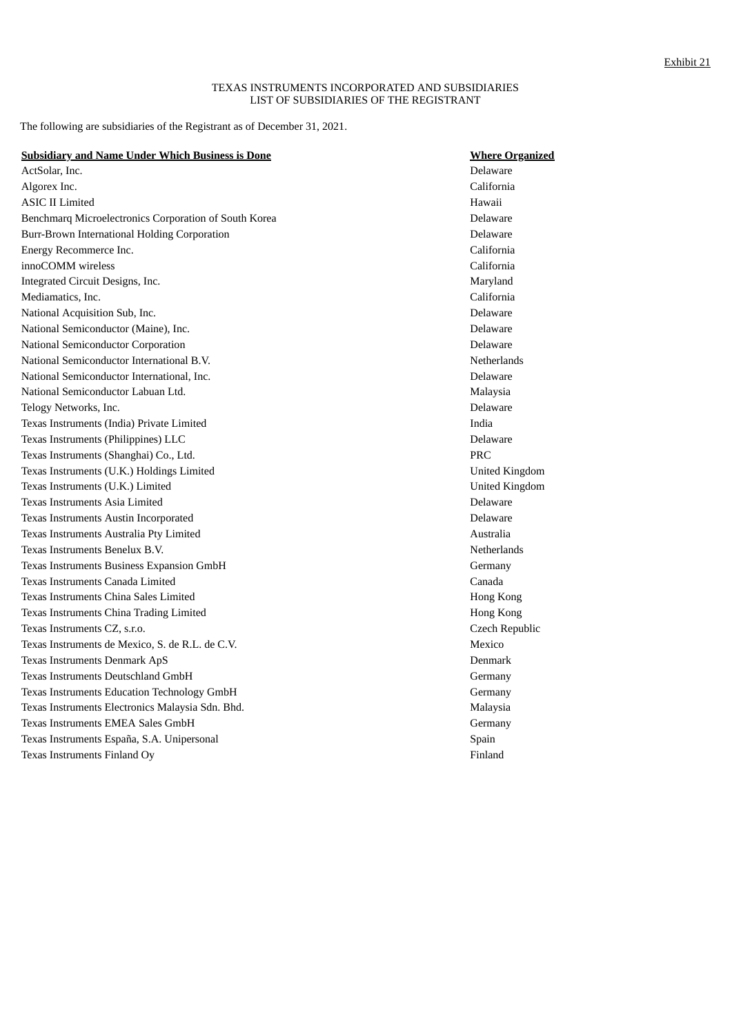Exhibit 21

TEXAS INSTRUMENTS INCORPORATED AND SUBSIDIARIES
LIST OF SUBSIDIARIES OF THE REGISTRANT

The following are subsidiaries of the Registrant as of December 31, 2021.

| Subsidiary and Name Under Which Business is Done | Where Organized |
|---|---|
| ActSolar, Inc. | Delaware |
| Algorex Inc. | California |
| ASIC II Limited | Hawaii |
| Benchmarq Microelectronics Corporation of South Korea | Delaware |
| Burr-Brown International Holding Corporation | Delaware |
| Energy Recommerce Inc. | California |
| innoCOMM wireless | California |
| Integrated Circuit Designs, Inc. | Maryland |
| Mediamatics, Inc. | California |
| National Acquisition Sub, Inc. | Delaware |
| National Semiconductor (Maine), Inc. | Delaware |
| National Semiconductor Corporation | Delaware |
| National Semiconductor International B.V. | Netherlands |
| National Semiconductor International, Inc. | Delaware |
| National Semiconductor Labuan Ltd. | Malaysia |
| Telogy Networks, Inc. | Delaware |
| Texas Instruments (India) Private Limited | India |
| Texas Instruments (Philippines) LLC | Delaware |
| Texas Instruments (Shanghai) Co., Ltd. | PRC |
| Texas Instruments (U.K.) Holdings Limited | United Kingdom |
| Texas Instruments (U.K.) Limited | United Kingdom |
| Texas Instruments Asia Limited | Delaware |
| Texas Instruments Austin Incorporated | Delaware |
| Texas Instruments Australia Pty Limited | Australia |
| Texas Instruments Benelux B.V. | Netherlands |
| Texas Instruments Business Expansion GmbH | Germany |
| Texas Instruments Canada Limited | Canada |
| Texas Instruments China Sales Limited | Hong Kong |
| Texas Instruments China Trading Limited | Hong Kong |
| Texas Instruments CZ, s.r.o. | Czech Republic |
| Texas Instruments de Mexico, S. de R.L. de C.V. | Mexico |
| Texas Instruments Denmark ApS | Denmark |
| Texas Instruments Deutschland GmbH | Germany |
| Texas Instruments Education Technology GmbH | Germany |
| Texas Instruments Electronics Malaysia Sdn. Bhd. | Malaysia |
| Texas Instruments EMEA Sales GmbH | Germany |
| Texas Instruments España, S.A. Unipersonal | Spain |
| Texas Instruments Finland Oy | Finland |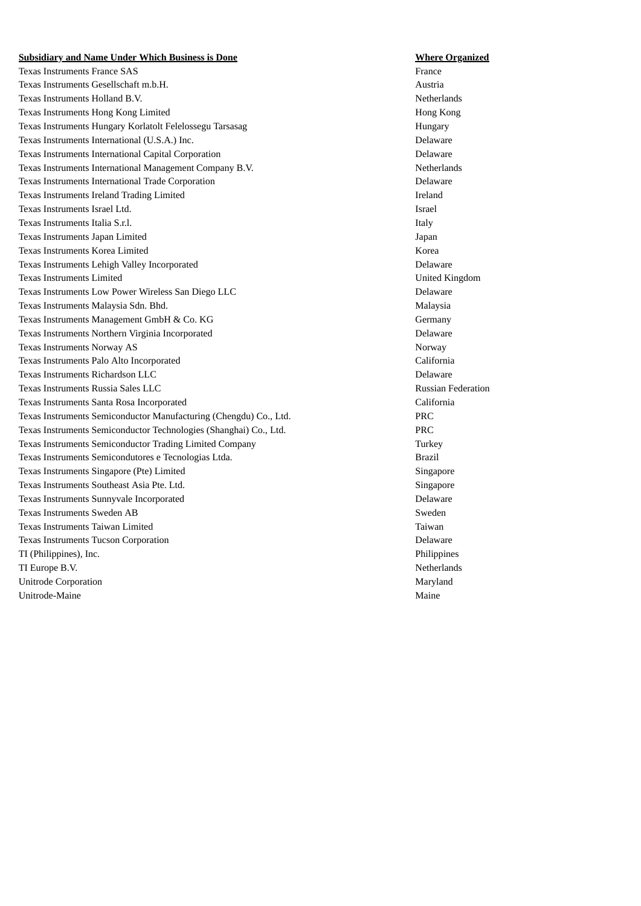| Subsidiary and Name Under Which Business is Done | Where Organized |
| --- | --- |
| Texas Instruments France SAS | France |
| Texas Instruments Gesellschaft m.b.H. | Austria |
| Texas Instruments Holland B.V. | Netherlands |
| Texas Instruments Hong Kong Limited | Hong Kong |
| Texas Instruments Hungary Korlatolt Felelossegu Tarsasag | Hungary |
| Texas Instruments International (U.S.A.) Inc. | Delaware |
| Texas Instruments International Capital Corporation | Delaware |
| Texas Instruments International Management Company B.V. | Netherlands |
| Texas Instruments International Trade Corporation | Delaware |
| Texas Instruments Ireland Trading Limited | Ireland |
| Texas Instruments Israel Ltd. | Israel |
| Texas Instruments Italia S.r.l. | Italy |
| Texas Instruments Japan Limited | Japan |
| Texas Instruments Korea Limited | Korea |
| Texas Instruments Lehigh Valley Incorporated | Delaware |
| Texas Instruments Limited | United Kingdom |
| Texas Instruments Low Power Wireless San Diego LLC | Delaware |
| Texas Instruments Malaysia Sdn. Bhd. | Malaysia |
| Texas Instruments Management GmbH & Co. KG | Germany |
| Texas Instruments Northern Virginia Incorporated | Delaware |
| Texas Instruments Norway AS | Norway |
| Texas Instruments Palo Alto Incorporated | California |
| Texas Instruments Richardson LLC | Delaware |
| Texas Instruments Russia Sales LLC | Russian Federation |
| Texas Instruments Santa Rosa Incorporated | California |
| Texas Instruments Semiconductor Manufacturing (Chengdu) Co., Ltd. | PRC |
| Texas Instruments Semiconductor Technologies (Shanghai) Co., Ltd. | PRC |
| Texas Instruments Semiconductor Trading Limited Company | Turkey |
| Texas Instruments Semicondutores e Tecnologias Ltda. | Brazil |
| Texas Instruments Singapore (Pte) Limited | Singapore |
| Texas Instruments Southeast Asia Pte. Ltd. | Singapore |
| Texas Instruments Sunnyvale Incorporated | Delaware |
| Texas Instruments Sweden AB | Sweden |
| Texas Instruments Taiwan Limited | Taiwan |
| Texas Instruments Tucson Corporation | Delaware |
| TI (Philippines), Inc. | Philippines |
| TI Europe B.V. | Netherlands |
| Unitrode Corporation | Maryland |
| Unitrode-Maine | Maine |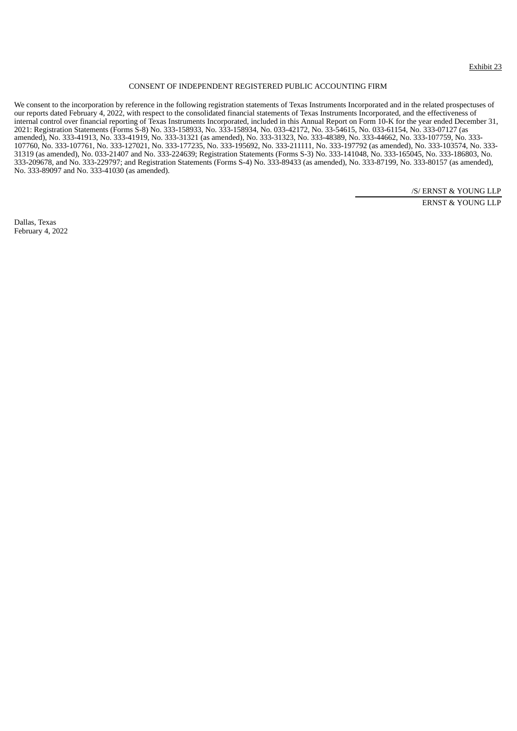Exhibit 23

CONSENT OF INDEPENDENT REGISTERED PUBLIC ACCOUNTING FIRM

We consent to the incorporation by reference in the following registration statements of Texas Instruments Incorporated and in the related prospectuses of our reports dated February 4, 2022, with respect to the consolidated financial statements of Texas Instruments Incorporated, and the effectiveness of internal control over financial reporting of Texas Instruments Incorporated, included in this Annual Report on Form 10-K for the year ended December 31, 2021: Registration Statements (Forms S-8) No. 333-158933, No. 333-158934, No. 033-42172, No. 33-54615, No. 033-61154, No. 333-07127 (as amended), No. 333-41913, No. 333-41919, No. 333-31321 (as amended), No. 333-31323, No. 333-48389, No. 333-44662, No. 333-107759, No. 333-107760, No. 333-107761, No. 333-127021, No. 333-177235, No. 333-195692, No. 333-211111, No. 333-197792 (as amended), No. 333-103574, No. 333-31319 (as amended), No. 033-21407 and No. 333-224639; Registration Statements (Forms S-3) No. 333-141048, No. 333-165045, No. 333-186803, No. 333-209678, and No. 333-229797; and Registration Statements (Forms S-4) No. 333-89433 (as amended), No. 333-87199, No. 333-80157 (as amended), No. 333-89097 and No. 333-41030 (as amended).

/S/ ERNST & YOUNG LLP

ERNST & YOUNG LLP

Dallas, Texas
February 4, 2022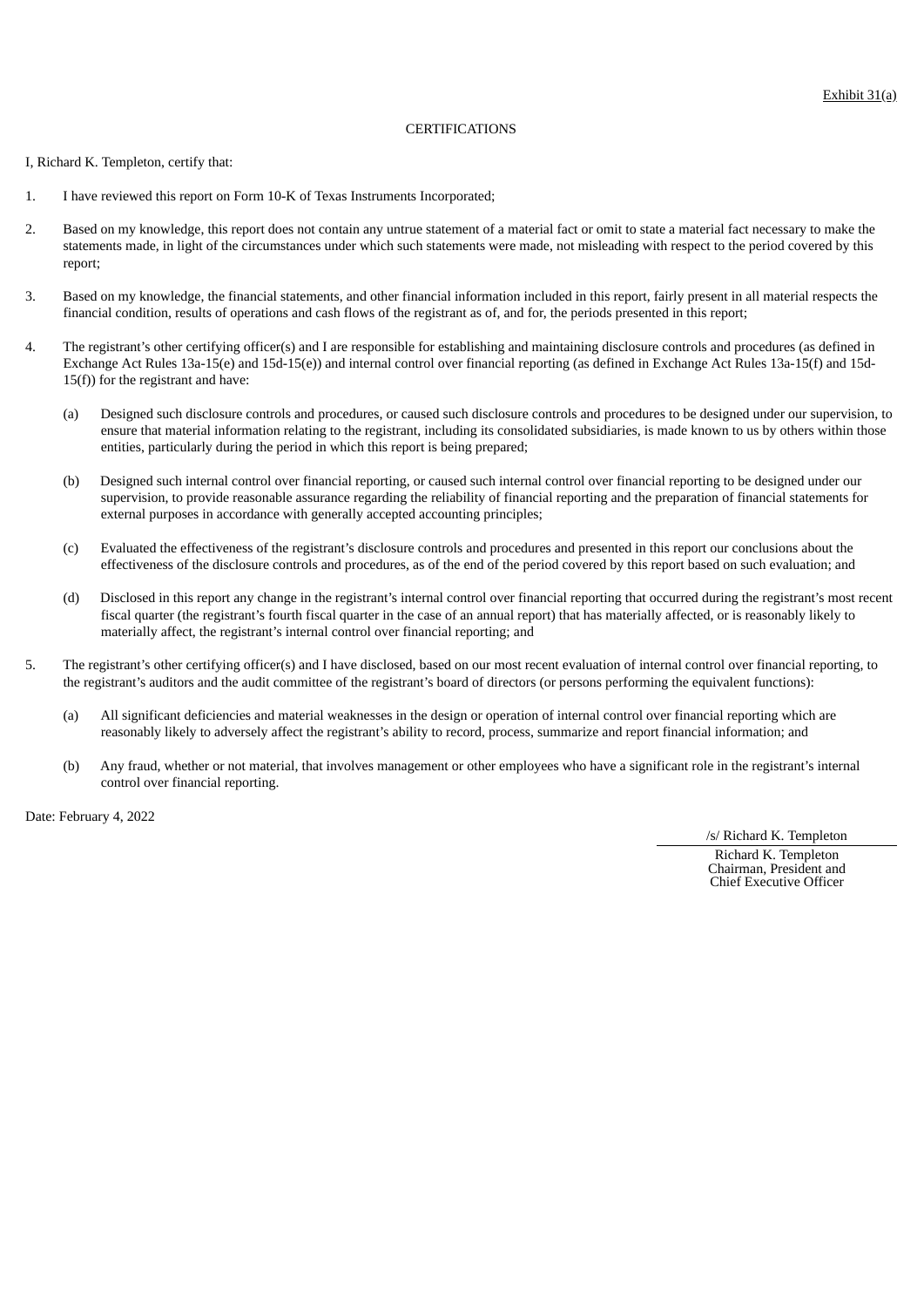Exhibit 31(a)

CERTIFICATIONS

I, Richard K. Templeton, certify that:

1. I have reviewed this report on Form 10-K of Texas Instruments Incorporated;

2. Based on my knowledge, this report does not contain any untrue statement of a material fact or omit to state a material fact necessary to make the statements made, in light of the circumstances under which such statements were made, not misleading with respect to the period covered by this report;

3. Based on my knowledge, the financial statements, and other financial information included in this report, fairly present in all material respects the financial condition, results of operations and cash flows of the registrant as of, and for, the periods presented in this report;

4. The registrant's other certifying officer(s) and I are responsible for establishing and maintaining disclosure controls and procedures (as defined in Exchange Act Rules 13a-15(e) and 15d-15(e)) and internal control over financial reporting (as defined in Exchange Act Rules 13a-15(f) and 15d-15(f)) for the registrant and have:

   (a) Designed such disclosure controls and procedures, or caused such disclosure controls and procedures to be designed under our supervision, to ensure that material information relating to the registrant, including its consolidated subsidiaries, is made known to us by others within those entities, particularly during the period in which this report is being prepared;

   (b) Designed such internal control over financial reporting, or caused such internal control over financial reporting to be designed under our supervision, to provide reasonable assurance regarding the reliability of financial reporting and the preparation of financial statements for external purposes in accordance with generally accepted accounting principles;

   (c) Evaluated the effectiveness of the registrant's disclosure controls and procedures and presented in this report our conclusions about the effectiveness of the disclosure controls and procedures, as of the end of the period covered by this report based on such evaluation; and

   (d) Disclosed in this report any change in the registrant's internal control over financial reporting that occurred during the registrant's most recent fiscal quarter (the registrant's fourth fiscal quarter in the case of an annual report) that has materially affected, or is reasonably likely to materially affect, the registrant's internal control over financial reporting; and

5. The registrant's other certifying officer(s) and I have disclosed, based on our most recent evaluation of internal control over financial reporting, to the registrant's auditors and the audit committee of the registrant's board of directors (or persons performing the equivalent functions):

   (a) All significant deficiencies and material weaknesses in the design or operation of internal control over financial reporting which are reasonably likely to adversely affect the registrant's ability to record, process, summarize and report financial information; and

   (b) Any fraud, whether or not material, that involves management or other employees who have a significant role in the registrant's internal control over financial reporting.

Date: February 4, 2022

/s/ Richard K. Templeton

Richard K. Templeton
Chairman, President and
Chief Executive Officer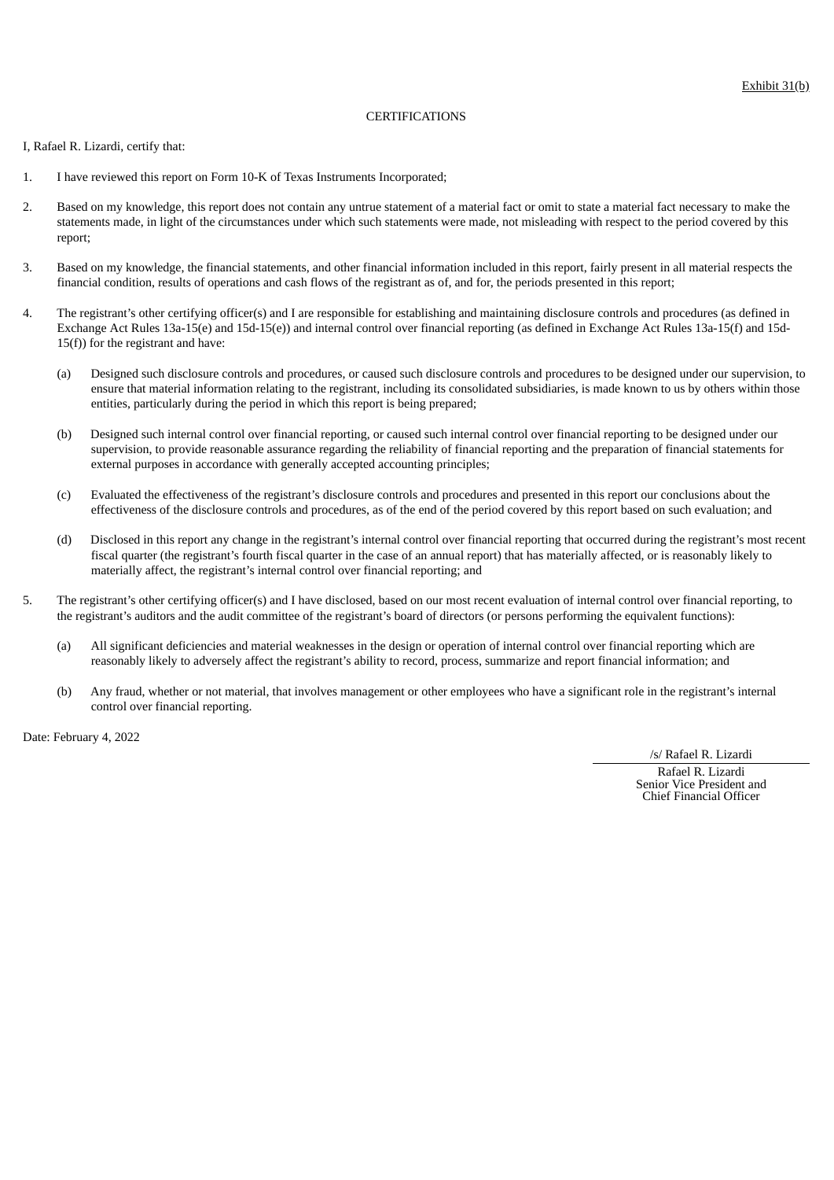Exhibit 31(b)

CERTIFICATIONS

I, Rafael R. Lizardi, certify that:

1. I have reviewed this report on Form 10-K of Texas Instruments Incorporated;

2. Based on my knowledge, this report does not contain any untrue statement of a material fact or omit to state a material fact necessary to make the statements made, in light of the circumstances under which such statements were made, not misleading with respect to the period covered by this report;

3. Based on my knowledge, the financial statements, and other financial information included in this report, fairly present in all material respects the financial condition, results of operations and cash flows of the registrant as of, and for, the periods presented in this report;

4. The registrant's other certifying officer(s) and I are responsible for establishing and maintaining disclosure controls and procedures (as defined in Exchange Act Rules 13a-15(e) and 15d-15(e)) and internal control over financial reporting (as defined in Exchange Act Rules 13a-15(f) and 15d-15(f)) for the registrant and have:

   (a) Designed such disclosure controls and procedures, or caused such disclosure controls and procedures to be designed under our supervision, to ensure that material information relating to the registrant, including its consolidated subsidiaries, is made known to us by others within those entities, particularly during the period in which this report is being prepared;

   (b) Designed such internal control over financial reporting, or caused such internal control over financial reporting to be designed under our supervision, to provide reasonable assurance regarding the reliability of financial reporting and the preparation of financial statements for external purposes in accordance with generally accepted accounting principles;

   (c) Evaluated the effectiveness of the registrant's disclosure controls and procedures and presented in this report our conclusions about the effectiveness of the disclosure controls and procedures, as of the end of the period covered by this report based on such evaluation; and

   (d) Disclosed in this report any change in the registrant's internal control over financial reporting that occurred during the registrant's most recent fiscal quarter (the registrant's fourth fiscal quarter in the case of an annual report) that has materially affected, or is reasonably likely to materially affect, the registrant's internal control over financial reporting; and

5. The registrant's other certifying officer(s) and I have disclosed, based on our most recent evaluation of internal control over financial reporting, to the registrant's auditors and the audit committee of the registrant's board of directors (or persons performing the equivalent functions):

   (a) All significant deficiencies and material weaknesses in the design or operation of internal control over financial reporting which are reasonably likely to adversely affect the registrant's ability to record, process, summarize and report financial information; and

   (b) Any fraud, whether or not material, that involves management or other employees who have a significant role in the registrant's internal control over financial reporting.

Date: February 4, 2022

/s/ Rafael R. Lizardi

Rafael R. Lizardi
Senior Vice President and
Chief Financial Officer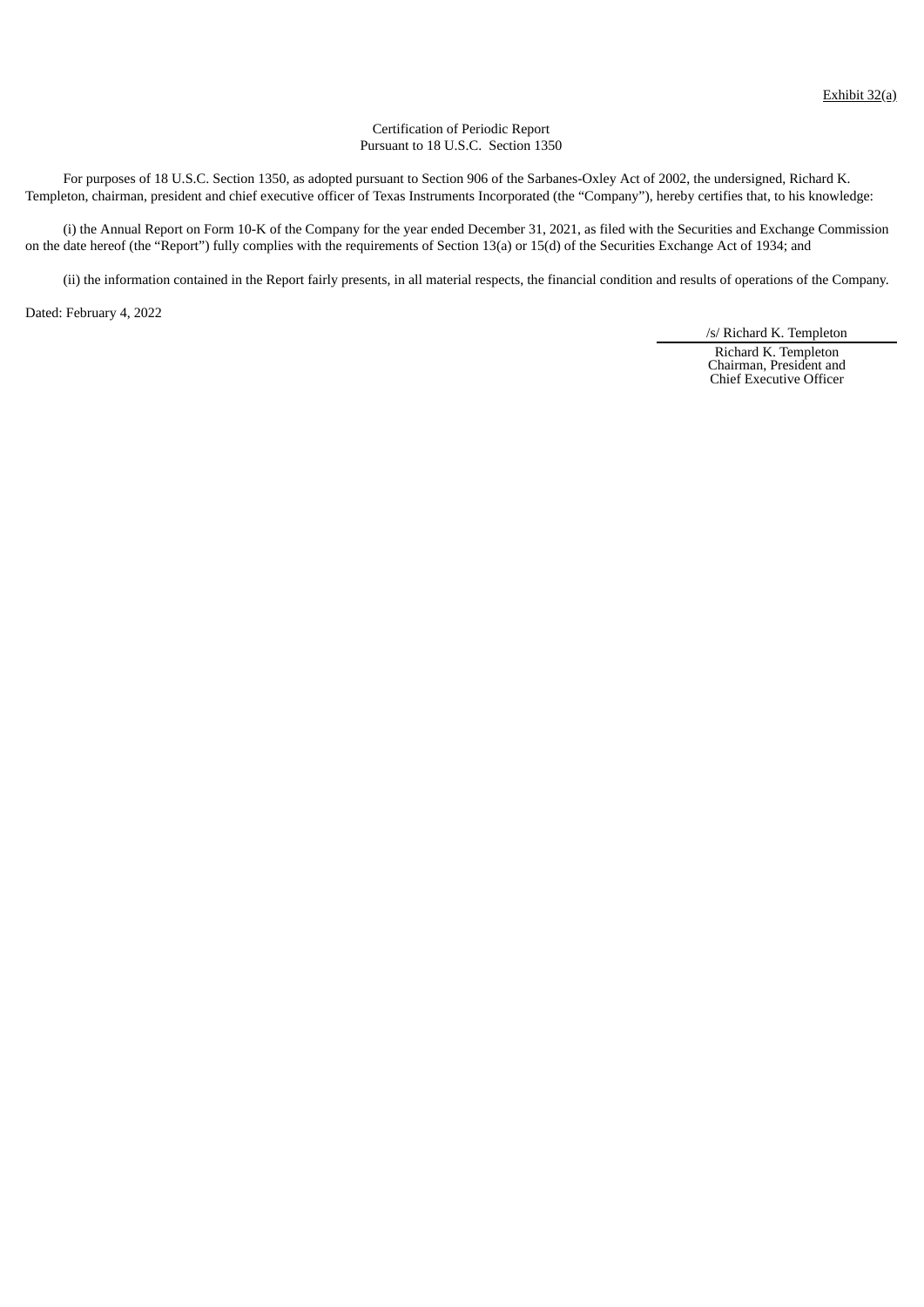Exhibit 32(a)

Certification of Periodic Report
Pursuant to 18 U.S.C. Section 1350

For purposes of 18 U.S.C. Section 1350, as adopted pursuant to Section 906 of the Sarbanes-Oxley Act of 2002, the undersigned, Richard K. Templeton, chairman, president and chief executive officer of Texas Instruments Incorporated (the "Company"), hereby certifies that, to his knowledge:

(i) the Annual Report on Form 10-K of the Company for the year ended December 31, 2021, as filed with the Securities and Exchange Commission on the date hereof (the "Report") fully complies with the requirements of Section 13(a) or 15(d) of the Securities Exchange Act of 1934; and

(ii) the information contained in the Report fairly presents, in all material respects, the financial condition and results of operations of the Company.

Dated: February 4, 2022

/s/ Richard K. Templeton

Richard K. Templeton
Chairman, President and
Chief Executive Officer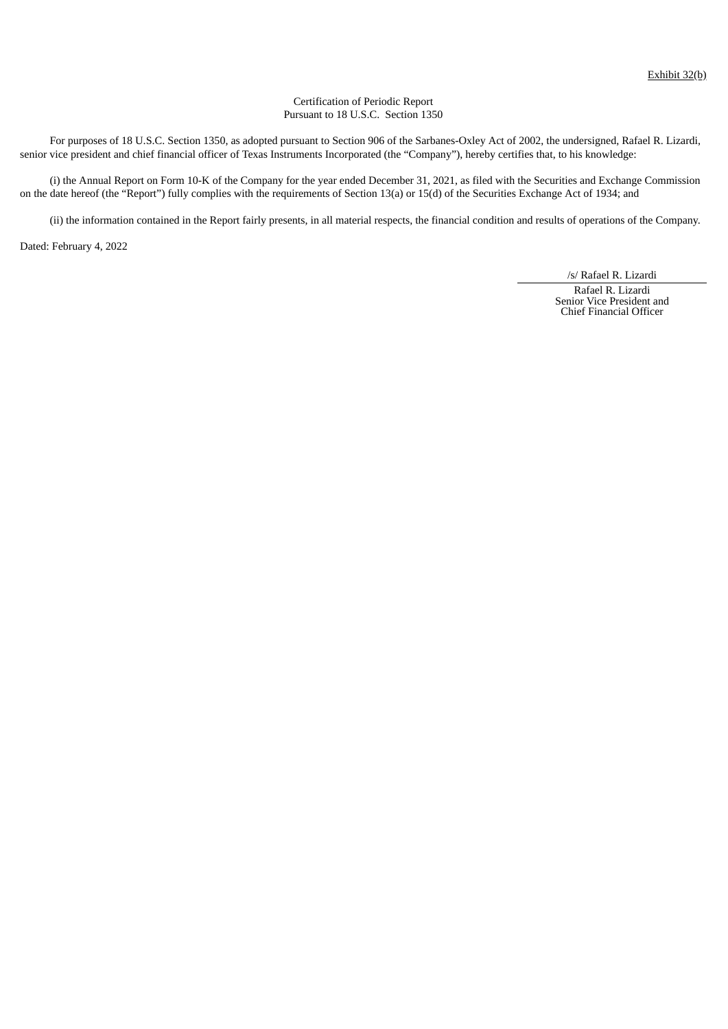Exhibit 32(b)

Certification of Periodic Report
Pursuant to 18 U.S.C. Section 1350

For purposes of 18 U.S.C. Section 1350, as adopted pursuant to Section 906 of the Sarbanes-Oxley Act of 2002, the undersigned, Rafael R. Lizardi, senior vice president and chief financial officer of Texas Instruments Incorporated (the "Company"), hereby certifies that, to his knowledge:

(i) the Annual Report on Form 10-K of the Company for the year ended December 31, 2021, as filed with the Securities and Exchange Commission on the date hereof (the "Report") fully complies with the requirements of Section 13(a) or 15(d) of the Securities Exchange Act of 1934; and

(ii) the information contained in the Report fairly presents, in all material respects, the financial condition and results of operations of the Company.

Dated: February 4, 2022

/s/ Rafael R. Lizardi

Rafael R. Lizardi
Senior Vice President and
Chief Financial Officer